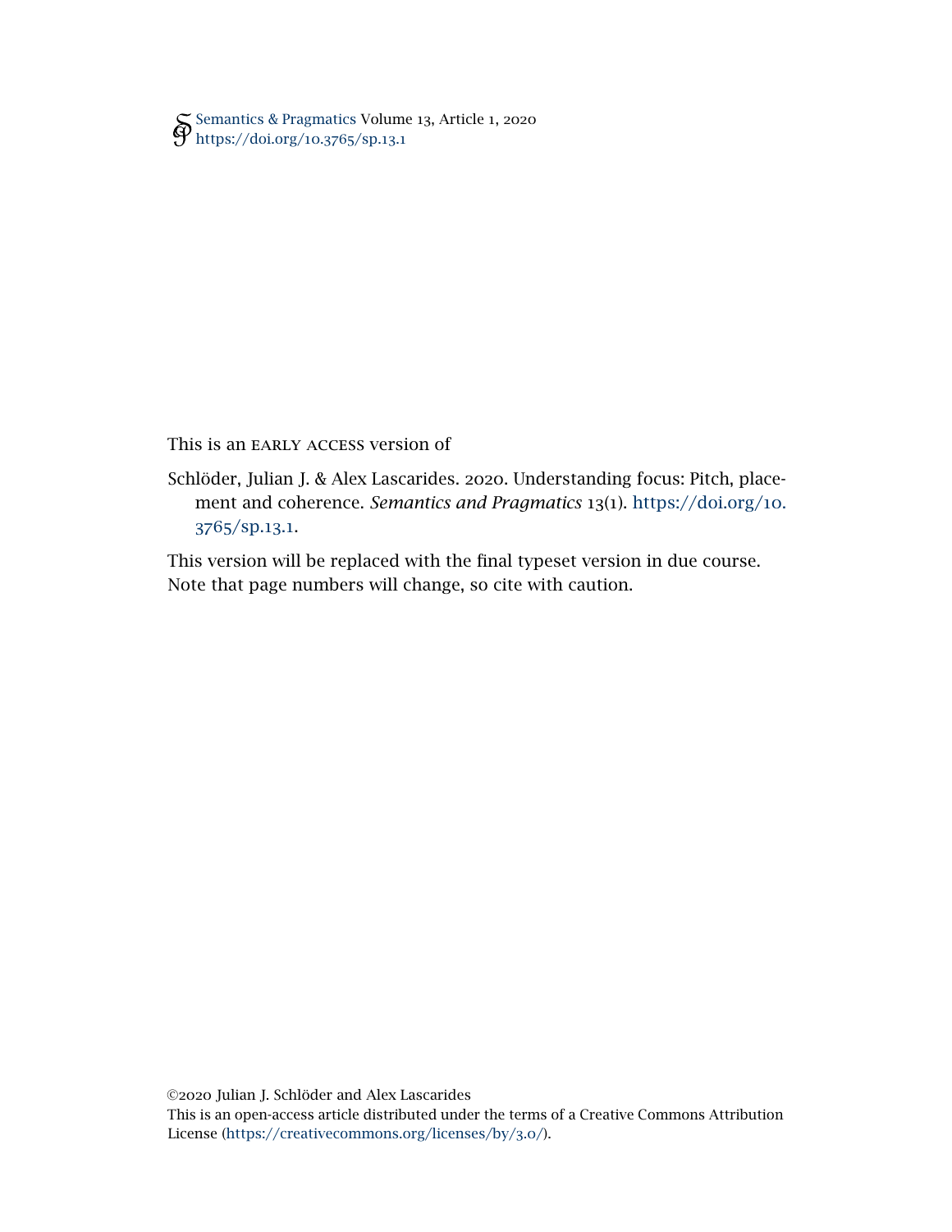Semantics & Pragmatics Volume 13, Article 1, 2020
https://doi.org/10.3765/sp.13.1

This is an EARLY ACCESS version of

Schlöder, Julian J. & Alex Lascarides. 2020. Understanding focus: Pitch, placement and coherence. *Semantics and Pragmatics* 13(1). https://doi.org/10.3765/sp.13.1.

This version will be replaced with the final typeset version in due course. Note that page numbers will change, so cite with caution.

©2020 Julian J. Schlöder and Alex Lascarides
This is an open-access article distributed under the terms of a Creative Commons Attribution License (https://creativecommons.org/licenses/by/3.0/).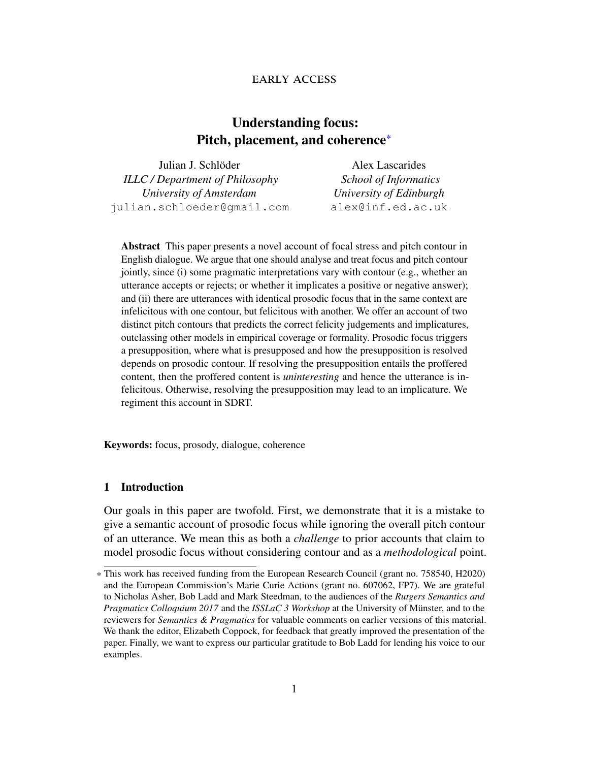EARLY ACCESS

# Understanding focus: Pitch, placement, and coherence*

Julian J. Schlöder
*ILLC / Department of Philosophy*
*University of Amsterdam*
julian.schloeder@gmail.com

Alex Lascarides
*School of Informatics*
*University of Edinburgh*
alex@inf.ed.ac.uk

**Abstract** This paper presents a novel account of focal stress and pitch contour in English dialogue. We argue that one should analyse and treat focus and pitch contour jointly, since (i) some pragmatic interpretations vary with contour (e.g., whether an utterance accepts or rejects; or whether it implicates a positive or negative answer); and (ii) there are utterances with identical prosodic focus that in the same context are infelicitous with one contour, but felicitous with another. We offer an account of two distinct pitch contours that predicts the correct felicity judgements and implicatures, outclassing other models in empirical coverage or formality. Prosodic focus triggers a presupposition, where what is presupposed and how the presupposition is resolved depends on prosodic contour. If resolving the presupposition entails the proffered content, then the proffered content is *uninteresting* and hence the utterance is infelicitous. Otherwise, resolving the presupposition may lead to an implicature. We regiment this account in SDRT.

**Keywords:** focus, prosody, dialogue, coherence

## 1 Introduction

Our goals in this paper are twofold. First, we demonstrate that it is a mistake to give a semantic account of prosodic focus while ignoring the overall pitch contour of an utterance. We mean this as both a *challenge* to prior accounts that claim to model prosodic focus without considering contour and as a *methodological* point.

* This work has received funding from the European Research Council (grant no. 758540, H2020) and the European Commission's Marie Curie Actions (grant no. 607062, FP7). We are grateful to Nicholas Asher, Bob Ladd and Mark Steedman, to the audiences of the *Rutgers Semantics and Pragmatics Colloquium 2017* and the *ISSLaC 3 Workshop* at the University of Münster, and to the reviewers for *Semantics & Pragmatics* for valuable comments on earlier versions of this material. We thank the editor, Elizabeth Coppock, for feedback that greatly improved the presentation of the paper. Finally, we want to express our particular gratitude to Bob Ladd for lending his voice to our examples.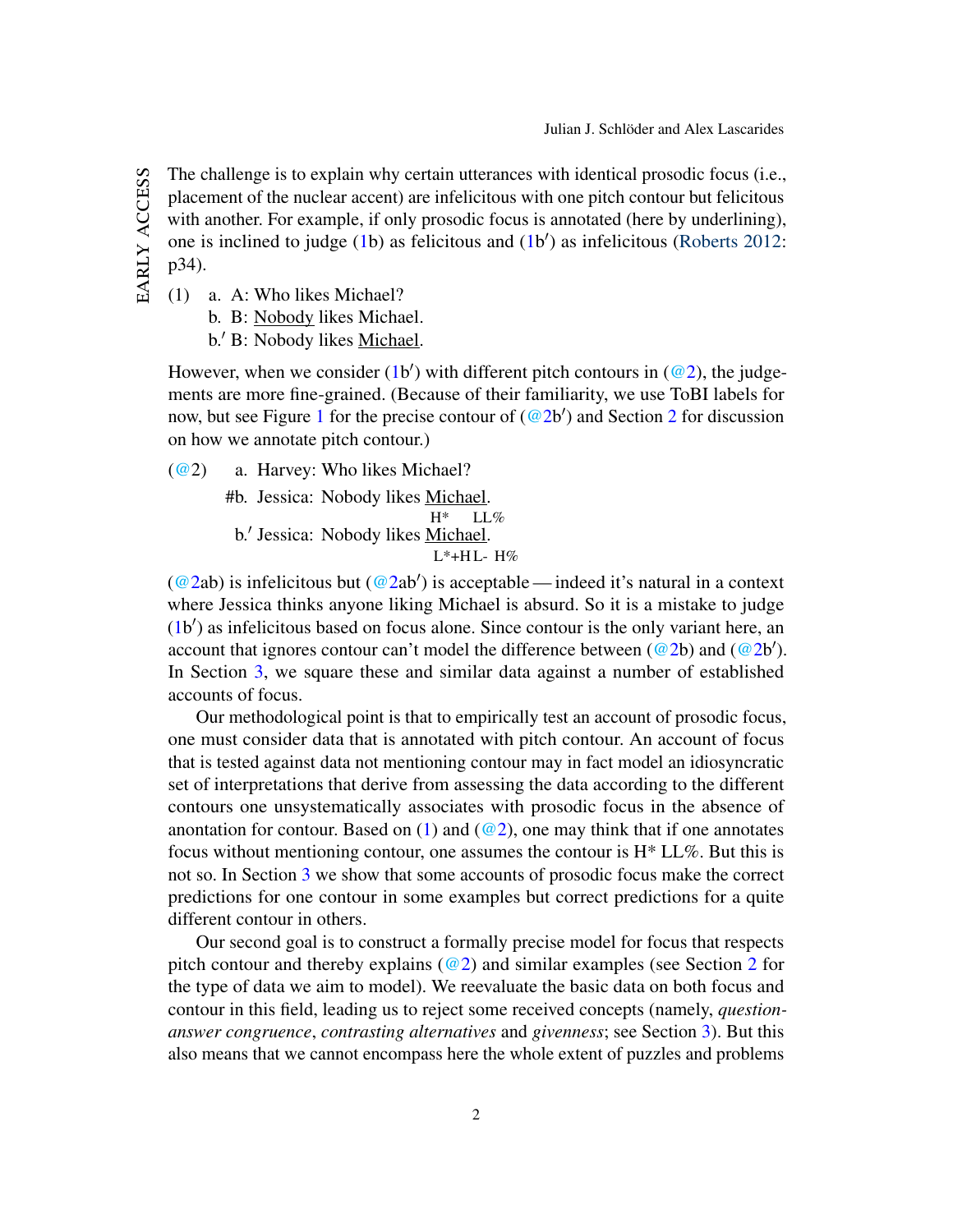The challenge is to explain why certain utterances with identical prosodic focus (i.e., placement of the nuclear accent) are infelicitous with one pitch contour but felicitous with another. For example, if only prosodic focus is annotated (here by underlining), one is inclined to judge (1b) as felicitous and (1b′) as infelicitous (Roberts 2012: p34).

(1) a. A: Who likes Michael?  
  b. B: <u>Nobody</u> likes Michael.  
  b.′ B: Nobody likes <u>Michael</u>.

However, when we consider (1b′) with different pitch contours in (@2), the judgements are more fine-grained. (Because of their familiarity, we use ToBI labels for now, but see Figure 1 for the precise contour of (@2b′) and Section 2 for discussion on how we annotate pitch contour.)

(@2) a. Harvey: Who likes Michael?  
  #b. Jessica: Nobody likes <u>Michael</u>.  
      H* LL%  
  b.′ Jessica: Nobody likes <u>Michael</u>.  
      L*+HL- H%

(@2ab) is infelicitous but (@2ab′) is acceptable — indeed it's natural in a context where Jessica thinks anyone liking Michael is absurd. So it is a mistake to judge (1b′) as infelicitous based on focus alone. Since contour is the only variant here, an account that ignores contour can't model the difference between (@2b) and (@2b′). In Section 3, we square these and similar data against a number of established accounts of focus.

Our methodological point is that to empirically test an account of prosodic focus, one must consider data that is annotated with pitch contour. An account of focus that is tested against data not mentioning contour may in fact model an idiosyncratic set of interpretations that derive from assessing the data according to the different contours one unsystematically associates with prosodic focus in the absence of anontation for contour. Based on (1) and (@2), one may think that if one annotates focus without mentioning contour, one assumes the contour is H* LL%. But this is not so. In Section 3 we show that some accounts of prosodic focus make the correct predictions for one contour in some examples but correct predictions for a quite different contour in others.

Our second goal is to construct a formally precise model for focus that respects pitch contour and thereby explains (@2) and similar examples (see Section 2 for the type of data we aim to model). We reevaluate the basic data on both focus and contour in this field, leading us to reject some received concepts (namely, *question-answer congruence*, *contrasting alternatives* and *givenness*; see Section 3). But this also means that we cannot encompass here the whole extent of puzzles and problems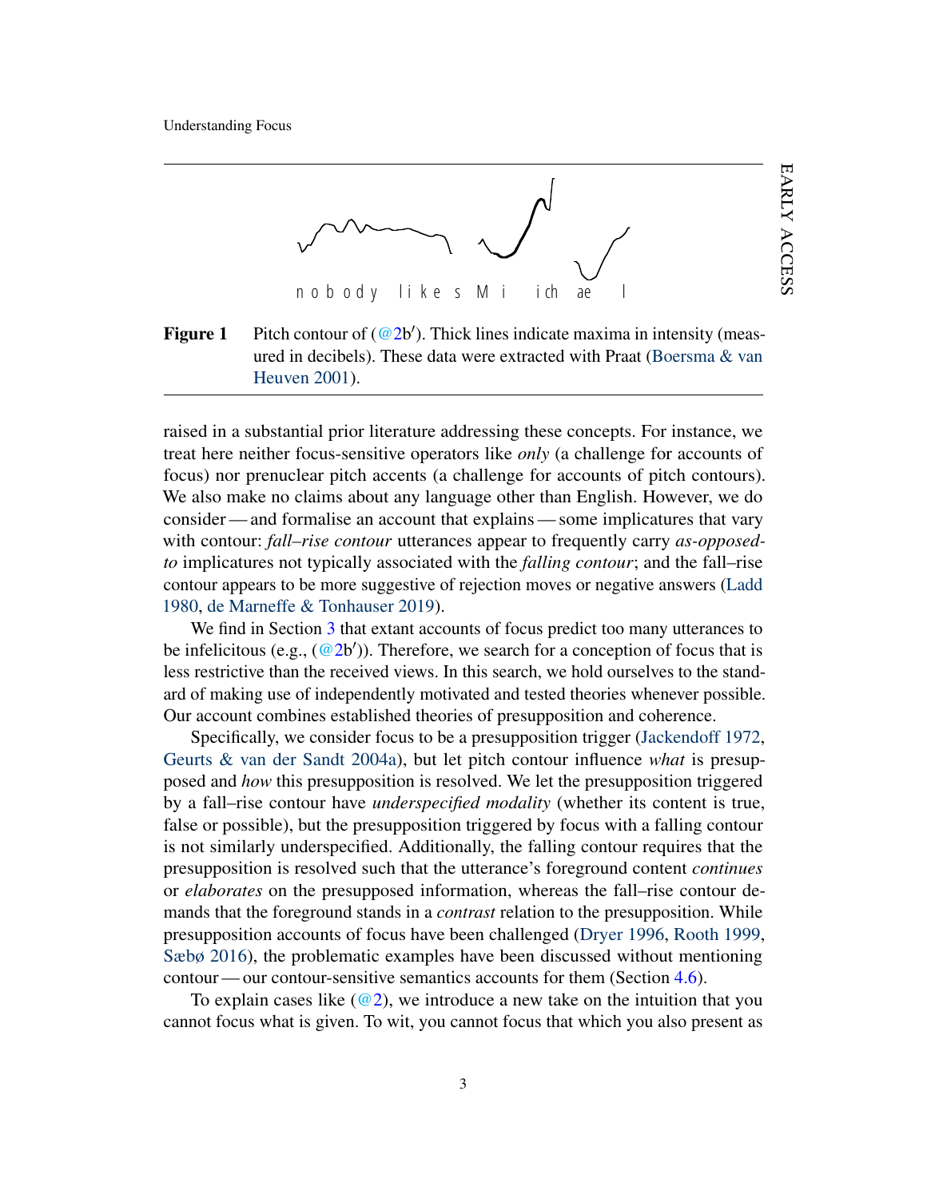n o b o d y   l i k e s  M i   i ch  ae   l

**Figure 1** Pitch contour of (@2b′). Thick lines indicate maxima in intensity (measured in decibels). These data were extracted with Praat (Boersma & van Heuven 2001).

raised in a substantial prior literature addressing these concepts. For instance, we treat here neither focus-sensitive operators like *only* (a challenge for accounts of focus) nor prenuclear pitch accents (a challenge for accounts of pitch contours). We also make no claims about any language other than English. However, we do consider — and formalise an account that explains — some implicatures that vary with contour: *fall–rise contour* utterances appear to frequently carry *as-opposed-to* implicatures not typically associated with the *falling contour*; and the fall–rise contour appears to be more suggestive of rejection moves or negative answers (Ladd 1980, de Marneffe & Tonhauser 2019).

We find in Section 3 that extant accounts of focus predict too many utterances to be infelicitous (e.g., (@2b′)). Therefore, we search for a conception of focus that is less restrictive than the received views. In this search, we hold ourselves to the standard of making use of independently motivated and tested theories whenever possible. Our account combines established theories of presupposition and coherence.

Specifically, we consider focus to be a presupposition trigger (Jackendoff 1972, Geurts & van der Sandt 2004a), but let pitch contour influence *what* is presupposed and *how* this presupposition is resolved. We let the presupposition triggered by a fall–rise contour have *underspecified modality* (whether its content is true, false or possible), but the presupposition triggered by focus with a falling contour is not similarly underspecified. Additionally, the falling contour requires that the presupposition is resolved such that the utterance's foreground content *continues* or *elaborates* on the presupposed information, whereas the fall–rise contour demands that the foreground stands in a *contrast* relation to the presupposition. While presupposition accounts of focus have been challenged (Dryer 1996, Rooth 1999, Sæbø 2016), the problematic examples have been discussed without mentioning contour — our contour-sensitive semantics accounts for them (Section 4.6).

To explain cases like (@2), we introduce a new take on the intuition that you cannot focus what is given. To wit, you cannot focus that which you also present as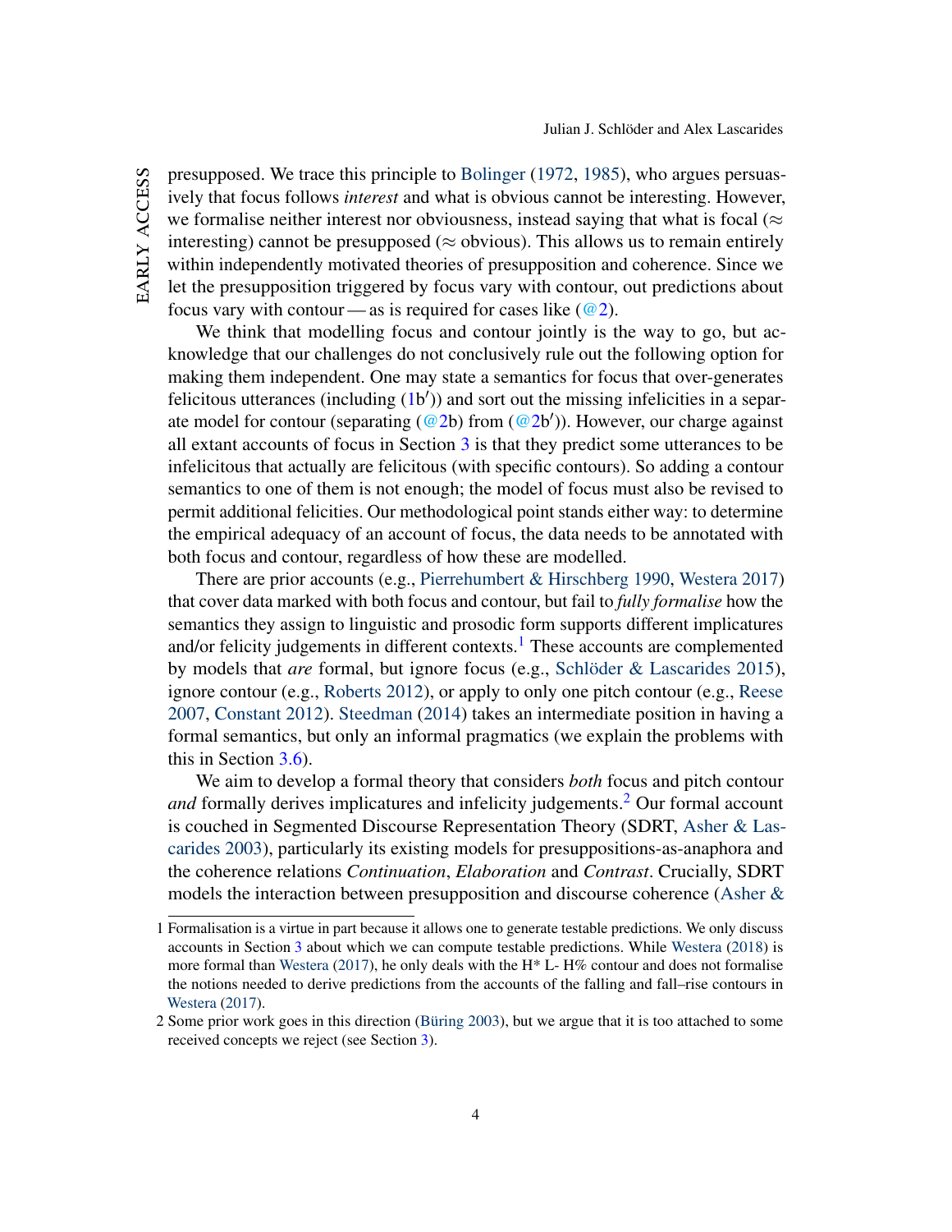presupposed. We trace this principle to Bolinger (1972, 1985), who argues persuasively that focus follows *interest* and what is obvious cannot be interesting. However, we formalise neither interest nor obviousness, instead saying that what is focal (≈ interesting) cannot be presupposed (≈ obvious). This allows us to remain entirely within independently motivated theories of presupposition and coherence. Since we let the presupposition triggered by focus vary with contour, out predictions about focus vary with contour — as is required for cases like (@2).

We think that modelling focus and contour jointly is the way to go, but acknowledge that our challenges do not conclusively rule out the following option for making them independent. One may state a semantics for focus that over-generates felicitous utterances (including (1b′)) and sort out the missing infelicities in a separate model for contour (separating (@2b) from (@2b′)). However, our charge against all extant accounts of focus in Section 3 is that they predict some utterances to be infelicitous that actually are felicitous (with specific contours). So adding a contour semantics to one of them is not enough; the model of focus must also be revised to permit additional felicities. Our methodological point stands either way: to determine the empirical adequacy of an account of focus, the data needs to be annotated with both focus and contour, regardless of how these are modelled.

There are prior accounts (e.g., Pierrehumbert & Hirschberg 1990, Westera 2017) that cover data marked with both focus and contour, but fail to *fully formalise* how the semantics they assign to linguistic and prosodic form supports different implicatures and/or felicity judgements in different contexts.[1] These accounts are complemented by models that *are* formal, but ignore focus (e.g., Schlöder & Lascarides 2015), ignore contour (e.g., Roberts 2012), or apply to only one pitch contour (e.g., Reese 2007, Constant 2012). Steedman (2014) takes an intermediate position in having a formal semantics, but only an informal pragmatics (we explain the problems with this in Section 3.6).

We aim to develop a formal theory that considers *both* focus and pitch contour *and* formally derives implicatures and infelicity judgements.[2] Our formal account is couched in Segmented Discourse Representation Theory (SDRT, Asher & Lascarides 2003), particularly its existing models for presuppositions-as-anaphora and the coherence relations *Continuation*, *Elaboration* and *Contrast*. Crucially, SDRT models the interaction between presupposition and discourse coherence (Asher &

---

1 Formalisation is a virtue in part because it allows one to generate testable predictions. We only discuss accounts in Section 3 about which we can compute testable predictions. While Westera (2018) is more formal than Westera (2017), he only deals with the H* L- H% contour and does not formalise the notions needed to derive predictions from the accounts of the falling and fall–rise contours in Westera (2017).

2 Some prior work goes in this direction (Büring 2003), but we argue that it is too attached to some received concepts we reject (see Section 3).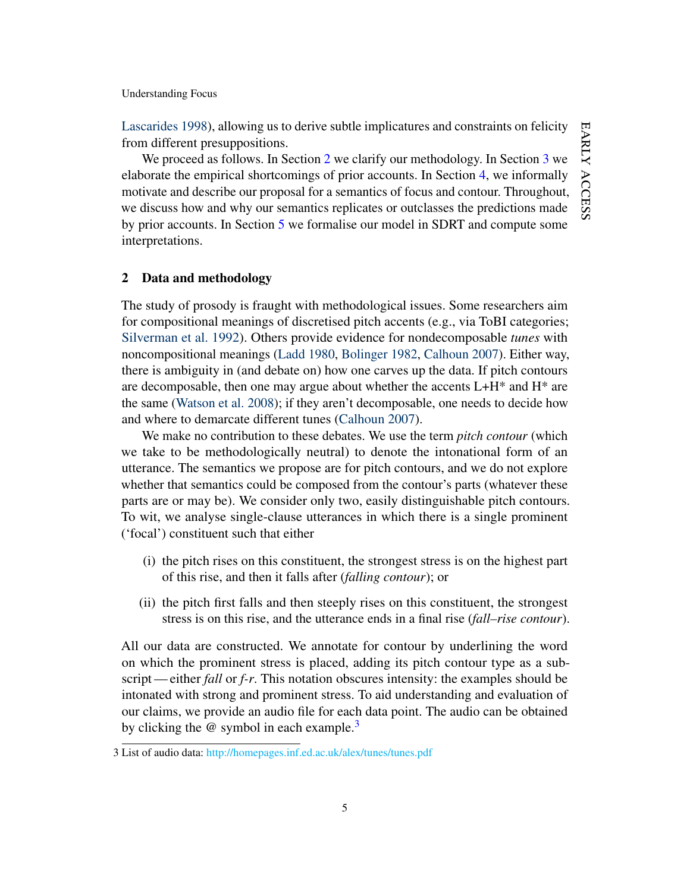Lascarides 1998), allowing us to derive subtle implicatures and constraints on felicity from different presuppositions.

We proceed as follows. In Section 2 we clarify our methodology. In Section 3 we elaborate the empirical shortcomings of prior accounts. In Section 4, we informally motivate and describe our proposal for a semantics of focus and contour. Throughout, we discuss how and why our semantics replicates or outclasses the predictions made by prior accounts. In Section 5 we formalise our model in SDRT and compute some interpretations.

## 2 Data and methodology

The study of prosody is fraught with methodological issues. Some researchers aim for compositional meanings of discretised pitch accents (e.g., via ToBI categories; Silverman et al. 1992). Others provide evidence for nondecomposable *tunes* with noncompositional meanings (Ladd 1980, Bolinger 1982, Calhoun 2007). Either way, there is ambiguity in (and debate on) how one carves up the data. If pitch contours are decomposable, then one may argue about whether the accents L+H* and H* are the same (Watson et al. 2008); if they aren't decomposable, one needs to decide how and where to demarcate different tunes (Calhoun 2007).

We make no contribution to these debates. We use the term *pitch contour* (which we take to be methodologically neutral) to denote the intonational form of an utterance. The semantics we propose are for pitch contours, and we do not explore whether that semantics could be composed from the contour's parts (whatever these parts are or may be). We consider only two, easily distinguishable pitch contours. To wit, we analyse single-clause utterances in which there is a single prominent ('focal') constituent such that either

(i) the pitch rises on this constituent, the strongest stress is on the highest part of this rise, and then it falls after (*falling contour*); or

(ii) the pitch first falls and then steeply rises on this constituent, the strongest stress is on this rise, and the utterance ends in a final rise (*fall–rise contour*).

All our data are constructed. We annotate for contour by underlining the word on which the prominent stress is placed, adding its pitch contour type as a subscript — either *fall* or *f-r*. This notation obscures intensity: the examples should be intonated with strong and prominent stress. To aid understanding and evaluation of our claims, we provide an audio file for each data point. The audio can be obtained by clicking the @ symbol in each example.[3]

3 List of audio data: http://homepages.inf.ed.ac.uk/alex/tunes/tunes.pdf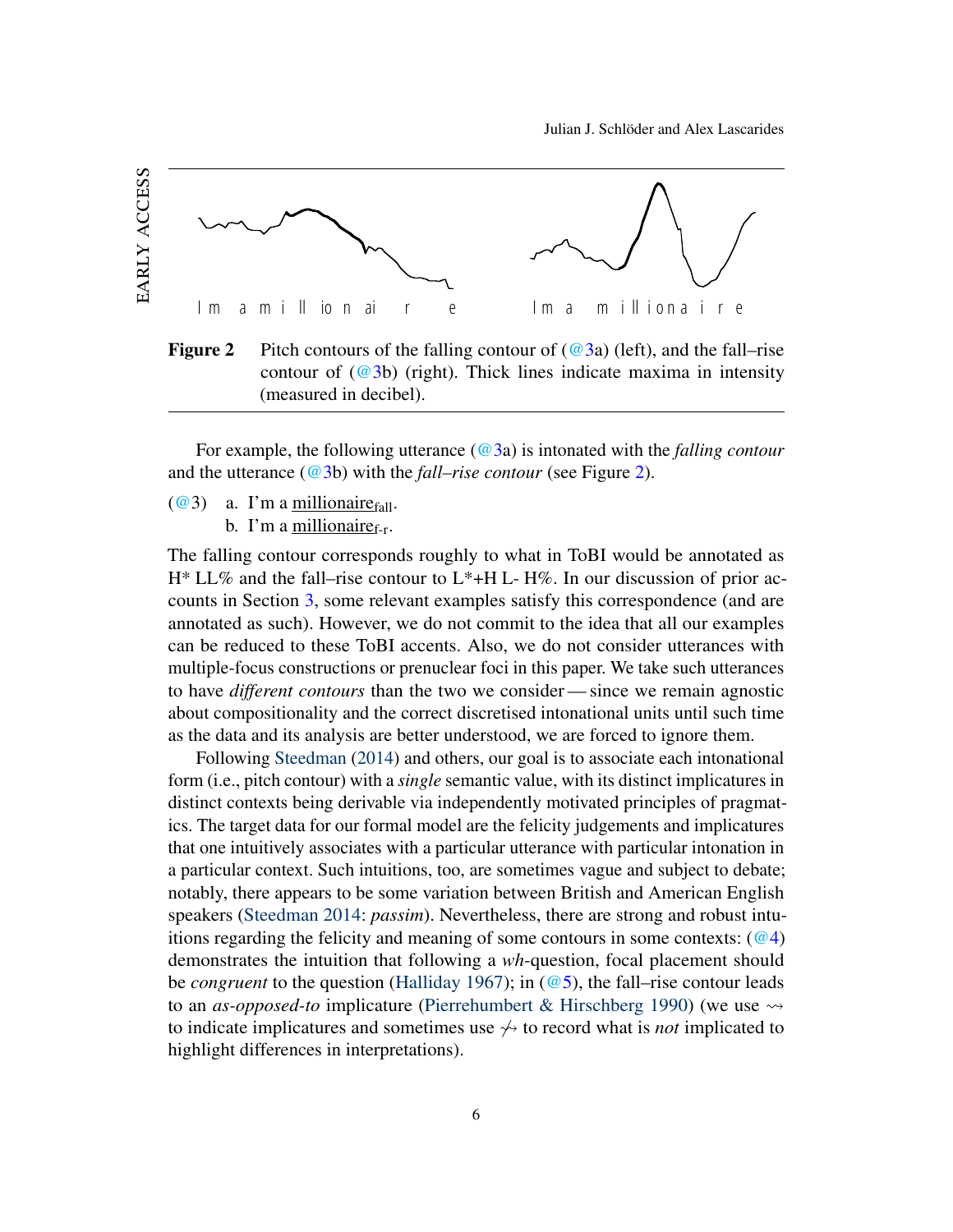**Figure 2** Pitch contours of the falling contour of (@3a) (left), and the fall–rise contour of (@3b) (right). Thick lines indicate maxima in intensity (measured in decibel).

For example, the following utterance (@3a) is intonated with the *falling contour* and the utterance (@3b) with the *fall–rise contour* (see Figure 2).

(@3) a. I'm a millionaire$_{\text{fall}}$.
b. I'm a millionaire$_{\text{f-r}}$.

The falling contour corresponds roughly to what in ToBI would be annotated as H* LL% and the fall–rise contour to L*+H L- H%. In our discussion of prior accounts in Section 3, some relevant examples satisfy this correspondence (and are annotated as such). However, we do not commit to the idea that all our examples can be reduced to these ToBI accents. Also, we do not consider utterances with multiple-focus constructions or prenuclear foci in this paper. We take such utterances to have *different contours* than the two we consider — since we remain agnostic about compositionality and the correct discretised intonational units until such time as the data and its analysis are better understood, we are forced to ignore them.

Following Steedman (2014) and others, our goal is to associate each intonational form (i.e., pitch contour) with a *single* semantic value, with its distinct implicatures in distinct contexts being derivable via independently motivated principles of pragmatics. The target data for our formal model are the felicity judgements and implicatures that one intuitively associates with a particular utterance with particular intonation in a particular context. Such intuitions, too, are sometimes vague and subject to debate; notably, there appears to be some variation between British and American English speakers (Steedman 2014: *passim*). Nevertheless, there are strong and robust intuitions regarding the felicity and meaning of some contours in some contexts: (@4) demonstrates the intuition that following a *wh*-question, focal placement should be *congruent* to the question (Halliday 1967); in (@5), the fall–rise contour leads to an *as-opposed-to* implicature (Pierrehumbert & Hirschberg 1990) (we use $\rightsquigarrow$ to indicate implicatures and sometimes use $\not\rightsquigarrow$ to record what is *not* implicated to highlight differences in interpretations).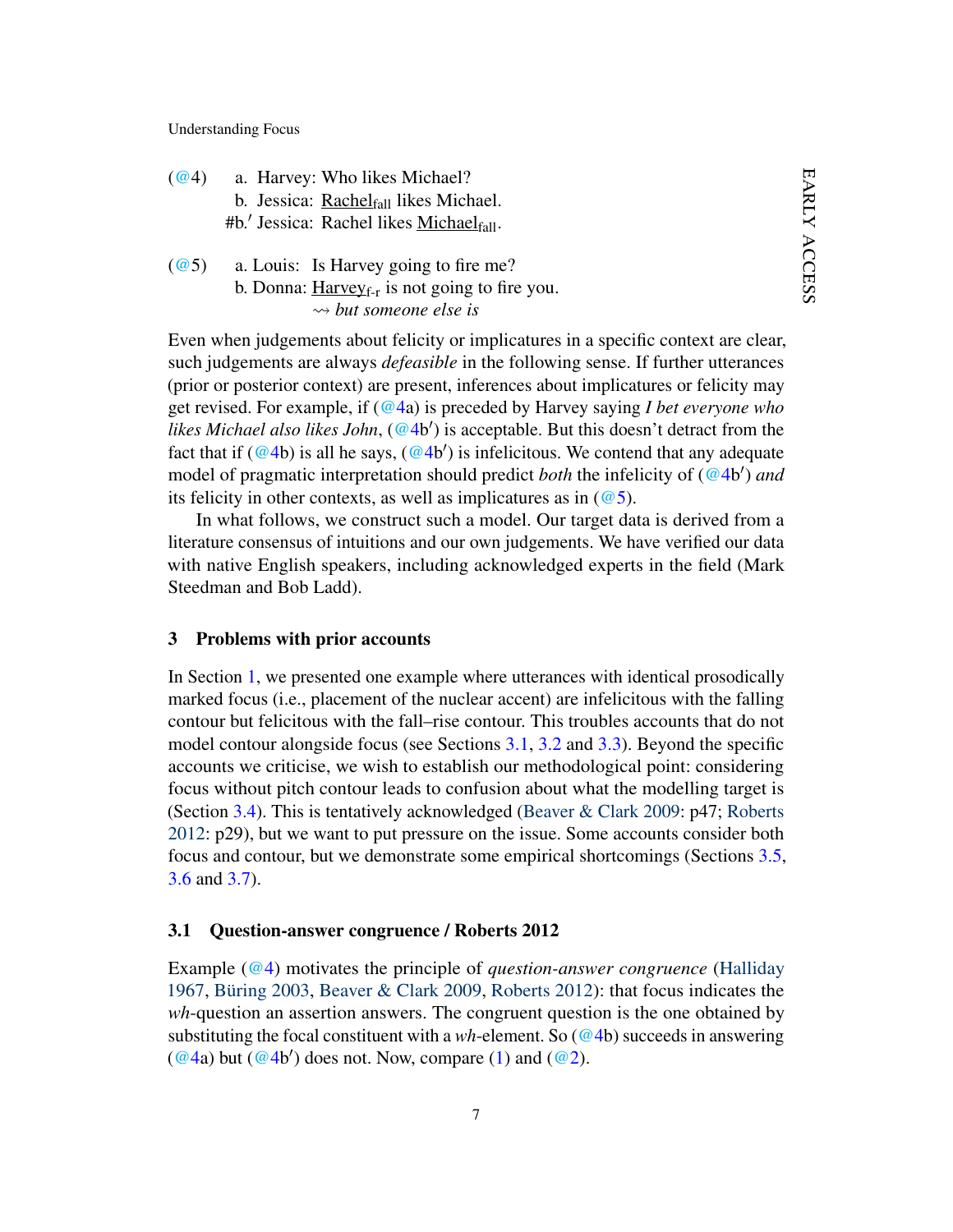(@4) a. Harvey: Who likes Michael?
b. Jessica: Rachel$_{\text{fall}}$ likes Michael.
#b.′ Jessica: Rachel likes Michael$_{\text{fall}}$.

(@5) a. Louis: Is Harvey going to fire me?
b. Donna: Harvey$_{\text{f-r}}$ is not going to fire you.
⇝ *but someone else is*

Even when judgements about felicity or implicatures in a specific context are clear, such judgements are always *defeasible* in the following sense. If further utterances (prior or posterior context) are present, inferences about implicatures or felicity may get revised. For example, if (@4a) is preceded by Harvey saying *I bet everyone who likes Michael also likes John*, (@4b′) is acceptable. But this doesn't detract from the fact that if (@4b) is all he says, (@4b′) is infelicitous. We contend that any adequate model of pragmatic interpretation should predict *both* the infelicity of (@4b′) *and* its felicity in other contexts, as well as implicatures as in (@5).

In what follows, we construct such a model. Our target data is derived from a literature consensus of intuitions and our own judgements. We have verified our data with native English speakers, including acknowledged experts in the field (Mark Steedman and Bob Ladd).

## 3 Problems with prior accounts

In Section 1, we presented one example where utterances with identical prosodically marked focus (i.e., placement of the nuclear accent) are infelicitous with the falling contour but felicitous with the fall–rise contour. This troubles accounts that do not model contour alongside focus (see Sections 3.1, 3.2 and 3.3). Beyond the specific accounts we criticise, we wish to establish our methodological point: considering focus without pitch contour leads to confusion about what the modelling target is (Section 3.4). This is tentatively acknowledged (Beaver & Clark 2009: p47; Roberts 2012: p29), but we want to put pressure on the issue. Some accounts consider both focus and contour, but we demonstrate some empirical shortcomings (Sections 3.5, 3.6 and 3.7).

### 3.1 Question-answer congruence / Roberts 2012

Example (@4) motivates the principle of *question-answer congruence* (Halliday 1967, Büring 2003, Beaver & Clark 2009, Roberts 2012): that focus indicates the *wh*-question an assertion answers. The congruent question is the one obtained by substituting the focal constituent with a *wh*-element. So (@4b) succeeds in answering (@4a) but (@4b′) does not. Now, compare (1) and (@2).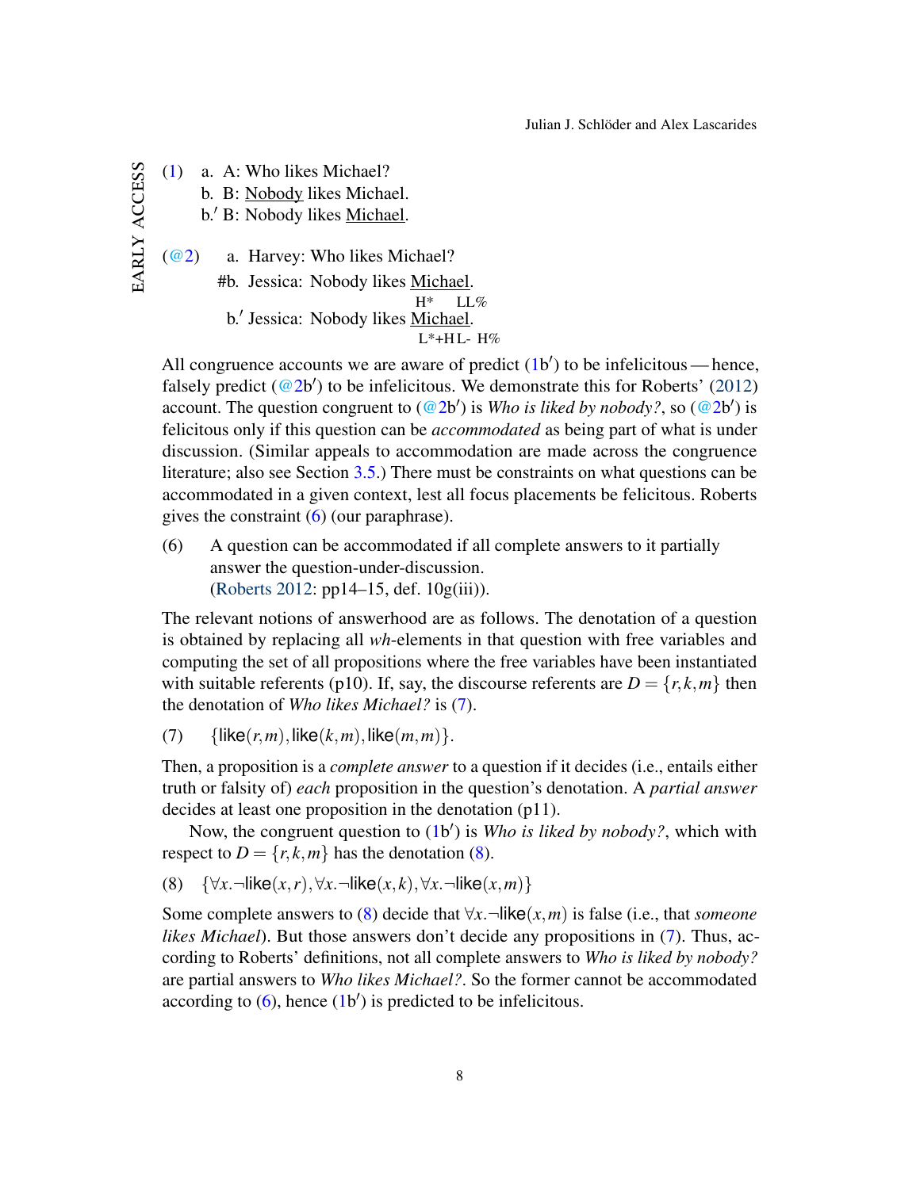(1) a. A: Who likes Michael?
    b. B: <u>Nobody</u> likes Michael.
    b.′ B: Nobody likes <u>Michael</u>.

(@2) a. Harvey: Who likes Michael?
    #b. Jessica: Nobody likes <u>Michael</u>.
                                          H*     LL%
    b.′ Jessica: Nobody likes <u>Michael</u>.
                                          L*+H L- H%

All congruence accounts we are aware of predict (1b′) to be infelicitous — hence, falsely predict (@2b′) to be infelicitous. We demonstrate this for Roberts' (2012) account. The question congruent to (@2b′) is *Who is liked by nobody?*, so (@2b′) is felicitous only if this question can be *accommodated* as being part of what is under discussion. (Similar appeals to accommodation are made across the congruence literature; also see Section 3.5.) There must be constraints on what questions can be accommodated in a given context, lest all focus placements be felicitous. Roberts gives the constraint (6) (our paraphrase).

(6) A question can be accommodated if all complete answers to it partially answer the question-under-discussion.
(Roberts 2012: pp14–15, def. 10g(iii)).

The relevant notions of answerhood are as follows. The denotation of a question is obtained by replacing all *wh*-elements in that question with free variables and computing the set of all propositions where the free variables have been instantiated with suitable referents (p10). If, say, the discourse referents are $D = \{r, k, m\}$ then the denotation of *Who likes Michael?* is (7).

(7) $\{\mathsf{like}(r,m), \mathsf{like}(k,m), \mathsf{like}(m,m)\}$.

Then, a proposition is a *complete answer* to a question if it decides (i.e., entails either truth or falsity of) *each* proposition in the question's denotation. A *partial answer* decides at least one proposition in the denotation (p11).

Now, the congruent question to (1b′) is *Who is liked by nobody?*, which with respect to $D = \{r, k, m\}$ has the denotation (8).

(8) $\{\forall x.\neg\mathsf{like}(x,r), \forall x.\neg\mathsf{like}(x,k), \forall x.\neg\mathsf{like}(x,m)\}$

Some complete answers to (8) decide that $\forall x.\neg\mathsf{like}(x,m)$ is false (i.e., that *someone likes Michael*). But those answers don't decide any propositions in (7). Thus, according to Roberts' definitions, not all complete answers to *Who is liked by nobody?* are partial answers to *Who likes Michael?*. So the former cannot be accommodated according to (6), hence (1b′) is predicted to be infelicitous.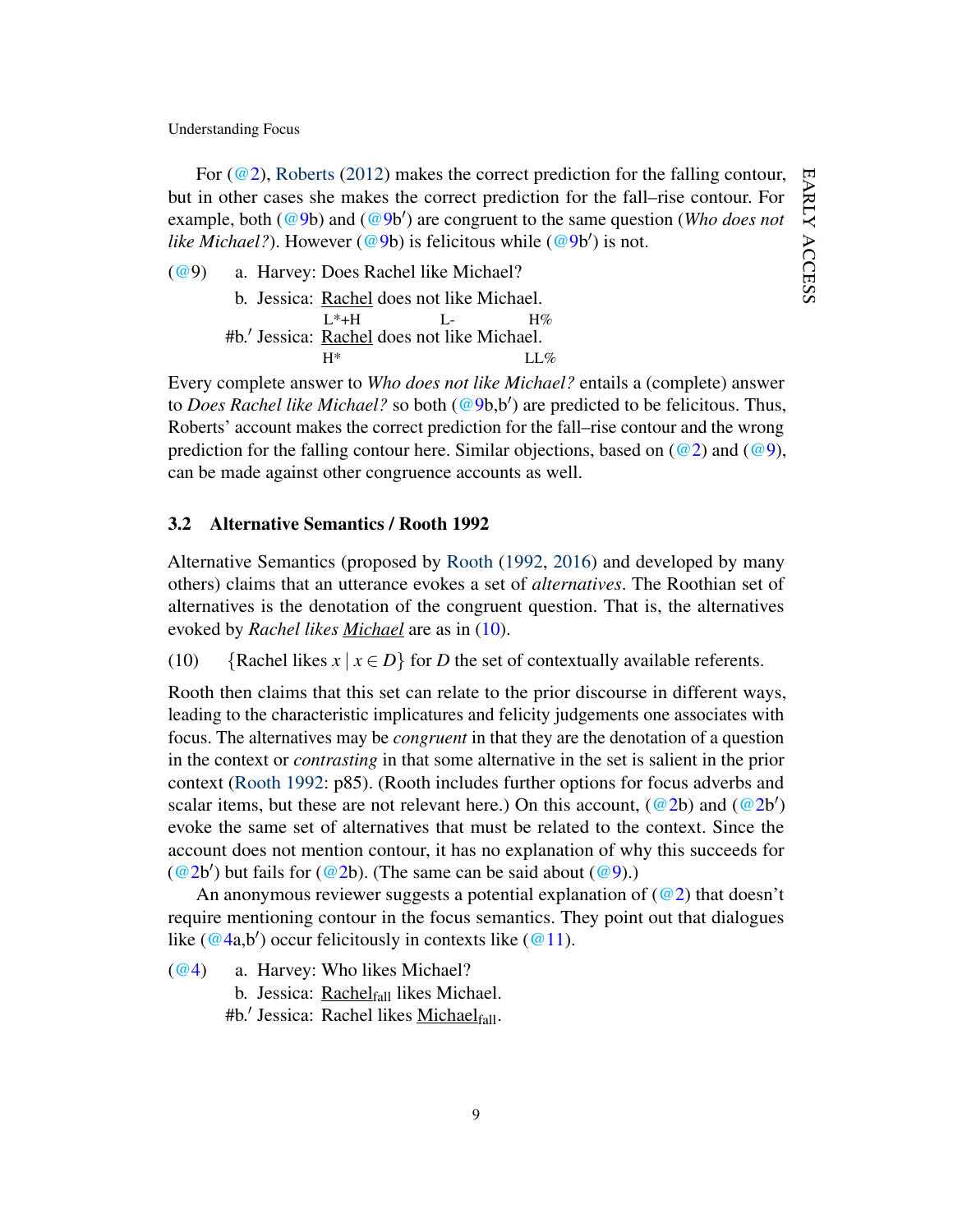For (@2), Roberts (2012) makes the correct prediction for the falling contour, but in other cases she makes the correct prediction for the fall–rise contour. For example, both (@9b) and (@9b′) are congruent to the same question (*Who does not like Michael?*). However (@9b) is felicitous while (@9b′) is not.

(@9) a. Harvey: Does Rachel like Michael?

b. Jessica: <u>Rachel</u> does not like Michael.
   L*+H &nbsp;&nbsp;&nbsp;&nbsp; L- &nbsp;&nbsp;&nbsp;&nbsp; H%

#b.′ Jessica: <u>Rachel</u> does not like Michael.
   H* &nbsp;&nbsp;&nbsp;&nbsp; LL%

Every complete answer to *Who does not like Michael?* entails a (complete) answer to *Does Rachel like Michael?* so both (@9b,b′) are predicted to be felicitous. Thus, Roberts' account makes the correct prediction for the fall–rise contour and the wrong prediction for the falling contour here. Similar objections, based on (@2) and (@9), can be made against other congruence accounts as well.

## 3.2 Alternative Semantics / Rooth 1992

Alternative Semantics (proposed by Rooth (1992, 2016) and developed by many others) claims that an utterance evokes a set of *alternatives*. The Roothian set of alternatives is the denotation of the congruent question. That is, the alternatives evoked by *Rachel likes <u>Michael</u>* are as in (10).

(10) $\{\text{Rachel likes } x \mid x \in D\}$ for $D$ the set of contextually available referents.

Rooth then claims that this set can relate to the prior discourse in different ways, leading to the characteristic implicatures and felicity judgements one associates with focus. The alternatives may be *congruent* in that they are the denotation of a question in the context or *contrasting* in that some alternative in the set is salient in the prior context (Rooth 1992: p85). (Rooth includes further options for focus adverbs and scalar items, but these are not relevant here.) On this account, (@2b) and (@2b′) evoke the same set of alternatives that must be related to the context. Since the account does not mention contour, it has no explanation of why this succeeds for (@2b′) but fails for (@2b). (The same can be said about (@9).)

An anonymous reviewer suggests a potential explanation of (@2) that doesn't require mentioning contour in the focus semantics. They point out that dialogues like (@4a,b′) occur felicitously in contexts like (@11).

(@4) a. Harvey: Who likes Michael?

b. Jessica: <u>Rachel</u>$_{\text{fall}}$ likes Michael.

#b.′ Jessica: Rachel likes <u>Michael</u>$_{\text{fall}}$.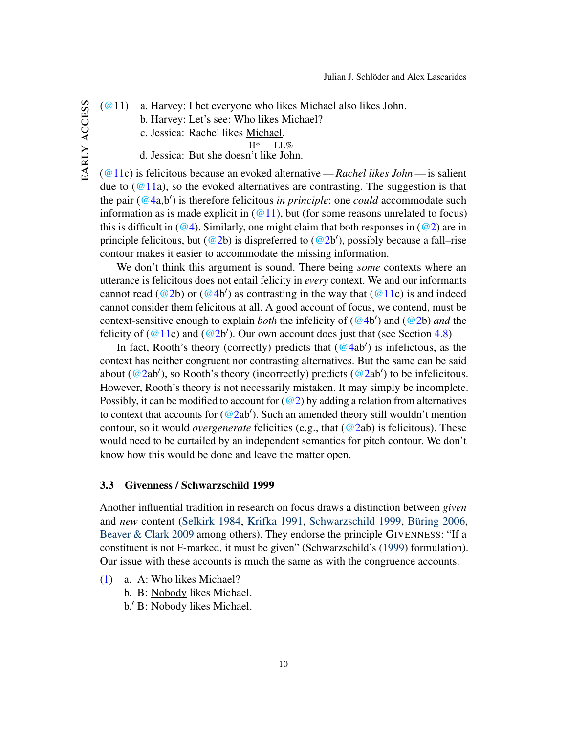(@11) a. Harvey: I bet everyone who likes Michael also likes John.
b. Harvey: Let's see: Who likes Michael?
c. Jessica: Rachel likes <u>Michael</u>.
H* LL%
d. Jessica: But she doesn't like John.

(@11c) is felicitous because an evoked alternative — *Rachel likes John* — is salient due to (@11a), so the evoked alternatives are contrasting. The suggestion is that the pair (@4a,b′) is therefore felicitous *in principle*: one *could* accommodate such information as is made explicit in (@11), but (for some reasons unrelated to focus) this is difficult in (@4). Similarly, one might claim that both responses in (@2) are in principle felicitous, but (@2b) is dispreferred to (@2b′), possibly because a fall–rise contour makes it easier to accommodate the missing information.

We don't think this argument is sound. There being *some* contexts where an utterance is felicitous does not entail felicity in *every* context. We and our informants cannot read (@2b) or (@4b′) as contrasting in the way that (@11c) is and indeed cannot consider them felicitous at all. A good account of focus, we contend, must be context-sensitive enough to explain *both* the infelicity of (@4b′) and (@2b) *and* the felicity of (@11c) and (@2b′). Our own account does just that (see Section 4.8)

In fact, Rooth's theory (correctly) predicts that (@4ab′) is infelictous, as the context has neither congruent nor contrasting alternatives. But the same can be said about (@2ab′), so Rooth's theory (incorrectly) predicts (@2ab′) to be infelicitous. However, Rooth's theory is not necessarily mistaken. It may simply be incomplete. Possibly, it can be modified to account for (@2) by adding a relation from alternatives to context that accounts for (@2ab′). Such an amended theory still wouldn't mention contour, so it would *overgenerate* felicities (e.g., that (@2ab) is felicitous). These would need to be curtailed by an independent semantics for pitch contour. We don't know how this would be done and leave the matter open.

### 3.3 Givenness / Schwarzschild 1999

Another influential tradition in research on focus draws a distinction between *given* and *new* content (Selkirk 1984, Krifka 1991, Schwarzschild 1999, Büring 2006, Beaver & Clark 2009 among others). They endorse the principle GIVENNESS: "If a constituent is not F-marked, it must be given" (Schwarzschild's (1999) formulation). Our issue with these accounts is much the same as with the congruence accounts.

(1) a. A: Who likes Michael?
b. B: <u>Nobody</u> likes Michael.
b.′ B: Nobody likes <u>Michael</u>.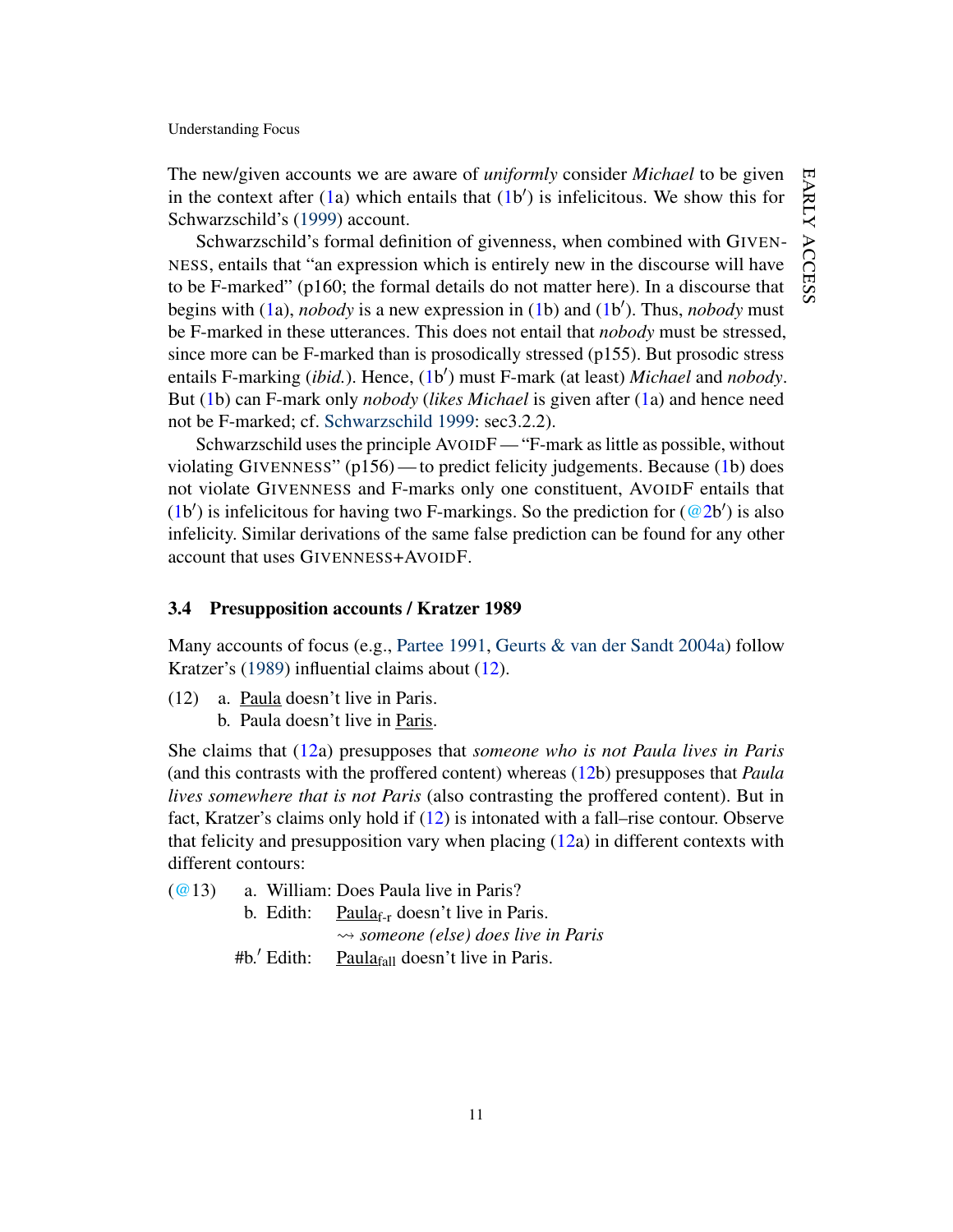The new/given accounts we are aware of *uniformly* consider *Michael* to be given in the context after (1a) which entails that (1b′) is infelicitous. We show this for Schwarzschild's (1999) account.

Schwarzschild's formal definition of givenness, when combined with GIVENNESS, entails that "an expression which is entirely new in the discourse will have to be F-marked" (p160; the formal details do not matter here). In a discourse that begins with (1a), *nobody* is a new expression in (1b) and (1b′). Thus, *nobody* must be F-marked in these utterances. This does not entail that *nobody* must be stressed, since more can be F-marked than is prosodically stressed (p155). But prosodic stress entails F-marking (*ibid.*). Hence, (1b′) must F-mark (at least) *Michael* and *nobody*. But (1b) can F-mark only *nobody* (*likes Michael* is given after (1a) and hence need not be F-marked; cf. Schwarzschild 1999: sec3.2.2).

Schwarzschild uses the principle AVOIDF — "F-mark as little as possible, without violating GIVENNESS" (p156) — to predict felicity judgements. Because (1b) does not violate GIVENNESS and F-marks only one constituent, AVOIDF entails that (1b′) is infelicitous for having two F-markings. So the prediction for (@2b′) is also infelicity. Similar derivations of the same false prediction can be found for any other account that uses GIVENNESS+AVOIDF.

### 3.4 Presupposition accounts / Kratzer 1989

Many accounts of focus (e.g., Partee 1991, Geurts & van der Sandt 2004a) follow Kratzer's (1989) influential claims about (12).

(12) a. <u>Paula</u> doesn't live in Paris.
 b. Paula doesn't live in <u>Paris</u>.

She claims that (12a) presupposes that *someone who is not Paula lives in Paris* (and this contrasts with the proffered content) whereas (12b) presupposes that *Paula lives somewhere that is not Paris* (also contrasting the proffered content). But in fact, Kratzer's claims only hold if (12) is intonated with a fall–rise contour. Observe that felicity and presupposition vary when placing (12a) in different contexts with different contours:

(@13) a. William: Does Paula live in Paris?
 b. Edith: <u>Paula</u>$_{\text{f-r}}$ doesn't live in Paris.
 ⇝ *someone (else) does live in Paris*
 #b.′ Edith: <u>Paula</u>$_{\text{fall}}$ doesn't live in Paris.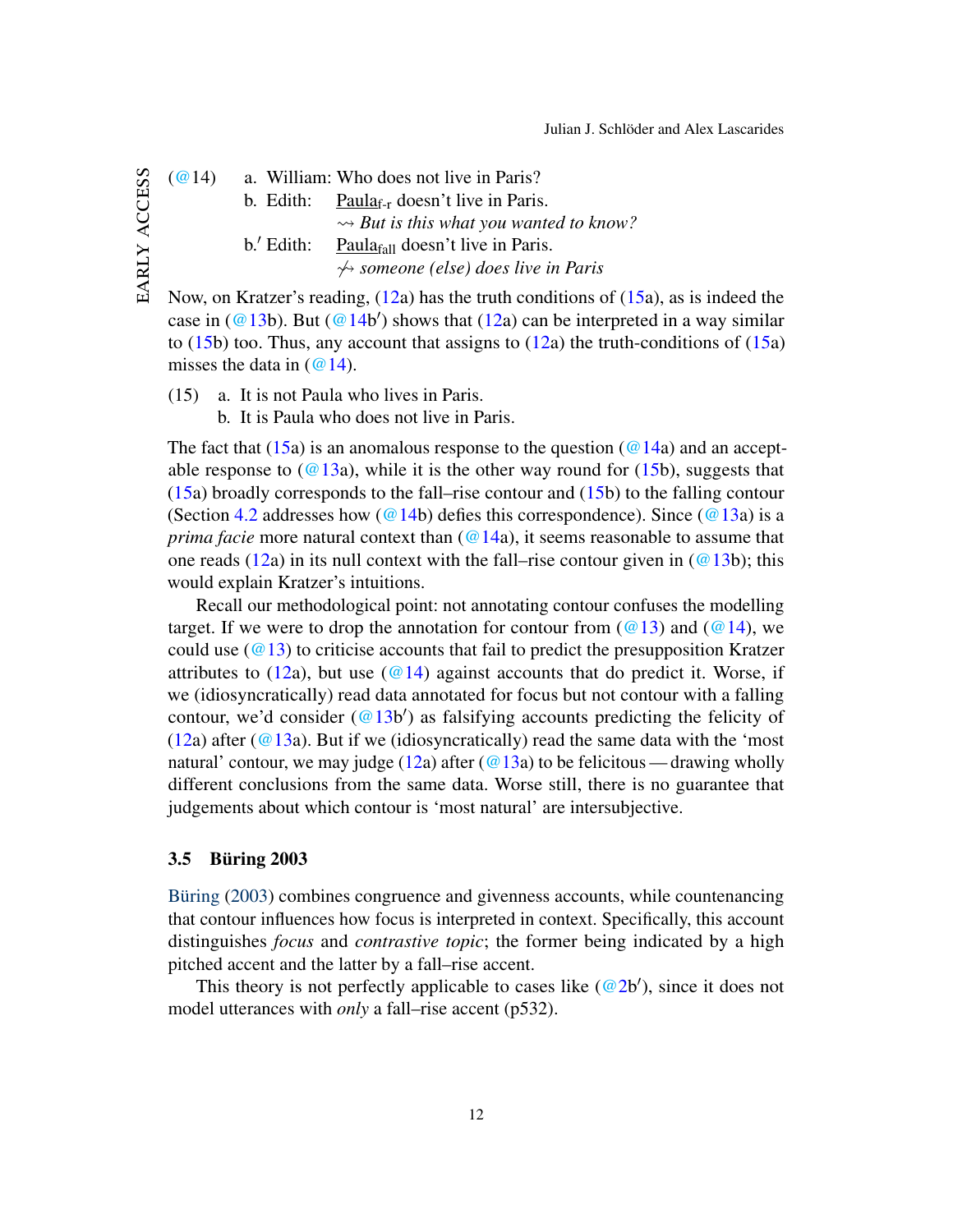(@14) a. William: Who does not live in Paris?

b. Edith: <u>Paula</u>$_{\text{f-r}}$ doesn't live in Paris.
$\rightsquigarrow$ *But is this what you wanted to know?*

b.′ Edith: <u>Paula</u>$_{\text{fall}}$ doesn't live in Paris.
$\not\rightsquigarrow$ *someone (else) does live in Paris*

Now, on Kratzer's reading, (12a) has the truth conditions of (15a), as is indeed the case in (@13b). But (@14b′) shows that (12a) can be interpreted in a way similar to (15b) too. Thus, any account that assigns to (12a) the truth-conditions of (15a) misses the data in (@14).

(15) a. It is not Paula who lives in Paris.

b. It is Paula who does not live in Paris.

The fact that (15a) is an anomalous response to the question (@14a) and an acceptable response to (@13a), while it is the other way round for (15b), suggests that (15a) broadly corresponds to the fall–rise contour and (15b) to the falling contour (Section 4.2 addresses how (@14b) defies this correspondence). Since (@13a) is a *prima facie* more natural context than (@14a), it seems reasonable to assume that one reads (12a) in its null context with the fall–rise contour given in (@13b); this would explain Kratzer's intuitions.

Recall our methodological point: not annotating contour confuses the modelling target. If we were to drop the annotation for contour from (@13) and (@14), we could use (@13) to criticise accounts that fail to predict the presupposition Kratzer attributes to (12a), but use (@14) against accounts that do predict it. Worse, if we (idiosyncratically) read data annotated for focus but not contour with a falling contour, we'd consider (@13b′) as falsifying accounts predicting the felicity of (12a) after (@13a). But if we (idiosyncratically) read the same data with the 'most natural' contour, we may judge (12a) after (@13a) to be felicitous — drawing wholly different conclusions from the same data. Worse still, there is no guarantee that judgements about which contour is 'most natural' are intersubjective.

### 3.5 Büring 2003

Büring (2003) combines congruence and givenness accounts, while countenancing that contour influences how focus is interpreted in context. Specifically, this account distinguishes *focus* and *contrastive topic*; the former being indicated by a high pitched accent and the latter by a fall–rise accent.

This theory is not perfectly applicable to cases like (@2b′), since it does not model utterances with *only* a fall–rise accent (p532).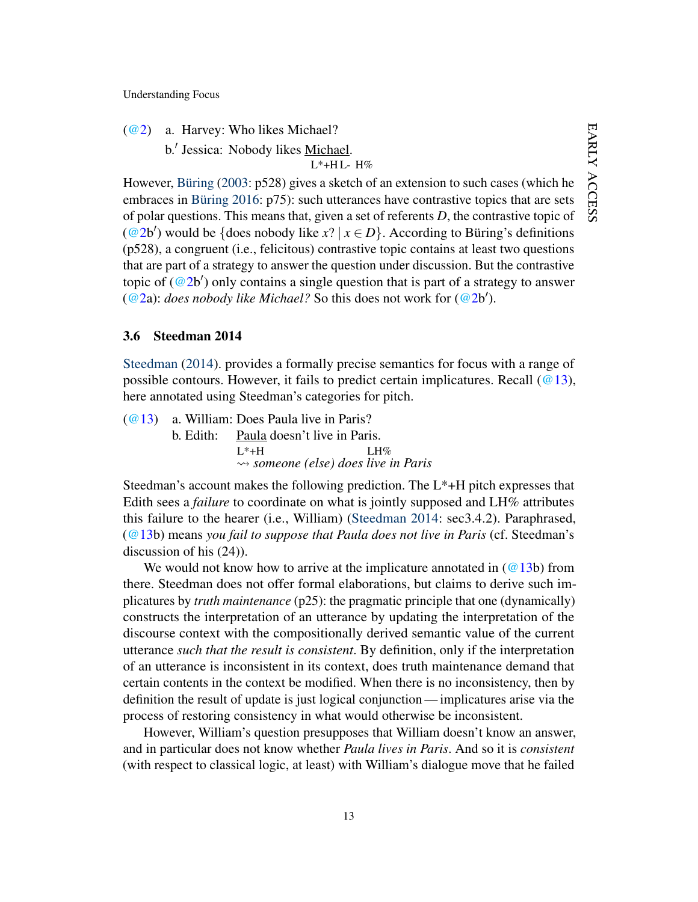(@2) a. Harvey: Who likes Michael?

b.′ Jessica: Nobody likes Michael.
L*+H L- H%

However, Büring (2003: p528) gives a sketch of an extension to such cases (which he embraces in Büring 2016: p75): such utterances have contrastive topics that are sets of polar questions. This means that, given a set of referents $D$, the contrastive topic of (@2b′) would be $\{$does nobody like $x$? $\mid x \in D\}$. According to Büring's definitions (p528), a congruent (i.e., felicitous) contrastive topic contains at least two questions that are part of a strategy to answer the question under discussion. But the contrastive topic of (@2b′) only contains a single question that is part of a strategy to answer (@2a): *does nobody like Michael?* So this does not work for (@2b′).

### 3.6 Steedman 2014

Steedman (2014). provides a formally precise semantics for focus with a range of possible contours. However, it fails to predict certain implicatures. Recall (@13), here annotated using Steedman's categories for pitch.

(@13) a. William: Does Paula live in Paris?

b. Edith: Paula doesn't live in Paris.
L*+H LH%
⇝ *someone (else) does live in Paris*

Steedman's account makes the following prediction. The L*+H pitch expresses that Edith sees a *failure* to coordinate on what is jointly supposed and LH% attributes this failure to the hearer (i.e., William) (Steedman 2014: sec3.4.2). Paraphrased, (@13b) means *you fail to suppose that Paula does not live in Paris* (cf. Steedman's discussion of his (24)).

We would not know how to arrive at the implicature annotated in (@13b) from there. Steedman does not offer formal elaborations, but claims to derive such implicatures by *truth maintenance* (p25): the pragmatic principle that one (dynamically) constructs the interpretation of an utterance by updating the interpretation of the discourse context with the compositionally derived semantic value of the current utterance *such that the result is consistent*. By definition, only if the interpretation of an utterance is inconsistent in its context, does truth maintenance demand that certain contents in the context be modified. When there is no inconsistency, then by definition the result of update is just logical conjunction — implicatures arise via the process of restoring consistency in what would otherwise be inconsistent.

However, William's question presupposes that William doesn't know an answer, and in particular does not know whether *Paula lives in Paris*. And so it is *consistent* (with respect to classical logic, at least) with William's dialogue move that he failed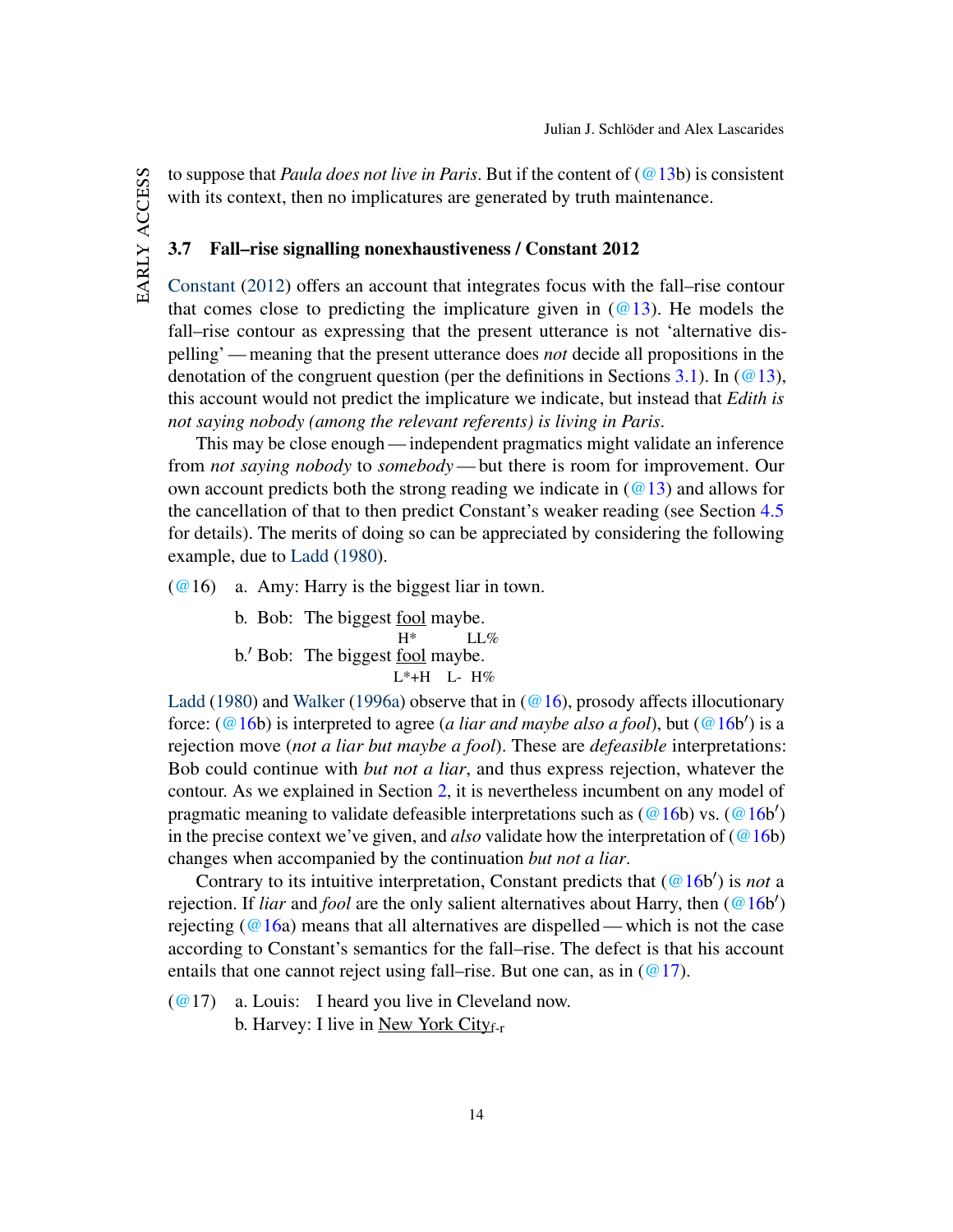to suppose that *Paula does not live in Paris*. But if the content of (@13b) is consistent with its context, then no implicatures are generated by truth maintenance.

### 3.7 Fall–rise signalling nonexhaustiveness / Constant 2012

Constant (2012) offers an account that integrates focus with the fall–rise contour that comes close to predicting the implicature given in (@13). He models the fall–rise contour as expressing that the present utterance is not 'alternative dispelling' — meaning that the present utterance does *not* decide all propositions in the denotation of the congruent question (per the definitions in Sections 3.1). In (@13), this account would not predict the implicature we indicate, but instead that *Edith is not saying nobody (among the relevant referents) is living in Paris*.

This may be close enough — independent pragmatics might validate an inference from *not saying nobody* to *somebody* — but there is room for improvement. Our own account predicts both the strong reading we indicate in (@13) and allows for the cancellation of that to then predict Constant's weaker reading (see Section 4.5 for details). The merits of doing so can be appreciated by considering the following example, due to Ladd (1980).

(@16) a. Amy: Harry is the biggest liar in town.

b. Bob: The biggest <u>fool</u> maybe.
H* LL%

b.′ Bob: The biggest <u>fool</u> maybe.
L*+H L- H%

Ladd (1980) and Walker (1996a) observe that in (@16), prosody affects illocutionary force: (@16b) is interpreted to agree (*a liar and maybe also a fool*), but (@16b′) is a rejection move (*not a liar but maybe a fool*). These are *defeasible* interpretations: Bob could continue with *but not a liar*, and thus express rejection, whatever the contour. As we explained in Section 2, it is nevertheless incumbent on any model of pragmatic meaning to validate defeasible interpretations such as (@16b) vs. (@16b′) in the precise context we've given, and *also* validate how the interpretation of (@16b) changes when accompanied by the continuation *but not a liar*.

Contrary to its intuitive interpretation, Constant predicts that (@16b′) is *not* a rejection. If *liar* and *fool* are the only salient alternatives about Harry, then (@16b′) rejecting (@16a) means that all alternatives are dispelled — which is not the case according to Constant's semantics for the fall–rise. The defect is that his account entails that one cannot reject using fall–rise. But one can, as in (@17).

(@17) a. Louis: I heard you live in Cleveland now.
b. Harvey: I live in <u>New York City</u>$_{\text{f-r}}$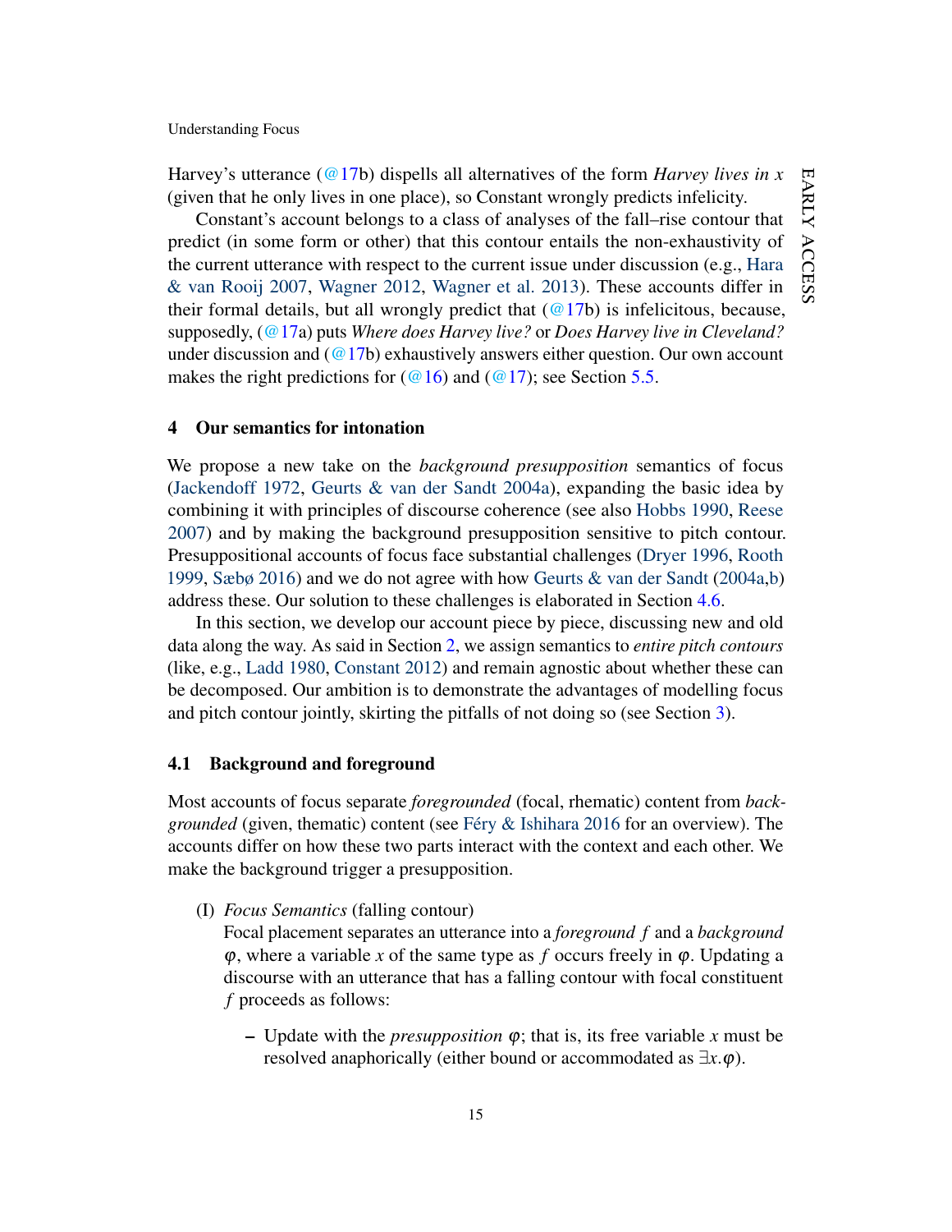Harvey's utterance (@17b) dispells all alternatives of the form *Harvey lives in x* (given that he only lives in one place), so Constant wrongly predicts infelicity.

Constant's account belongs to a class of analyses of the fall–rise contour that predict (in some form or other) that this contour entails the non-exhaustivity of the current utterance with respect to the current issue under discussion (e.g., Hara & van Rooij 2007, Wagner 2012, Wagner et al. 2013). These accounts differ in their formal details, but all wrongly predict that (@17b) is infelicitous, because, supposedly, (@17a) puts *Where does Harvey live?* or *Does Harvey live in Cleveland?* under discussion and (@17b) exhaustively answers either question. Our own account makes the right predictions for (@16) and (@17); see Section 5.5.

## 4 Our semantics for intonation

We propose a new take on the *background presupposition* semantics of focus (Jackendoff 1972, Geurts & van der Sandt 2004a), expanding the basic idea by combining it with principles of discourse coherence (see also Hobbs 1990, Reese 2007) and by making the background presupposition sensitive to pitch contour. Presuppositional accounts of focus face substantial challenges (Dryer 1996, Rooth 1999, Sæbø 2016) and we do not agree with how Geurts & van der Sandt (2004a,b) address these. Our solution to these challenges is elaborated in Section 4.6.

In this section, we develop our account piece by piece, discussing new and old data along the way. As said in Section 2, we assign semantics to *entire pitch contours* (like, e.g., Ladd 1980, Constant 2012) and remain agnostic about whether these can be decomposed. Our ambition is to demonstrate the advantages of modelling focus and pitch contour jointly, skirting the pitfalls of not doing so (see Section 3).

### 4.1 Background and foreground

Most accounts of focus separate *foregrounded* (focal, rhematic) content from *backgrounded* (given, thematic) content (see Féry & Ishihara 2016 for an overview). The accounts differ on how these two parts interact with the context and each other. We make the background trigger a presupposition.

(I) *Focus Semantics* (falling contour)
Focal placement separates an utterance into a *foreground* $f$ and a *background* $\varphi$, where a variable $x$ of the same type as $f$ occurs freely in $\varphi$. Updating a discourse with an utterance that has a falling contour with focal constituent $f$ proceeds as follows:

- Update with the *presupposition* $\varphi$; that is, its free variable $x$ must be resolved anaphorically (either bound or accommodated as $\exists x.\varphi$).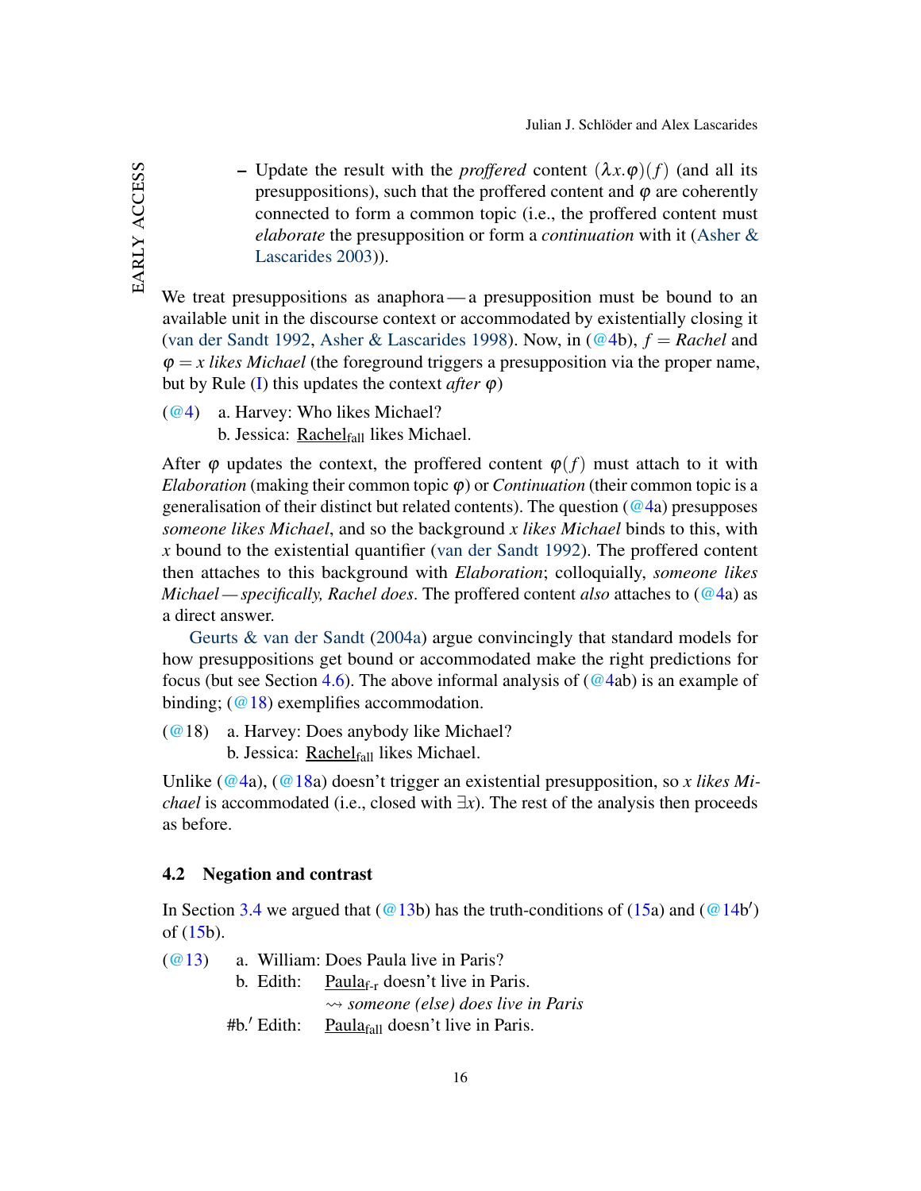– Update the result with the *proffered* content $(\lambda x.\varphi)(f)$ (and all its presuppositions), such that the proffered content and $\varphi$ are coherently connected to form a common topic (i.e., the proffered content must *elaborate* the presupposition or form a *continuation* with it (Asher & Lascarides 2003)).

We treat presuppositions as anaphora — a presupposition must be bound to an available unit in the discourse context or accommodated by existentially closing it (van der Sandt 1992, Asher & Lascarides 1998). Now, in (@4b), $f =$ *Rachel* and $\varphi = x$ *likes Michael* (the foreground triggers a presupposition via the proper name, but by Rule (I) this updates the context *after* $\varphi$)

(@4) a. Harvey: Who likes Michael?
 b. Jessica: <u>Rachel</u>$_{\text{fall}}$ likes Michael.

After $\varphi$ updates the context, the proffered content $\varphi(f)$ must attach to it with *Elaboration* (making their common topic $\varphi$) or *Continuation* (their common topic is a generalisation of their distinct but related contents). The question (@4a) presupposes *someone likes Michael*, and so the background *x likes Michael* binds to this, with *x* bound to the existential quantifier (van der Sandt 1992). The proffered content then attaches to this background with *Elaboration*; colloquially, *someone likes Michael — specifically, Rachel does*. The proffered content *also* attaches to (@4a) as a direct answer.

Geurts & van der Sandt (2004a) argue convincingly that standard models for how presuppositions get bound or accommodated make the right predictions for focus (but see Section 4.6). The above informal analysis of (@4ab) is an example of binding; (@18) exemplifies accommodation.

(@18) a. Harvey: Does anybody like Michael?
 b. Jessica: <u>Rachel</u>$_{\text{fall}}$ likes Michael.

Unlike (@4a), (@18a) doesn't trigger an existential presupposition, so *x likes Michael* is accommodated (i.e., closed with $\exists x$). The rest of the analysis then proceeds as before.

### 4.2 Negation and contrast

In Section 3.4 we argued that (@13b) has the truth-conditions of (15a) and (@14b′) of (15b).

(@13) a. William: Does Paula live in Paris?
 b. Edith: <u>Paula</u>$_{\text{f-r}}$ doesn't live in Paris.
 $\rightsquigarrow$ *someone (else) does live in Paris*
 #b.′ Edith: <u>Paula</u>$_{\text{fall}}$ doesn't live in Paris.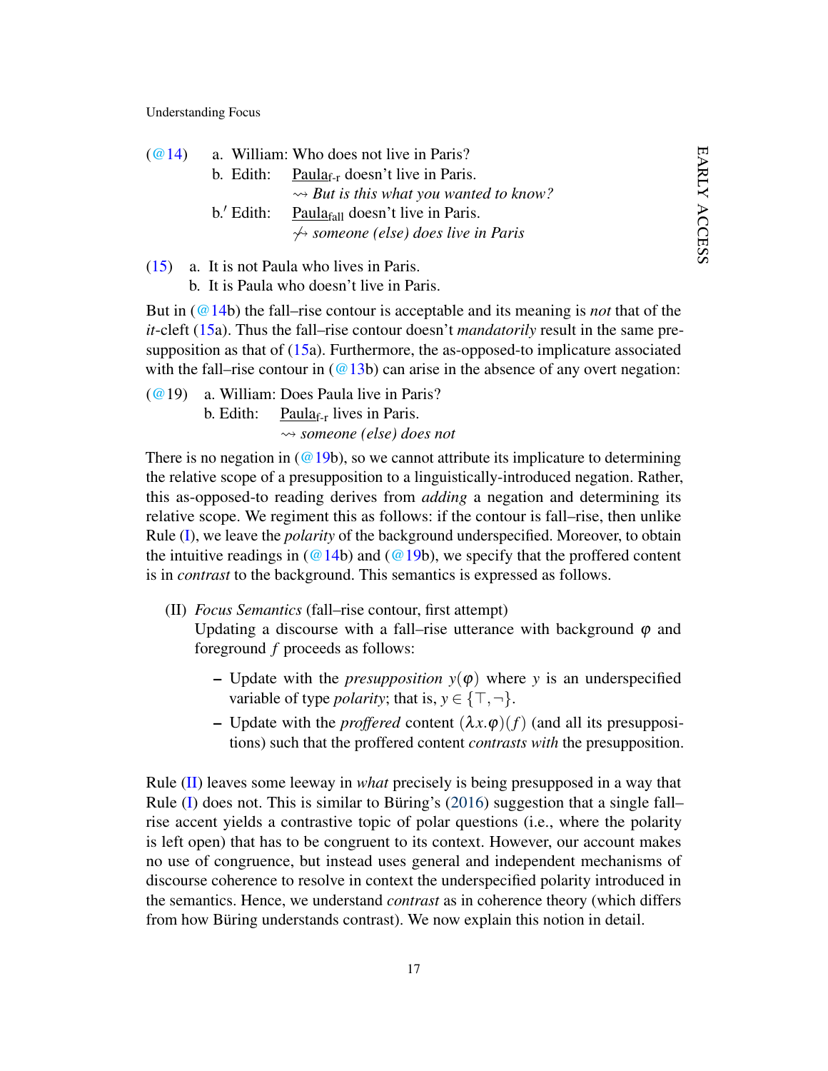(@14) a. William: Who does not live in Paris?

b. Edith: Paula$_{\text{f-r}}$ doesn't live in Paris.
$\rightsquigarrow$ *But is this what you wanted to know?*

b.′ Edith: Paula$_{\text{fall}}$ doesn't live in Paris.
$\not\rightsquigarrow$ *someone (else) does live in Paris*

(15) a. It is not Paula who lives in Paris.

b. It is Paula who doesn't live in Paris.

But in (@14b) the fall–rise contour is acceptable and its meaning is *not* that of the *it*-cleft (15a). Thus the fall–rise contour doesn't *mandatorily* result in the same presupposition as that of (15a). Furthermore, the as-opposed-to implicature associated with the fall–rise contour in (@13b) can arise in the absence of any overt negation:

(@19) a. William: Does Paula live in Paris?

b. Edith: Paula$_{\text{f-r}}$ lives in Paris.
$\rightsquigarrow$ *someone (else) does not*

There is no negation in (@19b), so we cannot attribute its implicature to determining the relative scope of a presupposition to a linguistically-introduced negation. Rather, this as-opposed-to reading derives from *adding* a negation and determining its relative scope. We regiment this as follows: if the contour is fall–rise, then unlike Rule (I), we leave the *polarity* of the background underspecified. Moreover, to obtain the intuitive readings in (@14b) and (@19b), we specify that the proffered content is in *contrast* to the background. This semantics is expressed as follows.

(II) *Focus Semantics* (fall–rise contour, first attempt)
Updating a discourse with a fall–rise utterance with background $\varphi$ and foreground $f$ proceeds as follows:

- Update with the *presupposition* $y(\varphi)$ where $y$ is an underspecified variable of type *polarity*; that is, $y \in \{\top, \neg\}$.
- Update with the *proffered* content $(\lambda x.\varphi)(f)$ (and all its presuppositions) such that the proffered content *contrasts with* the presupposition.

Rule (II) leaves some leeway in *what* precisely is being presupposed in a way that Rule (I) does not. This is similar to Büring's (2016) suggestion that a single fall–rise accent yields a contrastive topic of polar questions (i.e., where the polarity is left open) that has to be congruent to its context. However, our account makes no use of congruence, but instead uses general and independent mechanisms of discourse coherence to resolve in context the underspecified polarity introduced in the semantics. Hence, we understand *contrast* as in coherence theory (which differs from how Büring understands contrast). We now explain this notion in detail.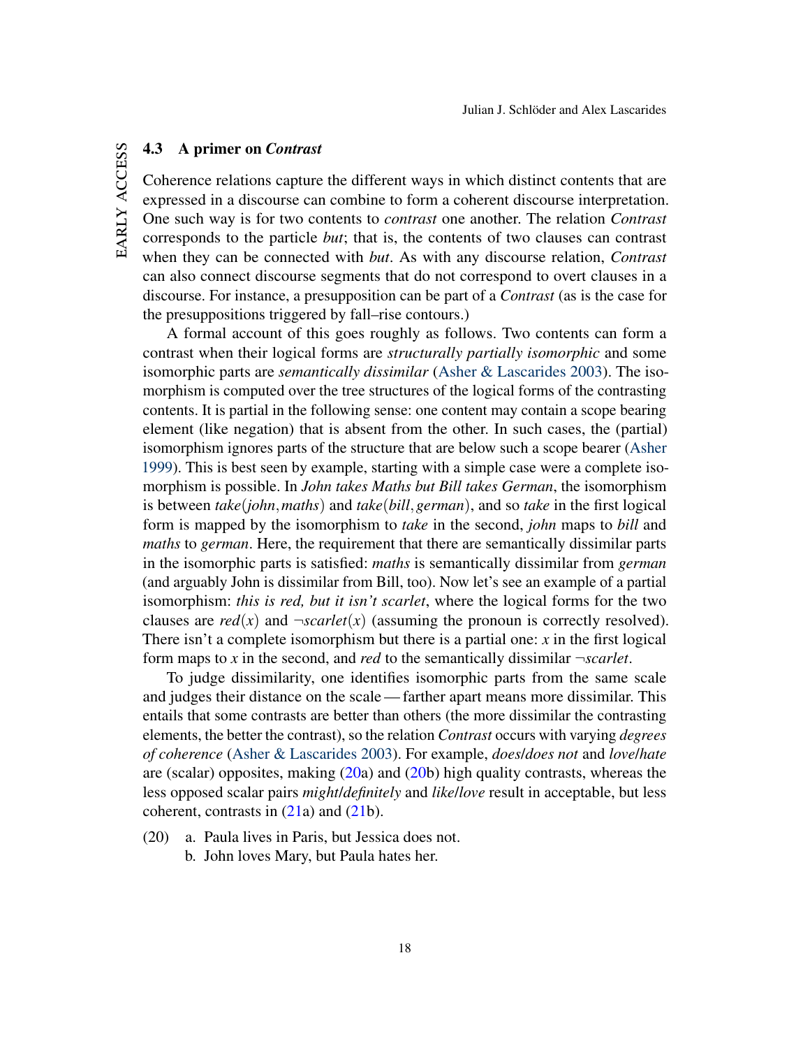### 4.3 A primer on *Contrast*

Coherence relations capture the different ways in which distinct contents that are expressed in a discourse can combine to form a coherent discourse interpretation. One such way is for two contents to *contrast* one another. The relation *Contrast* corresponds to the particle *but*; that is, the contents of two clauses can contrast when they can be connected with *but*. As with any discourse relation, *Contrast* can also connect discourse segments that do not correspond to overt clauses in a discourse. For instance, a presupposition can be part of a *Contrast* (as is the case for the presuppositions triggered by fall–rise contours.)

A formal account of this goes roughly as follows. Two contents can form a contrast when their logical forms are *structurally partially isomorphic* and some isomorphic parts are *semantically dissimilar* (Asher & Lascarides 2003). The isomorphism is computed over the tree structures of the logical forms of the contrasting contents. It is partial in the following sense: one content may contain a scope bearing element (like negation) that is absent from the other. In such cases, the (partial) isomorphism ignores parts of the structure that are below such a scope bearer (Asher 1999). This is best seen by example, starting with a simple case were a complete isomorphism is possible. In *John takes Maths but Bill takes German*, the isomorphism is between $take(john, maths)$ and $take(bill, german)$, and so *take* in the first logical form is mapped by the isomorphism to *take* in the second, *john* maps to *bill* and *maths* to *german*. Here, the requirement that there are semantically dissimilar parts in the isomorphic parts is satisfied: *maths* is semantically dissimilar from *german* (and arguably John is dissimilar from Bill, too). Now let's see an example of a partial isomorphism: *this is red, but it isn't scarlet*, where the logical forms for the two clauses are $red(x)$ and $\neg scarlet(x)$ (assuming the pronoun is correctly resolved). There isn't a complete isomorphism but there is a partial one: $x$ in the first logical form maps to $x$ in the second, and *red* to the semantically dissimilar $\neg scarlet$.

To judge dissimilarity, one identifies isomorphic parts from the same scale and judges their distance on the scale — farther apart means more dissimilar. This entails that some contrasts are better than others (the more dissimilar the contrasting elements, the better the contrast), so the relation *Contrast* occurs with varying *degrees of coherence* (Asher & Lascarides 2003). For example, *does*/*does not* and *love*/*hate* are (scalar) opposites, making (20a) and (20b) high quality contrasts, whereas the less opposed scalar pairs *might*/*definitely* and *like*/*love* result in acceptable, but less coherent, contrasts in (21a) and (21b).

(20) a. Paula lives in Paris, but Jessica does not.
  b. John loves Mary, but Paula hates her.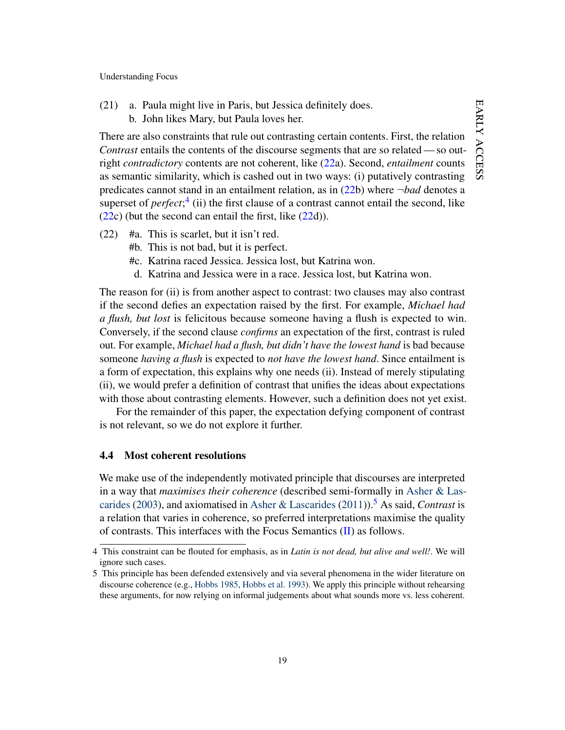(21) a. Paula might live in Paris, but Jessica definitely does.
 b. John likes Mary, but Paula loves her.

There are also constraints that rule out contrasting certain contents. First, the relation *Contrast* entails the contents of the discourse segments that are so related — so outright *contradictory* contents are not coherent, like (22a). Second, *entailment* counts as semantic similarity, which is cashed out in two ways: (i) putatively contrasting predicates cannot stand in an entailment relation, as in (22b) where $\neg$*bad* denotes a superset of *perfect*;[4] (ii) the first clause of a contrast cannot entail the second, like (22c) (but the second can entail the first, like (22d)).

(22) #a. This is scarlet, but it isn't red.
 #b. This is not bad, but it is perfect.
 #c. Katrina raced Jessica. Jessica lost, but Katrina won.
 d. Katrina and Jessica were in a race. Jessica lost, but Katrina won.

The reason for (ii) is from another aspect to contrast: two clauses may also contrast if the second defies an expectation raised by the first. For example, *Michael had a flush, but lost* is felicitous because someone having a flush is expected to win. Conversely, if the second clause *confirms* an expectation of the first, contrast is ruled out. For example, *Michael had a flush, but didn't have the lowest hand* is bad because someone *having a flush* is expected to *not have the lowest hand*. Since entailment is a form of expectation, this explains why one needs (ii). Instead of merely stipulating (ii), we would prefer a definition of contrast that unifies the ideas about expectations with those about contrasting elements. However, such a definition does not yet exist.

For the remainder of this paper, the expectation defying component of contrast is not relevant, so we do not explore it further.

### 4.4 Most coherent resolutions

We make use of the independently motivated principle that discourses are interpreted in a way that *maximises their coherence* (described semi-formally in Asher & Lascarides (2003), and axiomatised in Asher & Lascarides (2011)).[5] As said, *Contrast* is a relation that varies in coherence, so preferred interpretations maximise the quality of contrasts. This interfaces with the Focus Semantics (II) as follows.

---

4 This constraint can be flouted for emphasis, as in *Latin is not dead, but alive and well!*. We will ignore such cases.

5 This principle has been defended extensively and via several phenomena in the wider literature on discourse coherence (e.g., Hobbs 1985, Hobbs et al. 1993). We apply this principle without rehearsing these arguments, for now relying on informal judgements about what sounds more vs. less coherent.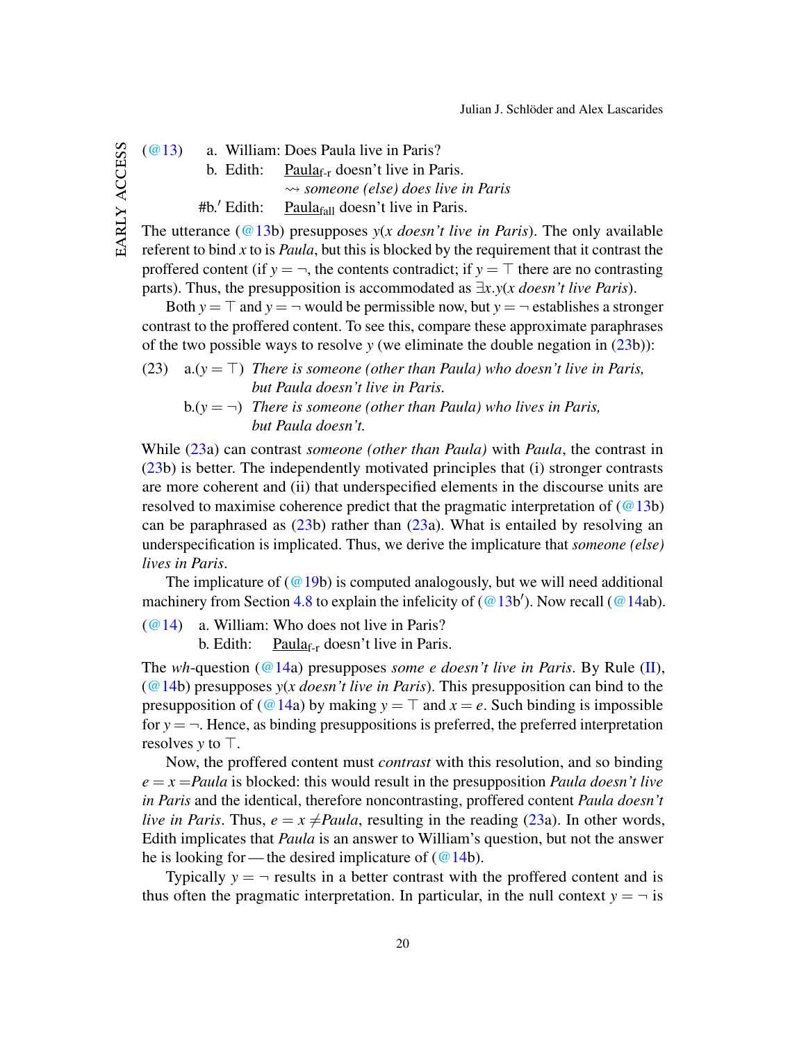(@13) a. William: Does Paula live in Paris?

b. Edith: <u>Paula</u>$_{\text{f-r}}$ doesn't live in Paris.
⇝ *someone (else) does live in Paris*

#b.′ Edith: <u>Paula</u>$_{\text{fall}}$ doesn't live in Paris.

The utterance (@13b) presupposes $y$(*x doesn't live in Paris*). The only available referent to bind $x$ to is *Paula*, but this is blocked by the requirement that it contrast the proffered content (if $y = \neg$, the contents contradict; if $y = \top$ there are no contrasting parts). Thus, the presupposition is accommodated as $\exists x.y$(*x doesn't live Paris*).

Both $y = \top$ and $y = \neg$ would be permissible now, but $y = \neg$ establishes a stronger contrast to the proffered content. To see this, compare these approximate paraphrases of the two possible ways to resolve $y$ (we eliminate the double negation in (23b)):

(23) a.($y = \top$) *There is someone (other than Paula) who doesn't live in Paris, but Paula doesn't live in Paris.*

b.($y = \neg$) *There is someone (other than Paula) who lives in Paris, but Paula doesn't.*

While (23a) can contrast *someone (other than Paula)* with *Paula*, the contrast in (23b) is better. The independently motivated principles that (i) stronger contrasts are more coherent and (ii) that underspecified elements in the discourse units are resolved to maximise coherence predict that the pragmatic interpretation of (@13b) can be paraphrased as (23b) rather than (23a). What is entailed by resolving an underspecification is implicated. Thus, we derive the implicature that *someone (else) lives in Paris*.

The implicature of (@19b) is computed analogously, but we will need additional machinery from Section 4.8 to explain the infelicity of (@13b′). Now recall (@14ab).

(@14) a. William: Who does not live in Paris?

b. Edith: <u>Paula</u>$_{\text{f-r}}$ doesn't live in Paris.

The *wh*-question (@14a) presupposes *some e doesn't live in Paris*. By Rule (II), (@14b) presupposes $y$(*x doesn't live in Paris*). This presupposition can bind to the presupposition of (@14a) by making $y = \top$ and $x = e$. Such binding is impossible for $y = \neg$. Hence, as binding presuppositions is preferred, the preferred interpretation resolves $y$ to $\top$.

Now, the proffered content must *contrast* with this resolution, and so binding $e = x =$*Paula* is blocked: this would result in the presupposition *Paula doesn't live in Paris* and the identical, therefore noncontrasting, proffered content *Paula doesn't live in Paris*. Thus, $e = x \neq$*Paula*, resulting in the reading (23a). In other words, Edith implicates that *Paula* is an answer to William's question, but not the answer he is looking for — the desired implicature of (@14b).

Typically $y = \neg$ results in a better contrast with the proffered content and is thus often the pragmatic interpretation. In particular, in the null context $y = \neg$ is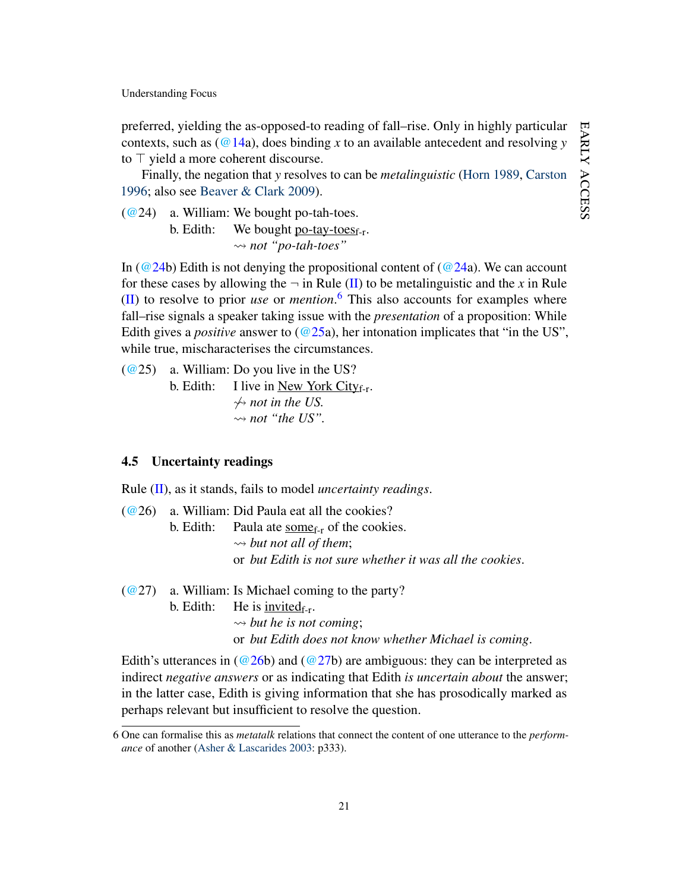preferred, yielding the as-opposed-to reading of fall–rise. Only in highly particular contexts, such as (@14a), does binding $x$ to an available antecedent and resolving $y$ to $\top$ yield a more coherent discourse.

Finally, the negation that $y$ resolves to can be *metalinguistic* (Horn 1989, Carston 1996; also see Beaver & Clark 2009).

(@24) a. William: We bought po-tah-toes.
      b. Edith: We bought po-tay-toes$_{\text{f-r}}$.
      $\rightsquigarrow$ *not "po-tah-toes"*

In (@24b) Edith is not denying the propositional content of (@24a). We can account for these cases by allowing the $\neg$ in Rule (II) to be metalinguistic and the $x$ in Rule (II) to resolve to prior *use* or *mention*.[6] This also accounts for examples where fall–rise signals a speaker taking issue with the *presentation* of a proposition: While Edith gives a *positive* answer to (@25a), her intonation implicates that "in the US", while true, mischaracterises the circumstances.

(@25) a. William: Do you live in the US?
      b. Edith: I live in New York City$_{\text{f-r}}$.
      $\not\rightsquigarrow$ *not in the US.*
      $\rightsquigarrow$ *not "the US".*

### 4.5 Uncertainty readings

Rule (II), as it stands, fails to model *uncertainty readings*.

(@26) a. William: Did Paula eat all the cookies?
      b. Edith: Paula ate some$_{\text{f-r}}$ of the cookies.
      $\rightsquigarrow$ *but not all of them*;
      or *but Edith is not sure whether it was all the cookies*.

(@27) a. William: Is Michael coming to the party?
      b. Edith: He is invited$_{\text{f-r}}$.
      $\rightsquigarrow$ *but he is not coming*;
      or *but Edith does not know whether Michael is coming*.

Edith's utterances in (@26b) and (@27b) are ambiguous: they can be interpreted as indirect *negative answers* or as indicating that Edith *is uncertain about* the answer; in the latter case, Edith is giving information that she has prosodically marked as perhaps relevant but insufficient to resolve the question.

6 One can formalise this as *metatalk* relations that connect the content of one utterance to the *performance* of another (Asher & Lascarides 2003: p333).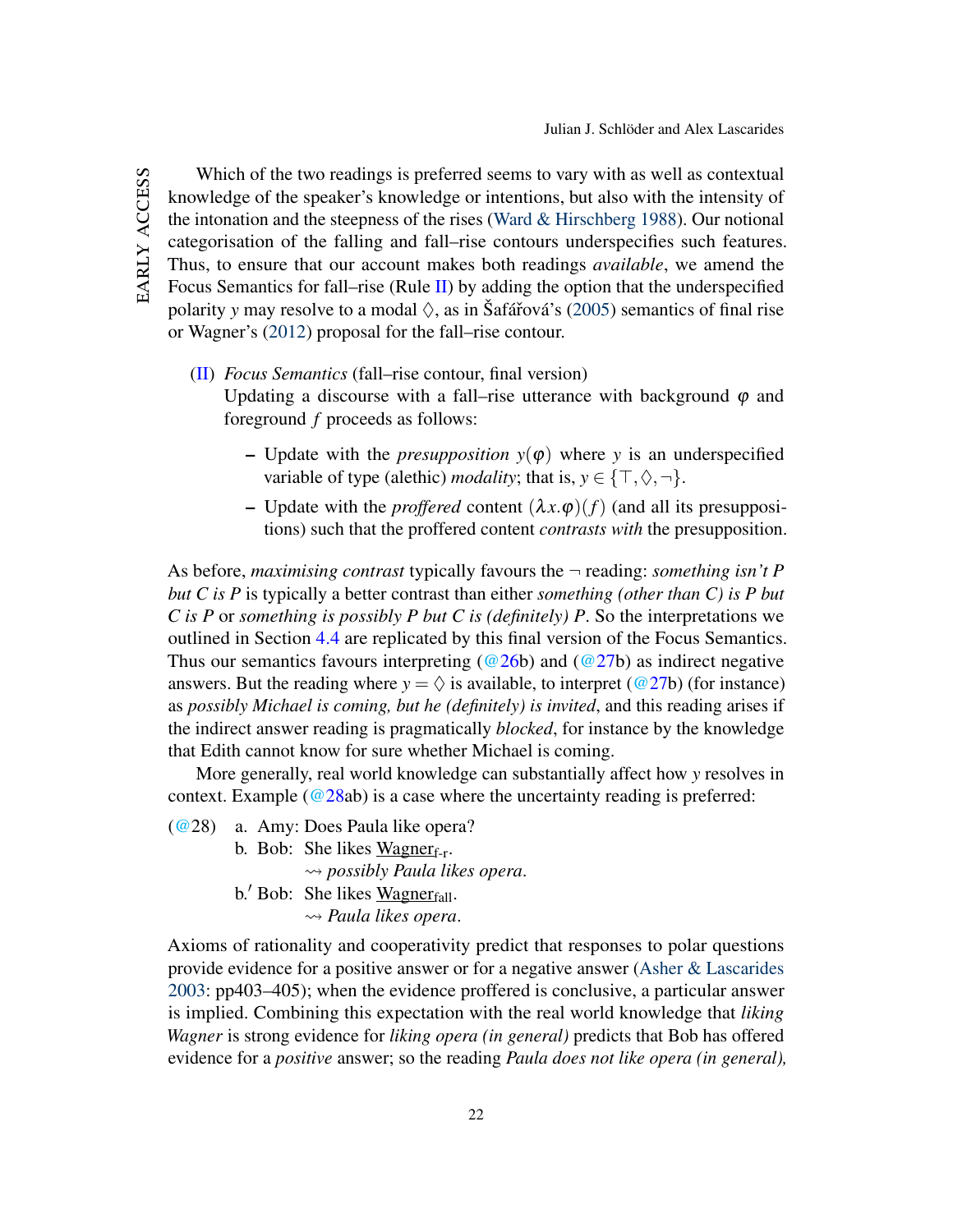Which of the two readings is preferred seems to vary with as well as contextual knowledge of the speaker's knowledge or intentions, but also with the intensity of the intonation and the steepness of the rises (Ward & Hirschberg 1988). Our notional categorisation of the falling and fall–rise contours underspecifies such features. Thus, to ensure that our account makes both readings *available*, we amend the Focus Semantics for fall–rise (Rule II) by adding the option that the underspecified polarity $y$ may resolve to a modal $\Diamond$, as in Šafářová's (2005) semantics of final rise or Wagner's (2012) proposal for the fall–rise contour.

(II) *Focus Semantics* (fall–rise contour, final version)
Updating a discourse with a fall–rise utterance with background $\varphi$ and foreground $f$ proceeds as follows:

- Update with the *presupposition* $y(\varphi)$ where $y$ is an underspecified variable of type (alethic) *modality*; that is, $y \in \{\top, \Diamond, \neg\}$.
- Update with the *proffered* content $(\lambda x.\varphi)(f)$ (and all its presuppositions) such that the proffered content *contrasts with* the presupposition.

As before, *maximising contrast* typically favours the $\neg$ reading: *something isn't P but C is P* is typically a better contrast than either *something (other than C) is P but C is P* or *something is possibly P but C is (definitely) P*. So the interpretations we outlined in Section 4.4 are replicated by this final version of the Focus Semantics. Thus our semantics favours interpreting (@26b) and (@27b) as indirect negative answers. But the reading where $y = \Diamond$ is available, to interpret (@27b) (for instance) as *possibly Michael is coming, but he (definitely) is invited*, and this reading arises if the indirect answer reading is pragmatically *blocked*, for instance by the knowledge that Edith cannot know for sure whether Michael is coming.

More generally, real world knowledge can substantially affect how $y$ resolves in context. Example (@28ab) is a case where the uncertainty reading is preferred:

(@28) a. Amy: Does Paula like opera?
b. Bob: She likes <u>Wagner</u>$_{\text{f-r}}$.
$\rightsquigarrow$ *possibly Paula likes opera*.
b.′ Bob: She likes <u>Wagner</u>$_{\text{fall}}$.
$\rightsquigarrow$ *Paula likes opera*.

Axioms of rationality and cooperativity predict that responses to polar questions provide evidence for a positive answer or for a negative answer (Asher & Lascarides 2003: pp403–405); when the evidence proffered is conclusive, a particular answer is implied. Combining this expectation with the real world knowledge that *liking Wagner* is strong evidence for *liking opera (in general)* predicts that Bob has offered evidence for a *positive* answer; so the reading *Paula does not like opera (in general),*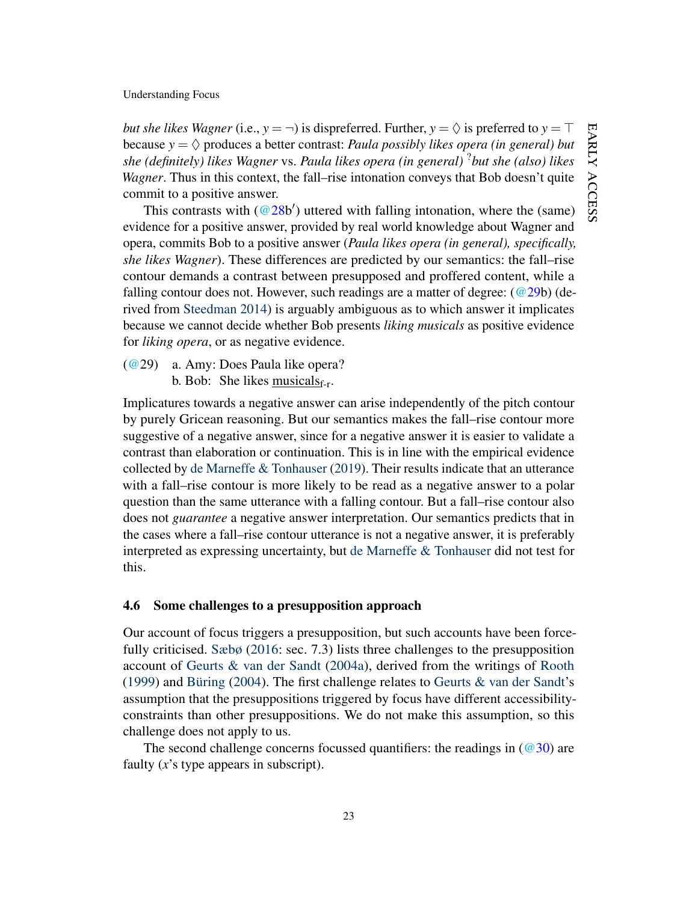*but she likes Wagner* (i.e., $y = \neg$) is dispreferred. Further, $y = \Diamond$ is preferred to $y = \top$ because $y = \Diamond$ produces a better contrast: *Paula possibly likes opera (in general) but she (definitely) likes Wagner* vs. *Paula likes opera (in general)* $^{?}$*but she (also) likes Wagner*. Thus in this context, the fall–rise intonation conveys that Bob doesn't quite commit to a positive answer.

This contrasts with (@28b′) uttered with falling intonation, where the (same) evidence for a positive answer, provided by real world knowledge about Wagner and opera, commits Bob to a positive answer (*Paula likes opera (in general), specifically, she likes Wagner*). These differences are predicted by our semantics: the fall–rise contour demands a contrast between presupposed and proffered content, while a falling contour does not. However, such readings are a matter of degree: (@29b) (derived from Steedman 2014) is arguably ambiguous as to which answer it implicates because we cannot decide whether Bob presents *liking musicals* as positive evidence for *liking opera*, or as negative evidence.

(@29) a. Amy: Does Paula like opera?
 b. Bob: She likes musicals$_{\text{f-r}}$.

Implicatures towards a negative answer can arise independently of the pitch contour by purely Gricean reasoning. But our semantics makes the fall–rise contour more suggestive of a negative answer, since for a negative answer it is easier to validate a contrast than elaboration or continuation. This is in line with the empirical evidence collected by de Marneffe & Tonhauser (2019). Their results indicate that an utterance with a fall–rise contour is more likely to be read as a negative answer to a polar question than the same utterance with a falling contour. But a fall–rise contour also does not *guarantee* a negative answer interpretation. Our semantics predicts that in the cases where a fall–rise contour utterance is not a negative answer, it is preferably interpreted as expressing uncertainty, but de Marneffe & Tonhauser did not test for this.

### 4.6 Some challenges to a presupposition approach

Our account of focus triggers a presupposition, but such accounts have been forcefully criticised. Sæbø (2016: sec. 7.3) lists three challenges to the presupposition account of Geurts & van der Sandt (2004a), derived from the writings of Rooth (1999) and Büring (2004). The first challenge relates to Geurts & van der Sandt's assumption that the presuppositions triggered by focus have different accessibility-constraints than other presuppositions. We do not make this assumption, so this challenge does not apply to us.

The second challenge concerns focussed quantifiers: the readings in (@30) are faulty ($x$'s type appears in subscript).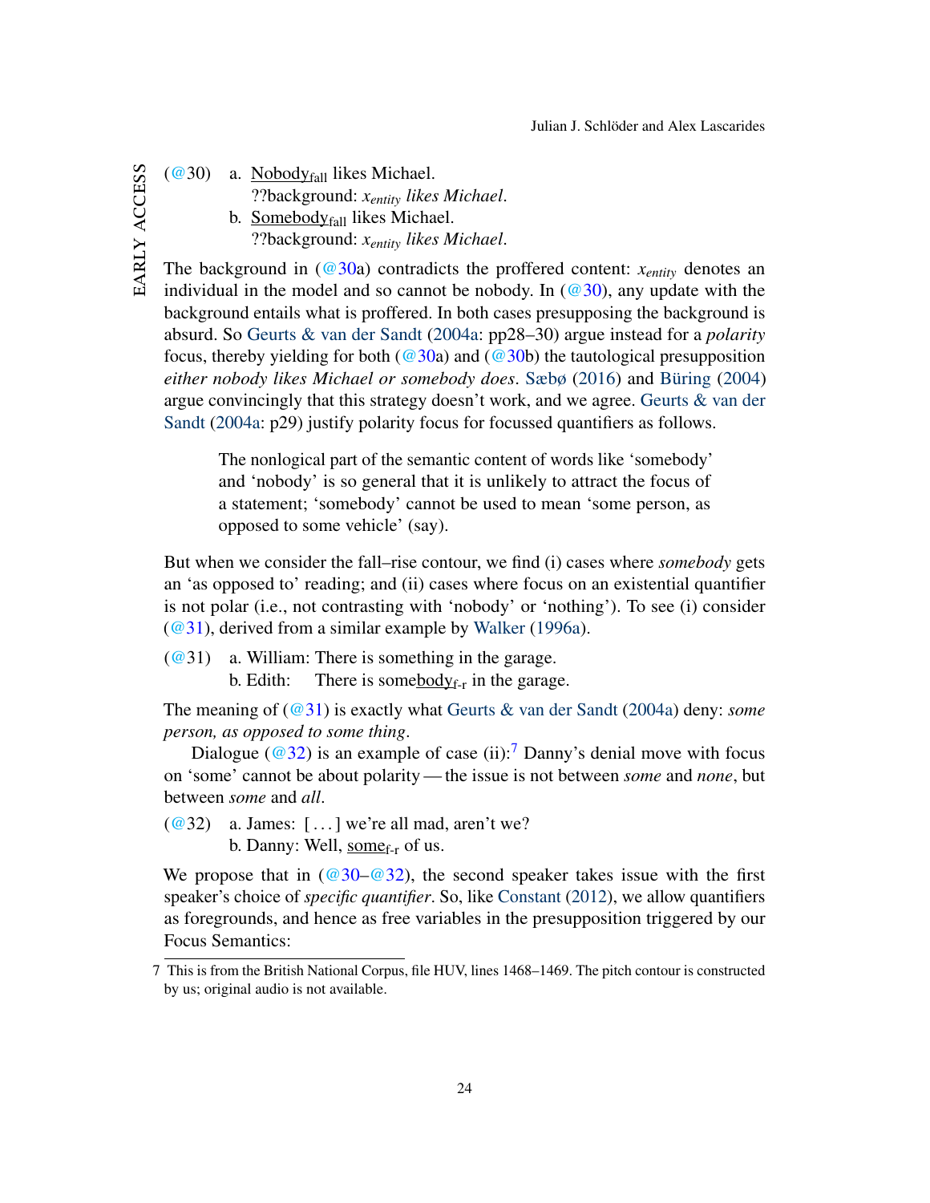(@30) a. <u>Nobody</u>$_{\text{fall}}$ likes Michael.
??background: $x_{entity}$ *likes Michael*.

b. <u>Somebody</u>$_{\text{fall}}$ likes Michael.
??background: $x_{entity}$ *likes Michael*.

The background in (@30a) contradicts the proffered content: $x_{entity}$ denotes an individual in the model and so cannot be nobody. In (@30), any update with the background entails what is proffered. In both cases presupposing the background is absurd. So Geurts & van der Sandt (2004a: pp28–30) argue instead for a *polarity* focus, thereby yielding for both (@30a) and (@30b) the tautological presupposition *either nobody likes Michael or somebody does*. Sæbø (2016) and Büring (2004) argue convincingly that this strategy doesn't work, and we agree. Geurts & van der Sandt (2004a: p29) justify polarity focus for focussed quantifiers as follows.

> The nonlogical part of the semantic content of words like 'somebody' and 'nobody' is so general that it is unlikely to attract the focus of a statement; 'somebody' cannot be used to mean 'some person, as opposed to some vehicle' (say).

But when we consider the fall–rise contour, we find (i) cases where *somebody* gets an 'as opposed to' reading; and (ii) cases where focus on an existential quantifier is not polar (i.e., not contrasting with 'nobody' or 'nothing'). To see (i) consider (@31), derived from a similar example by Walker (1996a).

(@31) a. William: There is something in the garage.
b. Edith: There is some<u>body</u>$_{\text{f-r}}$ in the garage.

The meaning of (@31) is exactly what Geurts & van der Sandt (2004a) deny: *some person, as opposed to some thing*.

Dialogue (@32) is an example of case (ii):[7] Danny's denial move with focus on 'some' cannot be about polarity — the issue is not between *some* and *none*, but between *some* and *all*.

(@32) a. James: [ . . . ] we're all mad, aren't we?
b. Danny: Well, <u>some</u>$_{\text{f-r}}$ of us.

We propose that in (@30–@32), the second speaker takes issue with the first speaker's choice of *specific quantifier*. So, like Constant (2012), we allow quantifiers as foregrounds, and hence as free variables in the presupposition triggered by our Focus Semantics:

7 This is from the British National Corpus, file HUV, lines 1468–1469. The pitch contour is constructed by us; original audio is not available.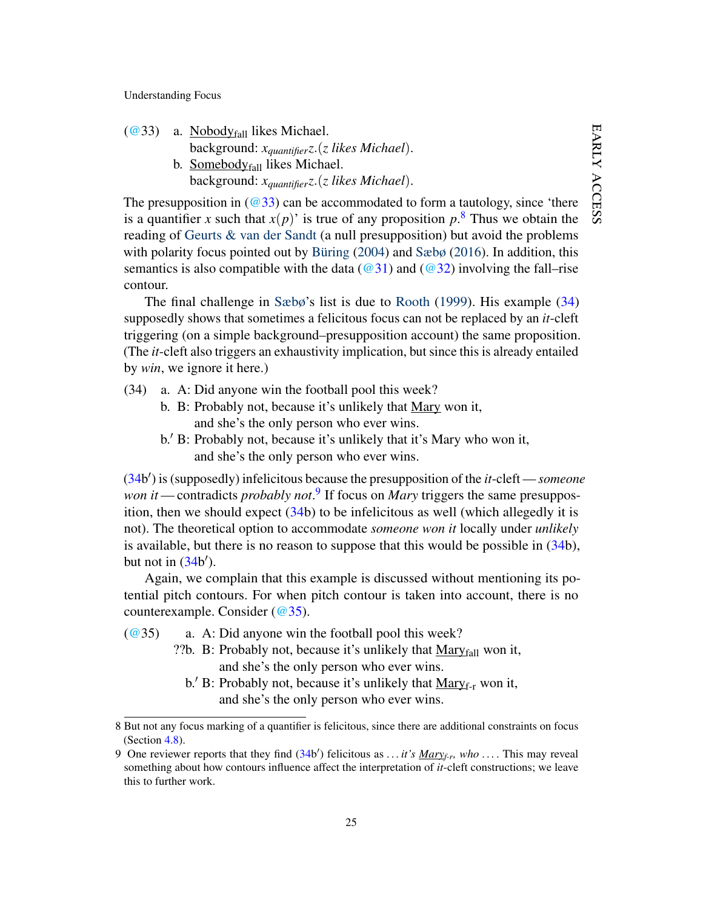(@33) a. Nobody$_{\text{fall}}$ likes Michael.
   background: $x_{quantifier}z.(z\ likes\ Michael)$.
  b. Somebody$_{\text{fall}}$ likes Michael.
   background: $x_{quantifier}z.(z\ likes\ Michael)$.

The presupposition in (@33) can be accommodated to form a tautology, since 'there is a quantifier $x$ such that $x(p)$' is true of any proposition $p$.[8] Thus we obtain the reading of Geurts & van der Sandt (a null presupposition) but avoid the problems with polarity focus pointed out by Büring (2004) and Sæbø (2016). In addition, this semantics is also compatible with the data (@31) and (@32) involving the fall–rise contour.

The final challenge in Sæbø's list is due to Rooth (1999). His example (34) supposedly shows that sometimes a felicitous focus can not be replaced by an *it*-cleft triggering (on a simple background–presupposition account) the same proposition. (The *it*-cleft also triggers an exhaustivity implication, but since this is already entailed by *win*, we ignore it here.)

(34) a. A: Did anyone win the football pool this week?
  b. B: Probably not, because it's unlikely that Mary won it,
   and she's the only person who ever wins.
  b.′ B: Probably not, because it's unlikely that it's Mary who won it,
   and she's the only person who ever wins.

(34b′) is (supposedly) infelicitous because the presupposition of the *it*-cleft — *someone won it* — contradicts *probably not*.[9] If focus on *Mary* triggers the same presupposition, then we should expect (34b) to be infelicitous as well (which allegedly it is not). The theoretical option to accommodate *someone won it* locally under *unlikely* is available, but there is no reason to suppose that this would be possible in (34b), but not in (34b′).

Again, we complain that this example is discussed without mentioning its potential pitch contours. For when pitch contour is taken into account, there is no counterexample. Consider (@35).

(@35) a. A: Did anyone win the football pool this week?
  ??b. B: Probably not, because it's unlikely that Mary$_{\text{fall}}$ won it,
   and she's the only person who ever wins.
  b.′ B: Probably not, because it's unlikely that Mary$_{\text{f-r}}$ won it,
   and she's the only person who ever wins.

8 But not any focus marking of a quantifier is felicitous, since there are additional constraints on focus (Section 4.8).

9 One reviewer reports that they find (34b′) felicitous as … *it's Mary$_{f\text{-}r}$, who* …. This may reveal something about how contours influence affect the interpretation of *it*-cleft constructions; we leave this to further work.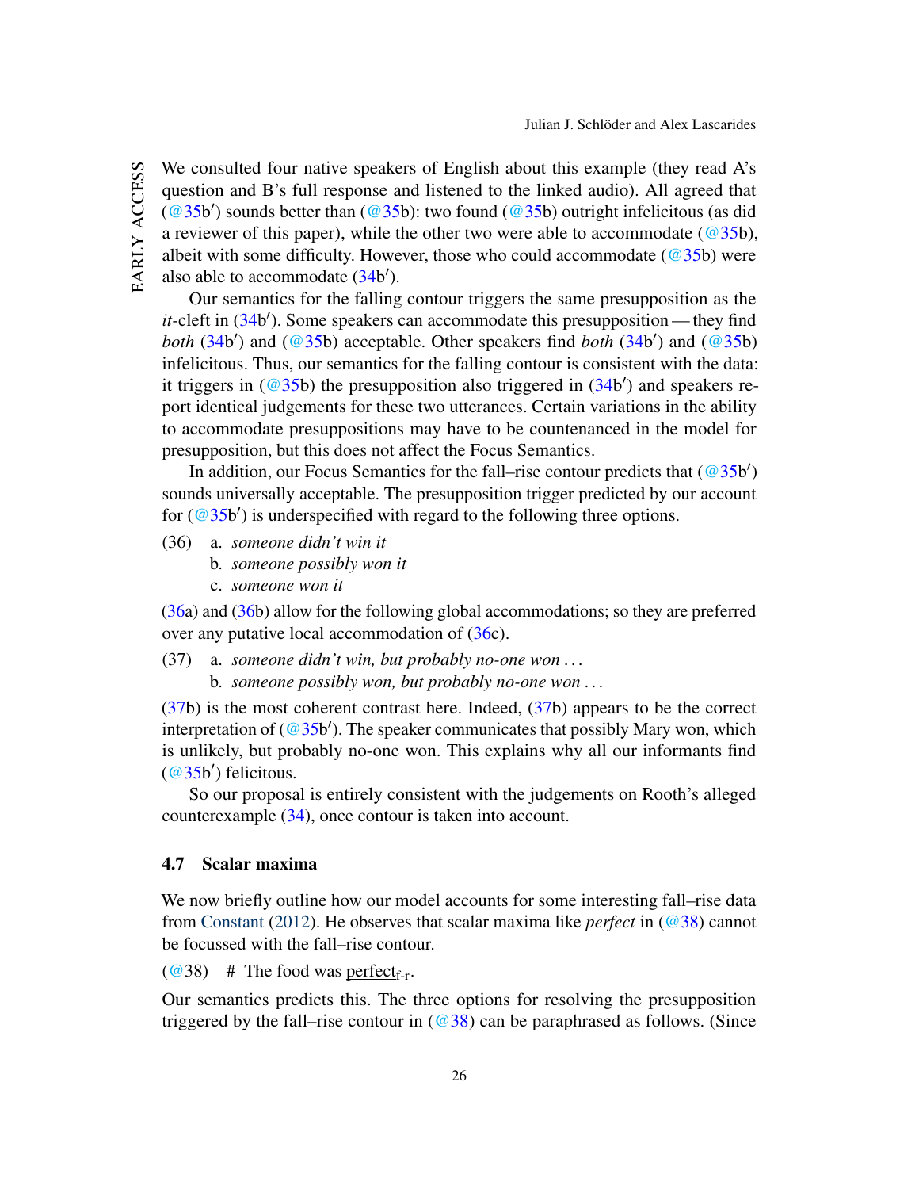We consulted four native speakers of English about this example (they read A's question and B's full response and listened to the linked audio). All agreed that (@35b′) sounds better than (@35b): two found (@35b) outright infelicitous (as did a reviewer of this paper), while the other two were able to accommodate (@35b), albeit with some difficulty. However, those who could accommodate (@35b) were also able to accommodate (34b′).

Our semantics for the falling contour triggers the same presupposition as the *it*-cleft in (34b′). Some speakers can accommodate this presupposition — they find *both* (34b′) and (@35b) acceptable. Other speakers find *both* (34b′) and (@35b) infelicitous. Thus, our semantics for the falling contour is consistent with the data: it triggers in (@35b) the presupposition also triggered in (34b′) and speakers report identical judgements for these two utterances. Certain variations in the ability to accommodate presuppositions may have to be countenanced in the model for presupposition, but this does not affect the Focus Semantics.

In addition, our Focus Semantics for the fall–rise contour predicts that (@35b′) sounds universally acceptable. The presupposition trigger predicted by our account for (@35b′) is underspecified with regard to the following three options.

(36) a. *someone didn't win it*
  b. *someone possibly won it*
  c. *someone won it*

(36a) and (36b) allow for the following global accommodations; so they are preferred over any putative local accommodation of (36c).

(37) a. *someone didn't win, but probably no-one won ...*
  b. *someone possibly won, but probably no-one won ...*

(37b) is the most coherent contrast here. Indeed, (37b) appears to be the correct interpretation of (@35b′). The speaker communicates that possibly Mary won, which is unlikely, but probably no-one won. This explains why all our informants find (@35b′) felicitous.

So our proposal is entirely consistent with the judgements on Rooth's alleged counterexample (34), once contour is taken into account.

### 4.7 Scalar maxima

We now briefly outline how our model accounts for some interesting fall–rise data from Constant (2012). He observes that scalar maxima like *perfect* in (@38) cannot be focussed with the fall–rise contour.

(@38) # The food was perfect$_{\text{f-r}}$.

Our semantics predicts this. The three options for resolving the presupposition triggered by the fall–rise contour in (@38) can be paraphrased as follows. (Since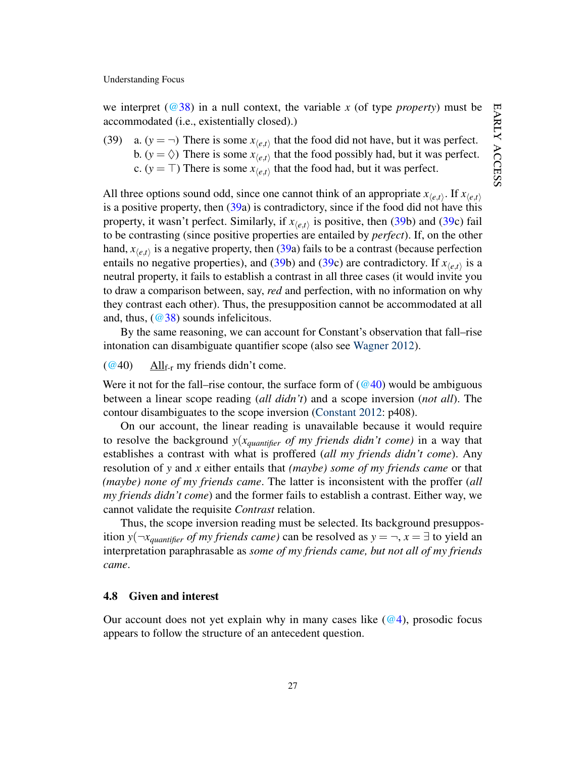we interpret (@38) in a null context, the variable $x$ (of type *property*) must be accommodated (i.e., existentially closed).)

(39) a. ($y = \neg$) There is some $x_{\langle e,t \rangle}$ that the food did not have, but it was perfect.
b. ($y = \Diamond$) There is some $x_{\langle e,t \rangle}$ that the food possibly had, but it was perfect.
c. ($y = \top$) There is some $x_{\langle e,t \rangle}$ that the food had, but it was perfect.

All three options sound odd, since one cannot think of an appropriate $x_{\langle e,t \rangle}$. If $x_{\langle e,t \rangle}$ is a positive property, then (39a) is contradictory, since if the food did not have this property, it wasn't perfect. Similarly, if $x_{\langle e,t \rangle}$ is positive, then (39b) and (39c) fail to be contrasting (since positive properties are entailed by *perfect*). If, on the other hand, $x_{\langle e,t \rangle}$ is a negative property, then (39a) fails to be a contrast (because perfection entails no negative properties), and (39b) and (39c) are contradictory. If $x_{\langle e,t \rangle}$ is a neutral property, it fails to establish a contrast in all three cases (it would invite you to draw a comparison between, say, *red* and perfection, with no information on why they contrast each other). Thus, the presupposition cannot be accommodated at all and, thus, (@38) sounds infelicitous.

By the same reasoning, we can account for Constant's observation that fall–rise intonation can disambiguate quantifier scope (also see Wagner 2012).

(@40) All$_{\text{f-r}}$ my friends didn't come.

Were it not for the fall–rise contour, the surface form of (@40) would be ambiguous between a linear scope reading (*all didn't*) and a scope inversion (*not all*). The contour disambiguates to the scope inversion (Constant 2012: p408).

On our account, the linear reading is unavailable because it would require to resolve the background $y$($x_{quantifier}$ *of my friends didn't come)* in a way that establishes a contrast with what is proffered (*all my friends didn't come*). Any resolution of $y$ and $x$ either entails that *(maybe) some of my friends came* or that *(maybe) none of my friends came*. The latter is inconsistent with the proffer (*all my friends didn't come*) and the former fails to establish a contrast. Either way, we cannot validate the requisite *Contrast* relation.

Thus, the scope inversion reading must be selected. Its background presupposition $y$($\neg x_{quantifier}$ *of my friends came)* can be resolved as $y = \neg$, $x = \exists$ to yield an interpretation paraphrasable as *some of my friends came, but not all of my friends came*.

### 4.8 Given and interest

Our account does not yet explain why in many cases like (@4), prosodic focus appears to follow the structure of an antecedent question.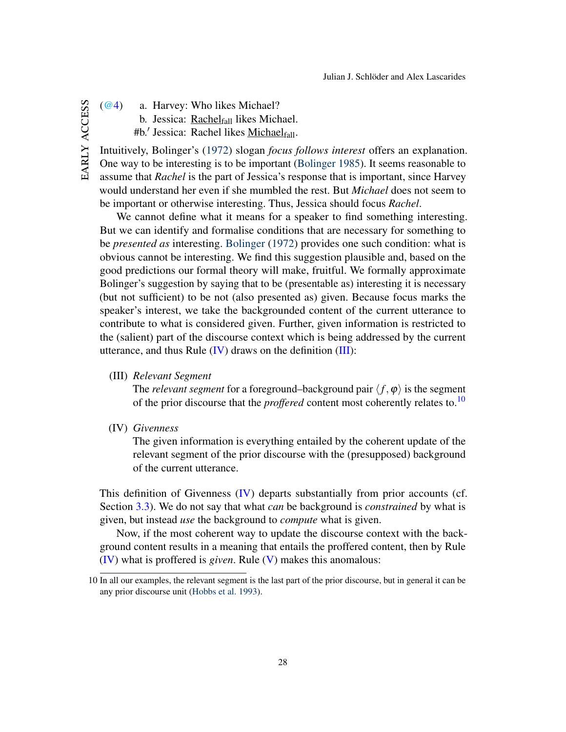(@4) a. Harvey: Who likes Michael?
b. Jessica: <u>Rachel</u>$_{\text{fall}}$ likes Michael.
#b.′ Jessica: Rachel likes <u>Michael</u>$_{\text{fall}}$.

Intuitively, Bolinger's (1972) slogan *focus follows interest* offers an explanation. One way to be interesting is to be important (Bolinger 1985). It seems reasonable to assume that *Rachel* is the part of Jessica's response that is important, since Harvey would understand her even if she mumbled the rest. But *Michael* does not seem to be important or otherwise interesting. Thus, Jessica should focus *Rachel*.

We cannot define what it means for a speaker to find something interesting. But we can identify and formalise conditions that are necessary for something to be *presented as* interesting. Bolinger (1972) provides one such condition: what is obvious cannot be interesting. We find this suggestion plausible and, based on the good predictions our formal theory will make, fruitful. We formally approximate Bolinger's suggestion by saying that to be (presentable as) interesting it is necessary (but not sufficient) to be not (also presented as) given. Because focus marks the speaker's interest, we take the backgrounded content of the current utterance to contribute to what is considered given. Further, given information is restricted to the (salient) part of the discourse context which is being addressed by the current utterance, and thus Rule (IV) draws on the definition (III):

(III) *Relevant Segment*
The *relevant segment* for a foreground–background pair $\langle f, \varphi \rangle$ is the segment of the prior discourse that the *proffered* content most coherently relates to.[10]

(IV) *Givenness*
The given information is everything entailed by the coherent update of the relevant segment of the prior discourse with the (presupposed) background of the current utterance.

This definition of Givenness (IV) departs substantially from prior accounts (cf. Section 3.3). We do not say that what *can* be background is *constrained* by what is given, but instead *use* the background to *compute* what is given.

Now, if the most coherent way to update the discourse context with the background content results in a meaning that entails the proffered content, then by Rule (IV) what is proffered is *given*. Rule (V) makes this anomalous:

10 In all our examples, the relevant segment is the last part of the prior discourse, but in general it can be any prior discourse unit (Hobbs et al. 1993).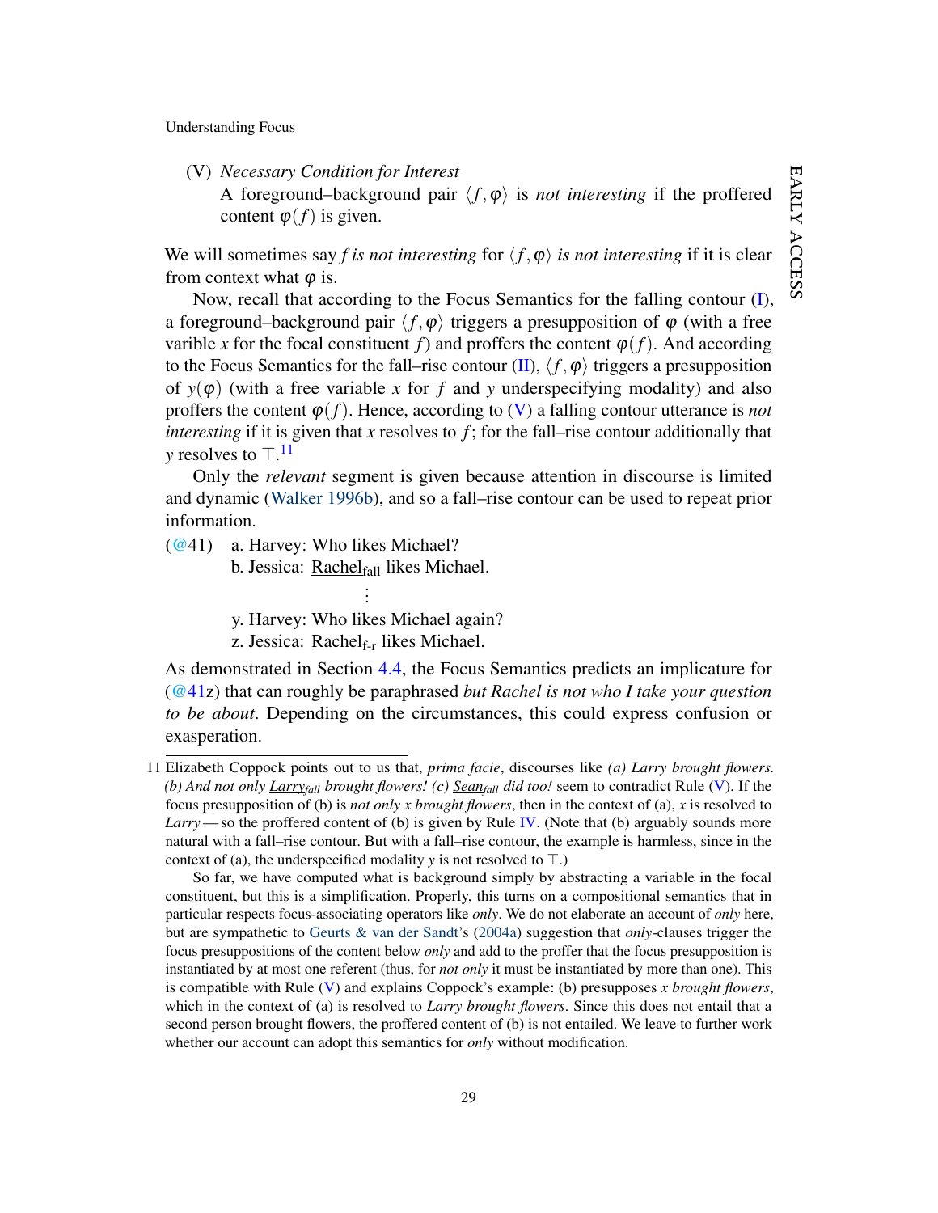(V) *Necessary Condition for Interest*
A foreground–background pair $\langle f, \varphi \rangle$ is *not interesting* if the proffered content $\varphi(f)$ is given.

We will sometimes say *f is not interesting* for $\langle f, \varphi \rangle$ *is not interesting* if it is clear from context what $\varphi$ is.

Now, recall that according to the Focus Semantics for the falling contour (I), a foreground–background pair $\langle f, \varphi \rangle$ triggers a presupposition of $\varphi$ (with a free varible $x$ for the focal constituent $f$) and proffers the content $\varphi(f)$. And according to the Focus Semantics for the fall–rise contour (II), $\langle f, \varphi \rangle$ triggers a presupposition of $y(\varphi)$ (with a free variable $x$ for $f$ and $y$ underspecifying modality) and also proffers the content $\varphi(f)$. Hence, according to (V) a falling contour utterance is *not interesting* if it is given that $x$ resolves to $f$; for the fall–rise contour additionally that $y$ resolves to $\top$.[11]

Only the *relevant* segment is given because attention in discourse is limited and dynamic (Walker 1996b), and so a fall–rise contour can be used to repeat prior information.

(@41) a. Harvey: Who likes Michael?
b. Jessica: Rachel$_{\text{fall}}$ likes Michael.
⋮
y. Harvey: Who likes Michael again?
z. Jessica: Rachel$_{\text{f-r}}$ likes Michael.

As demonstrated in Section 4.4, the Focus Semantics predicts an implicature for (@41z) that can roughly be paraphrased *but Rachel is not who I take your question to be about*. Depending on the circumstances, this could express confusion or exasperation.

---

11 Elizabeth Coppock points out to us that, *prima facie*, discourses like *(a) Larry brought flowers. (b) And not only Larry$_{fall}$ brought flowers! (c) Sean$_{fall}$ did too!* seem to contradict Rule (V). If the focus presupposition of (b) is *not only x brought flowers*, then in the context of (a), $x$ is resolved to *Larry*—so the proffered content of (b) is given by Rule IV. (Note that (b) arguably sounds more natural with a fall–rise contour. But with a fall–rise contour, the example is harmless, since in the context of (a), the underspecified modality $y$ is not resolved to $\top$.)

So far, we have computed what is background simply by abstracting a variable in the focal constituent, but this is a simplification. Properly, this turns on a compositional semantics that in particular respects focus-associating operators like *only*. We do not elaborate an account of *only* here, but are sympathetic to Geurts & van der Sandt's (2004a) suggestion that *only*-clauses trigger the focus presuppositions of the content below *only* and add to the proffer that the focus presupposition is instantiated by at most one referent (thus, for *not only* it must be instantiated by more than one). This is compatible with Rule (V) and explains Coppock's example: (b) presupposes *x brought flowers*, which in the context of (a) is resolved to *Larry brought flowers*. Since this does not entail that a second person brought flowers, the proffered content of (b) is not entailed. We leave to further work whether our account can adopt this semantics for *only* without modification.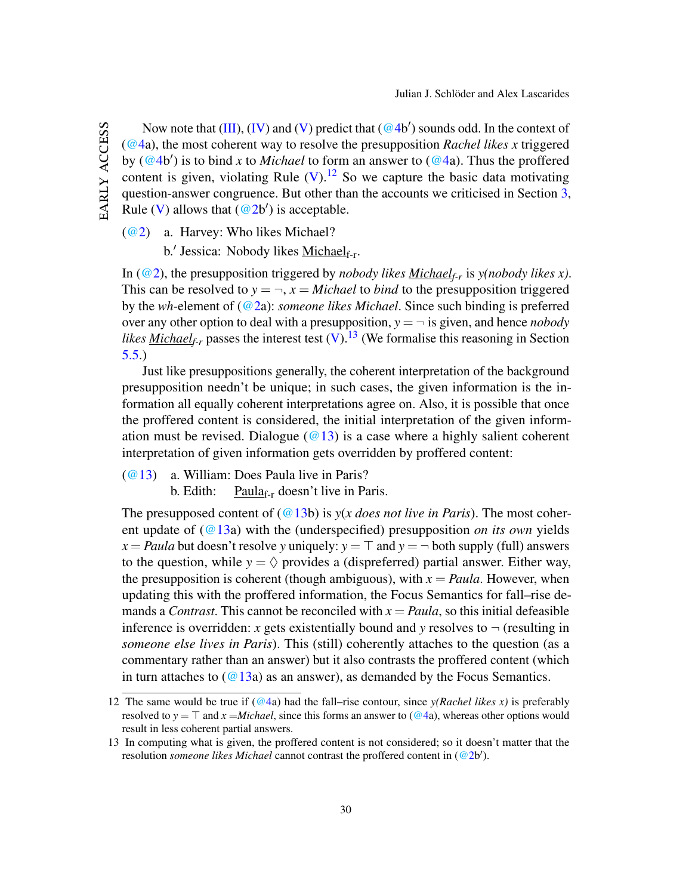Now note that (III), (IV) and (V) predict that (@4b′) sounds odd. In the context of (@4a), the most coherent way to resolve the presupposition *Rachel likes x* triggered by (@4b′) is to bind *x* to *Michael* to form an answer to (@4a). Thus the proffered content is given, violating Rule (V).[12] So we capture the basic data motivating question-answer congruence. But other than the accounts we criticised in Section 3, Rule (V) allows that (@2b′) is acceptable.

(@2) a. Harvey: Who likes Michael?
  b.′ Jessica: Nobody likes Michael$_{\text{f-r}}$.

In (@2), the presupposition triggered by *nobody likes Michael*$_{f\text{-}r}$ is *y(nobody likes x)*. This can be resolved to $y = \neg$, $x = $ *Michael* to *bind* to the presupposition triggered by the *wh*-element of (@2a): *someone likes Michael*. Since such binding is preferred over any other option to deal with a presupposition, $y = \neg$ is given, and hence *nobody likes Michael*$_{f\text{-}r}$ passes the interest test (V).[13] (We formalise this reasoning in Section 5.5.)

Just like presuppositions generally, the coherent interpretation of the background presupposition needn't be unique; in such cases, the given information is the information all equally coherent interpretations agree on. Also, it is possible that once the proffered content is considered, the initial interpretation of the given information must be revised. Dialogue (@13) is a case where a highly salient coherent interpretation of given information gets overridden by proffered content:

(@13) a. William: Does Paula live in Paris?
  b. Edith: Paula$_{\text{f-r}}$ doesn't live in Paris.

The presupposed content of (@13b) is *y*(*x does not live in Paris*). The most coherent update of (@13a) with the (underspecified) presupposition *on its own* yields $x = $ *Paula* but doesn't resolve *y* uniquely: $y = \top$ and $y = \neg$ both supply (full) answers to the question, while $y = \Diamond$ provides a (dispreferred) partial answer. Either way, the presupposition is coherent (though ambiguous), with $x = $ *Paula*. However, when updating this with the proffered information, the Focus Semantics for fall–rise demands a *Contrast*. This cannot be reconciled with $x = $ *Paula*, so this initial defeasible inference is overridden: *x* gets existentially bound and *y* resolves to $\neg$ (resulting in *someone else lives in Paris*). This (still) coherently attaches to the question (as a commentary rather than an answer) but it also contrasts the proffered content (which in turn attaches to (@13a) as an answer), as demanded by the Focus Semantics.

---

12 The same would be true if (@4a) had the fall–rise contour, since *y(Rachel likes x)* is preferably resolved to $y = \top$ and $x =$*Michael*, since this forms an answer to (@4a), whereas other options would result in less coherent partial answers.

13 In computing what is given, the proffered content is not considered; so it doesn't matter that the resolution *someone likes Michael* cannot contrast the proffered content in (@2b′).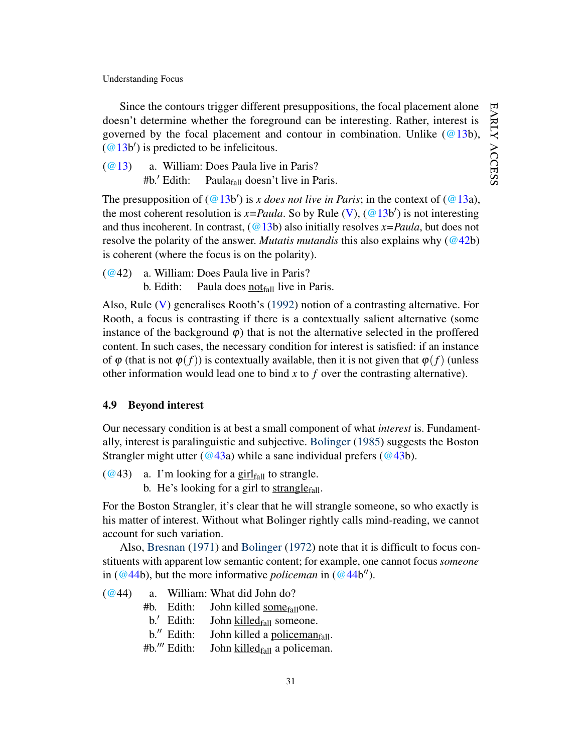Since the contours trigger different presuppositions, the focal placement alone doesn't determine whether the foreground can be interesting. Rather, interest is governed by the focal placement and contour in combination. Unlike (@13b), (@13b′) is predicted to be infelicitous.

(@13) a. William: Does Paula live in Paris?
#b.′ Edith: <u>Paula</u>$_{\text{fall}}$ doesn't live in Paris.

The presupposition of (@13b′) is *x does not live in Paris*; in the context of (@13a), the most coherent resolution is *x*=*Paula*. So by Rule (V), (@13b′) is not interesting and thus incoherent. In contrast, (@13b) also initially resolves *x*=*Paula*, but does not resolve the polarity of the answer. *Mutatis mutandis* this also explains why (@42b) is coherent (where the focus is on the polarity).

(@42) a. William: Does Paula live in Paris?
b. Edith: Paula does <u>not</u>$_{\text{fall}}$ live in Paris.

Also, Rule (V) generalises Rooth's (1992) notion of a contrasting alternative. For Rooth, a focus is contrasting if there is a contextually salient alternative (some instance of the background $\varphi$) that is not the alternative selected in the proffered content. In such cases, the necessary condition for interest is satisfied: if an instance of $\varphi$ (that is not $\varphi(f)$) is contextually available, then it is not given that $\varphi(f)$ (unless other information would lead one to bind $x$ to $f$ over the contrasting alternative).

### 4.9 Beyond interest

Our necessary condition is at best a small component of what *interest* is. Fundamentally, interest is paralinguistic and subjective. Bolinger (1985) suggests the Boston Strangler might utter (@43a) while a sane individual prefers (@43b).

(@43) a. I'm looking for a <u>girl</u>$_{\text{fall}}$ to strangle.
b. He's looking for a girl to <u>strangle</u>$_{\text{fall}}$.

For the Boston Strangler, it's clear that he will strangle someone, so who exactly is his matter of interest. Without what Bolinger rightly calls mind-reading, we cannot account for such variation.

Also, Bresnan (1971) and Bolinger (1972) note that it is difficult to focus constituents with apparent low semantic content; for example, one cannot focus *someone* in (@44b), but the more informative *policeman* in (@44b″).

(@44) a. William: What did John do?
#b. Edith: John killed <u>some</u>$_{\text{fall}}$one.
b.′ Edith: John <u>killed</u>$_{\text{fall}}$ someone.
b.″ Edith: John killed a <u>policeman</u>$_{\text{fall}}$.
#b.‴ Edith: John <u>killed</u>$_{\text{fall}}$ a policeman.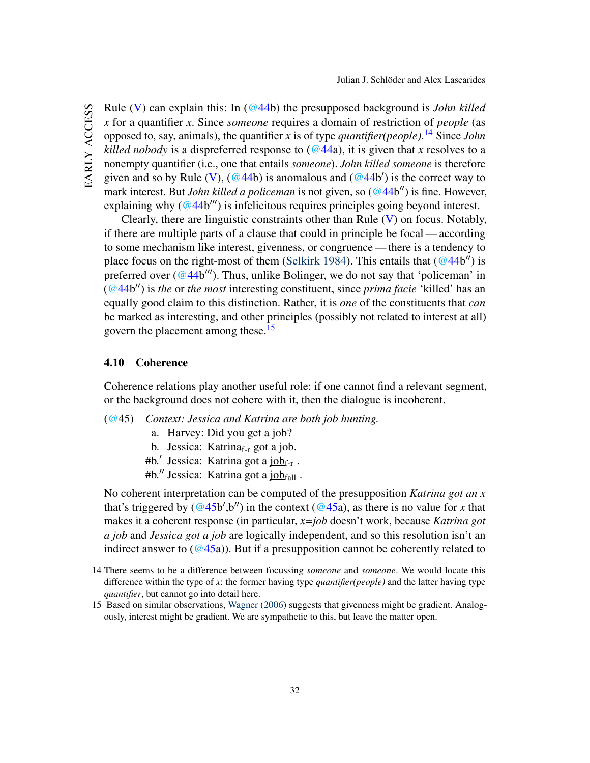Rule (V) can explain this: In (@44b) the presupposed background is *John killed x* for a quantifier *x*. Since *someone* requires a domain of restriction of *people* (as opposed to, say, animals), the quantifier *x* is of type *quantifier(people)*.[14] Since *John killed nobody* is a dispreferred response to (@44a), it is given that *x* resolves to a nonempty quantifier (i.e., one that entails *someone*). *John killed someone* is therefore given and so by Rule (V), (@44b) is anomalous and (@44b′) is the correct way to mark interest. But *John killed a policeman* is not given, so (@44b″) is fine. However, explaining why (@44b‴) is infelicitous requires principles going beyond interest.

Clearly, there are linguistic constraints other than Rule (V) on focus. Notably, if there are multiple parts of a clause that could in principle be focal — according to some mechanism like interest, givenness, or congruence — there is a tendency to place focus on the right-most of them (Selkirk 1984). This entails that (@44b″) is preferred over (@44b‴). Thus, unlike Bolinger, we do not say that 'policeman' in (@44b″) is *the* or *the most* interesting constituent, since *prima facie* 'killed' has an equally good claim to this distinction. Rather, it is *one* of the constituents that *can* be marked as interesting, and other principles (possibly not related to interest at all) govern the placement among these.[15]

### 4.10 Coherence

Coherence relations play another useful role: if one cannot find a relevant segment, or the background does not cohere with it, then the dialogue is incoherent.

(@45) *Context: Jessica and Katrina are both job hunting.*
  a. Harvey: Did you get a job?
  b. Jessica: Katrina$_{\text{f-r}}$ got a job.
  #b.′ Jessica: Katrina got a job$_{\text{f-r}}$ .
  #b.″ Jessica: Katrina got a job$_{\text{fall}}$ .

No coherent interpretation can be computed of the presupposition *Katrina got an x* that's triggered by (@45b′,b″) in the context (@45a), as there is no value for *x* that makes it a coherent response (in particular, *x=job* doesn't work, because *Katrina got a job* and *Jessica got a job* are logically independent, and so this resolution isn't an indirect answer to (@45a)). But if a presupposition cannot be coherently related to

---

14 There seems to be a difference between focussing *someone* and *someone*. We would locate this difference within the type of *x*: the former having type *quantifier(people)* and the latter having type *quantifier*, but cannot go into detail here.

15 Based on similar observations, Wagner (2006) suggests that givenness might be gradient. Analogously, interest might be gradient. We are sympathetic to this, but leave the matter open.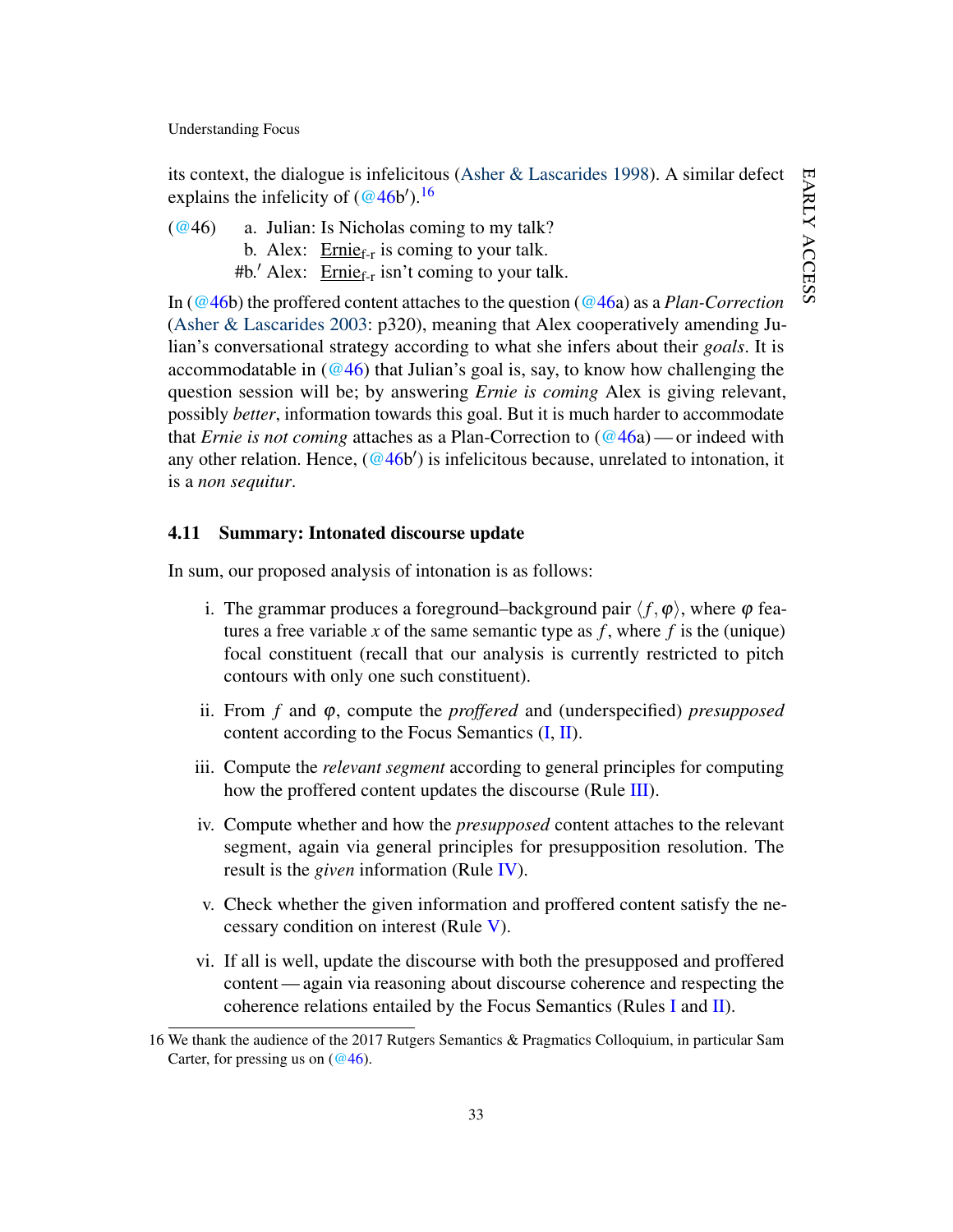its context, the dialogue is infelicitous (Asher & Lascarides 1998). A similar defect explains the infelicity of (@46b′).[16]

(@46) a. Julian: Is Nicholas coming to my talk?
  b. Alex: <u>Ernie</u>$_{\text{f-r}}$ is coming to your talk.
 #b.′ Alex: <u>Ernie</u>$_{\text{f-r}}$ isn't coming to your talk.

In (@46b) the proffered content attaches to the question (@46a) as a *Plan-Correction* (Asher & Lascarides 2003: p320), meaning that Alex cooperatively amending Julian's conversational strategy according to what she infers about their *goals*. It is accommodatable in (@46) that Julian's goal is, say, to know how challenging the question session will be; by answering *Ernie is coming* Alex is giving relevant, possibly *better*, information towards this goal. But it is much harder to accommodate that *Ernie is not coming* attaches as a Plan-Correction to (@46a) — or indeed with any other relation. Hence, (@46b′) is infelicitous because, unrelated to intonation, it is a *non sequitur*.

### 4.11 Summary: Intonated discourse update

In sum, our proposed analysis of intonation is as follows:

i. The grammar produces a foreground–background pair $\langle f, \varphi \rangle$, where $\varphi$ features a free variable $x$ of the same semantic type as $f$, where $f$ is the (unique) focal constituent (recall that our analysis is currently restricted to pitch contours with only one such constituent).

ii. From $f$ and $\varphi$, compute the *proffered* and (underspecified) *presupposed* content according to the Focus Semantics (I, II).

iii. Compute the *relevant segment* according to general principles for computing how the proffered content updates the discourse (Rule III).

iv. Compute whether and how the *presupposed* content attaches to the relevant segment, again via general principles for presupposition resolution. The result is the *given* information (Rule IV).

v. Check whether the given information and proffered content satisfy the necessary condition on interest (Rule V).

vi. If all is well, update the discourse with both the presupposed and proffered content — again via reasoning about discourse coherence and respecting the coherence relations entailed by the Focus Semantics (Rules I and II).

16 We thank the audience of the 2017 Rutgers Semantics & Pragmatics Colloquium, in particular Sam Carter, for pressing us on (@46).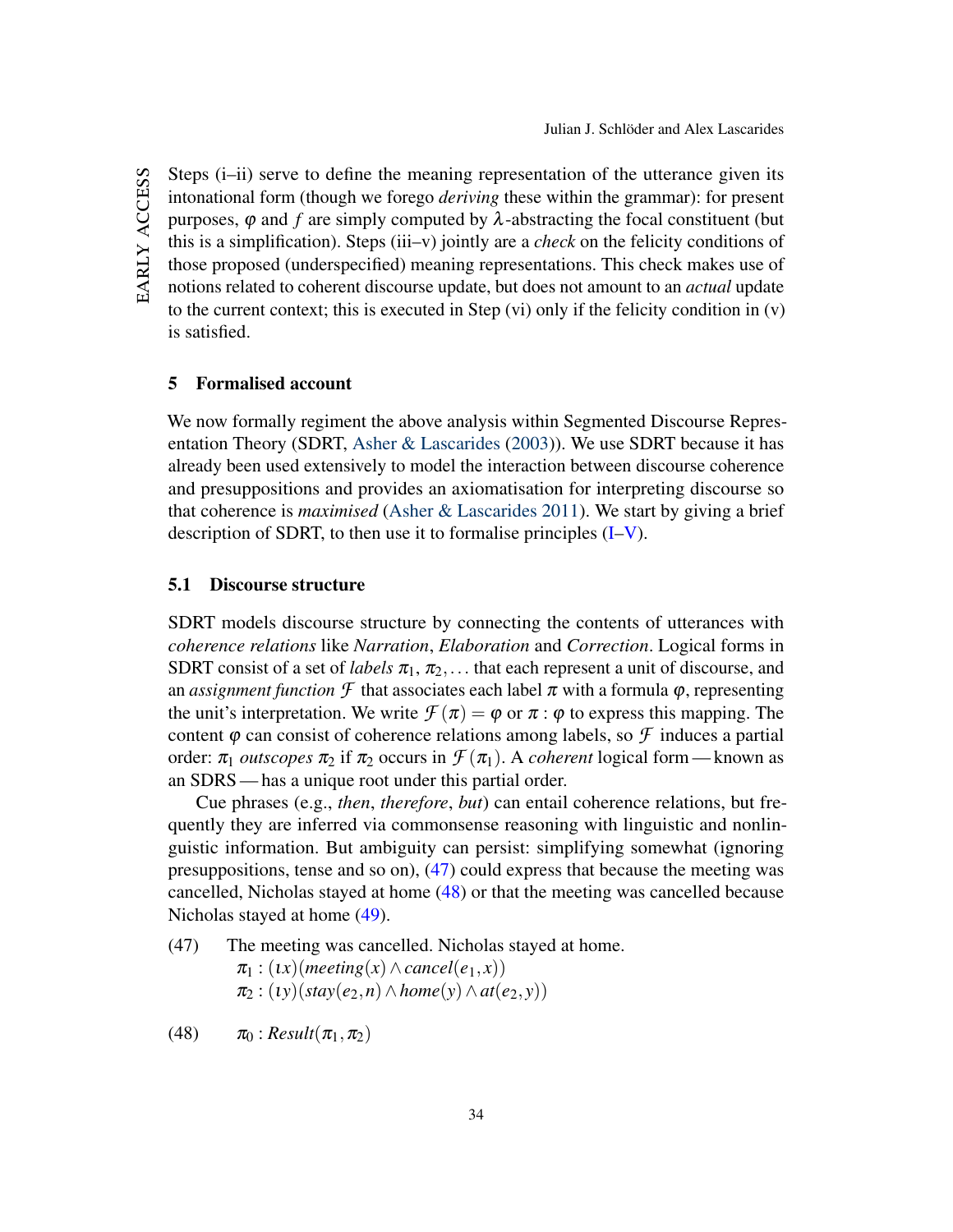Steps (i–ii) serve to define the meaning representation of the utterance given its intonational form (though we forego *deriving* these within the grammar): for present purposes, $\varphi$ and $f$ are simply computed by $\lambda$-abstracting the focal constituent (but this is a simplification). Steps (iii–v) jointly are a *check* on the felicity conditions of those proposed (underspecified) meaning representations. This check makes use of notions related to coherent discourse update, but does not amount to an *actual* update to the current context; this is executed in Step (vi) only if the felicity condition in (v) is satisfied.

## 5 Formalised account

We now formally regiment the above analysis within Segmented Discourse Representation Theory (SDRT, Asher & Lascarides (2003)). We use SDRT because it has already been used extensively to model the interaction between discourse coherence and presuppositions and provides an axiomatisation for interpreting discourse so that coherence is *maximised* (Asher & Lascarides 2011). We start by giving a brief description of SDRT, to then use it to formalise principles (I–V).

### 5.1 Discourse structure

SDRT models discourse structure by connecting the contents of utterances with *coherence relations* like *Narration*, *Elaboration* and *Correction*. Logical forms in SDRT consist of a set of *labels* $\pi_1$, $\pi_2, \ldots$ that each represent a unit of discourse, and an *assignment function* $\mathcal{F}$ that associates each label $\pi$ with a formula $\varphi$, representing the unit's interpretation. We write $\mathcal{F}(\pi) = \varphi$ or $\pi : \varphi$ to express this mapping. The content $\varphi$ can consist of coherence relations among labels, so $\mathcal{F}$ induces a partial order: $\pi_1$ *outscopes* $\pi_2$ if $\pi_2$ occurs in $\mathcal{F}(\pi_1)$. A *coherent* logical form — known as an SDRS — has a unique root under this partial order.

Cue phrases (e.g., *then*, *therefore*, *but*) can entail coherence relations, but frequently they are inferred via commonsense reasoning with linguistic and nonlinguistic information. But ambiguity can persist: simplifying somewhat (ignoring presuppositions, tense and so on), (47) could express that because the meeting was cancelled, Nicholas stayed at home (48) or that the meeting was cancelled because Nicholas stayed at home (49).

(47) The meeting was cancelled. Nicholas stayed at home.
$\pi_1 : (\iota x)(meeting(x) \wedge cancel(e_1, x))$
$\pi_2 : (\iota y)(stay(e_2, n) \wedge home(y) \wedge at(e_2, y))$

(48) $\pi_0 : Result(\pi_1, \pi_2)$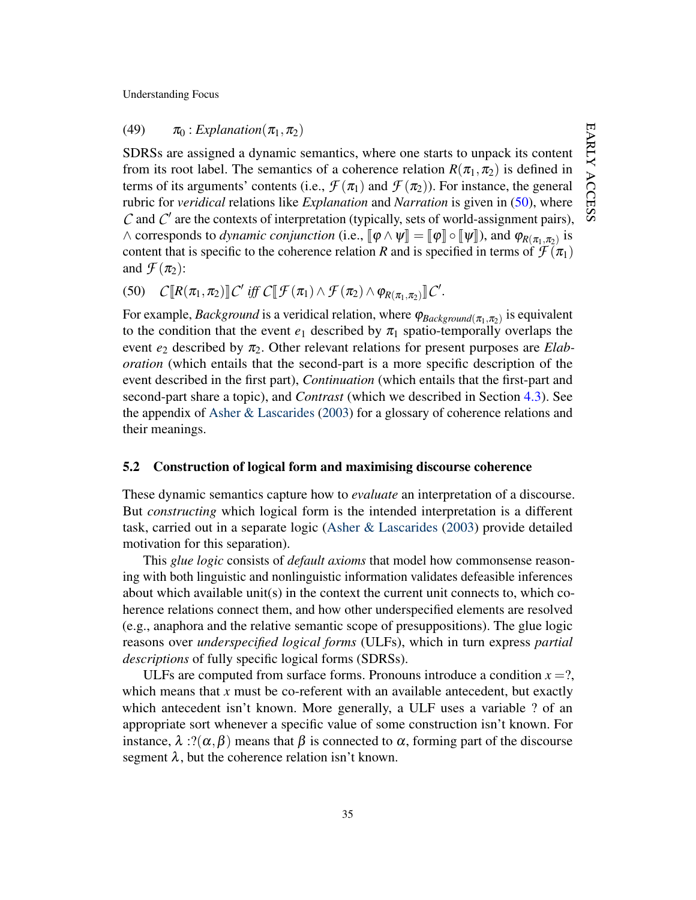(49) $\pi_0 : Explanation(\pi_1, \pi_2)$

SDRSs are assigned a dynamic semantics, where one starts to unpack its content from its root label. The semantics of a coherence relation $R(\pi_1, \pi_2)$ is defined in terms of its arguments' contents (i.e., $\mathcal{F}(\pi_1)$ and $\mathcal{F}(\pi_2)$). For instance, the general rubric for *veridical* relations like *Explanation* and *Narration* is given in (50), where $\mathcal{C}$ and $\mathcal{C}'$ are the contexts of interpretation (typically, sets of world-assignment pairs), $\wedge$ corresponds to *dynamic conjunction* (i.e., $[\![\varphi \wedge \psi]\!] = [\![\varphi]\!] \circ [\![\psi]\!]$), and $\varphi_{R(\pi_1,\pi_2)}$ is content that is specific to the coherence relation $R$ and is specified in terms of $\mathcal{F}(\pi_1)$ and $\mathcal{F}(\pi_2)$:

(50) $\mathcal{C}[\![R(\pi_1, \pi_2)]\!]\mathcal{C}'$ *iff* $\mathcal{C}[\![\mathcal{F}(\pi_1) \wedge \mathcal{F}(\pi_2) \wedge \varphi_{R(\pi_1,\pi_2)}]\!]\mathcal{C}'$.

For example, *Background* is a veridical relation, where $\varphi_{Background(\pi_1,\pi_2)}$ is equivalent to the condition that the event $e_1$ described by $\pi_1$ spatio-temporally overlaps the event $e_2$ described by $\pi_2$. Other relevant relations for present purposes are *Elaboration* (which entails that the second-part is a more specific description of the event described in the first part), *Continuation* (which entails that the first-part and second-part share a topic), and *Contrast* (which we described in Section 4.3). See the appendix of Asher & Lascarides (2003) for a glossary of coherence relations and their meanings.

## 5.2 Construction of logical form and maximising discourse coherence

These dynamic semantics capture how to *evaluate* an interpretation of a discourse. But *constructing* which logical form is the intended interpretation is a different task, carried out in a separate logic (Asher & Lascarides (2003) provide detailed motivation for this separation).

This *glue logic* consists of *default axioms* that model how commonsense reasoning with both linguistic and nonlinguistic information validates defeasible inferences about which available unit(s) in the context the current unit connects to, which coherence relations connect them, and how other underspecified elements are resolved (e.g., anaphora and the relative semantic scope of presuppositions). The glue logic reasons over *underspecified logical forms* (ULFs), which in turn express *partial descriptions* of fully specific logical forms (SDRSs).

ULFs are computed from surface forms. Pronouns introduce a condition $x = ?$, which means that $x$ must be co-referent with an available antecedent, but exactly which antecedent isn't known. More generally, a ULF uses a variable ? of an appropriate sort whenever a specific value of some construction isn't known. For instance, $\lambda : ?(\alpha, \beta)$ means that $\beta$ is connected to $\alpha$, forming part of the discourse segment $\lambda$, but the coherence relation isn't known.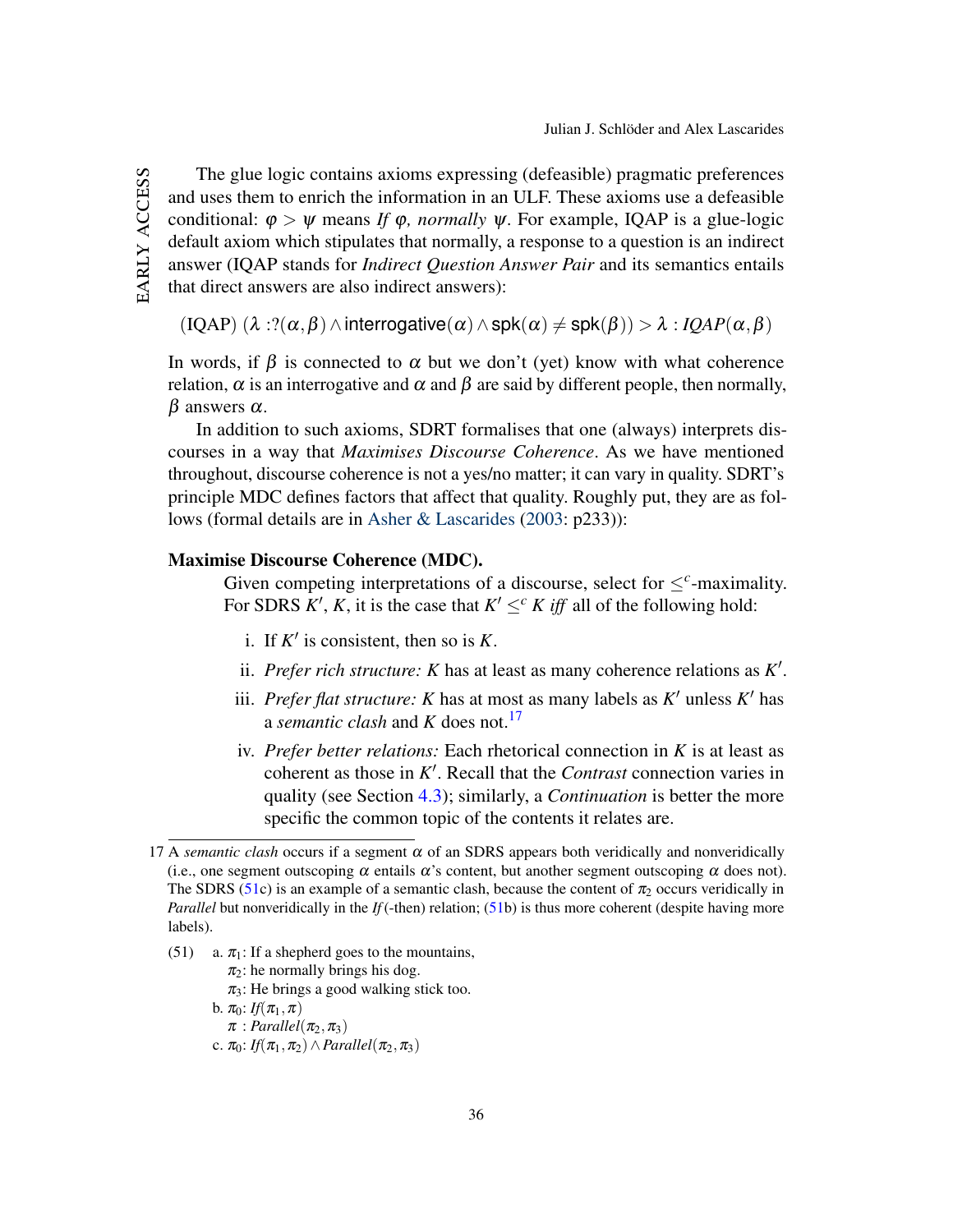The glue logic contains axioms expressing (defeasible) pragmatic preferences and uses them to enrich the information in an ULF. These axioms use a defeasible conditional: $\varphi > \psi$ means *If $\varphi$, normally $\psi$*. For example, IQAP is a glue-logic default axiom which stipulates that normally, a response to a question is an indirect answer (IQAP stands for *Indirect Question Answer Pair* and its semantics entails that direct answers are also indirect answers):

$$\text{(IQAP)}\ (\lambda : ?(\alpha,\beta) \wedge \mathsf{interrogative}(\alpha) \wedge \mathsf{spk}(\alpha) \neq \mathsf{spk}(\beta)) > \lambda : \mathit{IQAP}(\alpha,\beta)$$

In words, if $\beta$ is connected to $\alpha$ but we don't (yet) know with what coherence relation, $\alpha$ is an interrogative and $\alpha$ and $\beta$ are said by different people, then normally, $\beta$ answers $\alpha$.

In addition to such axioms, SDRT formalises that one (always) interprets discourses in a way that *Maximises Discourse Coherence*. As we have mentioned throughout, discourse coherence is not a yes/no matter; it can vary in quality. SDRT's principle MDC defines factors that affect that quality. Roughly put, they are as follows (formal details are in Asher & Lascarides (2003: p233)):

**Maximise Discourse Coherence (MDC).**

Given competing interpretations of a discourse, select for $\leq^c$-maximality. For SDRS $K'$, $K$, it is the case that $K' \leq^c K$ *iff* all of the following hold:

i. If $K'$ is consistent, then so is $K$.

ii. *Prefer rich structure:* $K$ has at least as many coherence relations as $K'$.

iii. *Prefer flat structure:* $K$ has at most as many labels as $K'$ unless $K'$ has a *semantic clash* and $K$ does not.[17]

iv. *Prefer better relations:* Each rhetorical connection in $K$ is at least as coherent as those in $K'$. Recall that the *Contrast* connection varies in quality (see Section 4.3); similarly, a *Continuation* is better the more specific the common topic of the contents it relates are.

---

17 A *semantic clash* occurs if a segment $\alpha$ of an SDRS appears both veridically and nonveridically (i.e., one segment outscoping $\alpha$ entails $\alpha$'s content, but another segment outscoping $\alpha$ does not). The SDRS (51c) is an example of a semantic clash, because the content of $\pi_2$ occurs veridically in *Parallel* but nonveridically in the *If*(-then) relation; (51b) is thus more coherent (despite having more labels).

(51) a. $\pi_1$: If a shepherd goes to the mountains,
$\pi_2$: he normally brings his dog.
$\pi_3$: He brings a good walking stick too.

b. $\pi_0$: $\mathit{If}(\pi_1,\pi)$
$\pi$ : $\mathit{Parallel}(\pi_2,\pi_3)$

c. $\pi_0$: $\mathit{If}(\pi_1,\pi_2) \wedge \mathit{Parallel}(\pi_2,\pi_3)$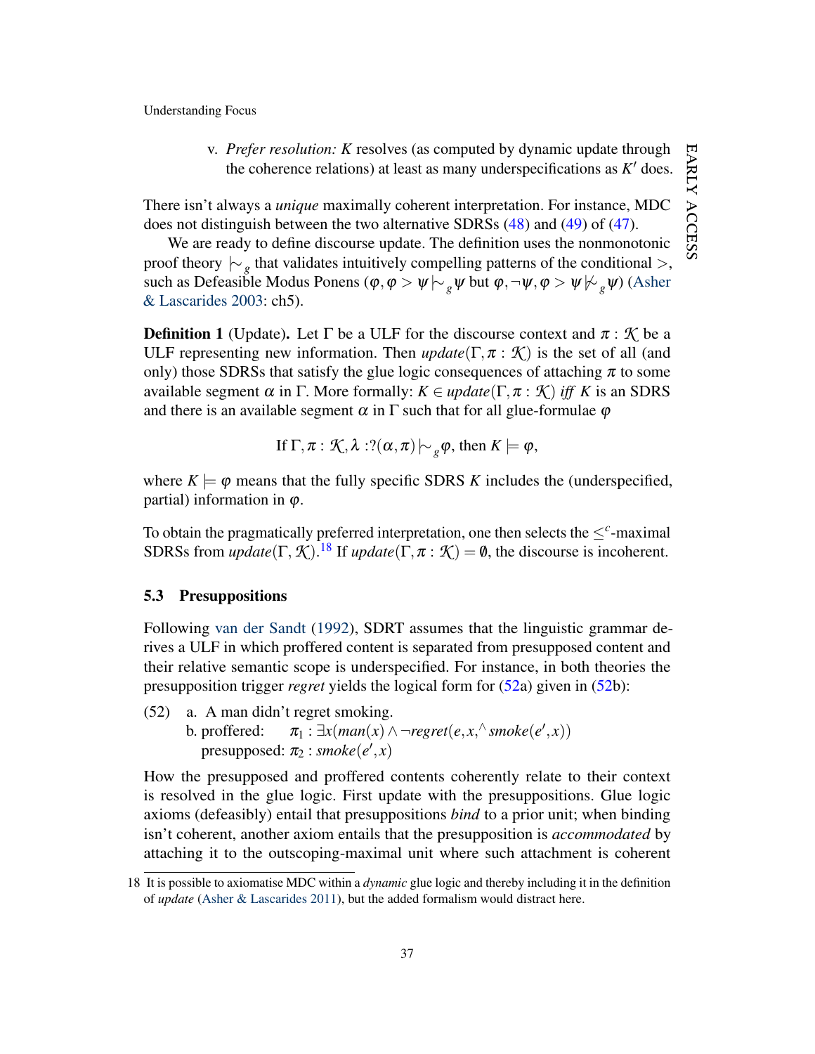v. *Prefer resolution:* $K$ resolves (as computed by dynamic update through the coherence relations) at least as many underspecifications as $K'$ does.

There isn't always a *unique* maximally coherent interpretation. For instance, MDC does not distinguish between the two alternative SDRSs (48) and (49) of (47).

We are ready to define discourse update. The definition uses the nonmonotonic proof theory $\mid\!\sim_g$ that validates intuitively compelling patterns of the conditional $>$, such as Defeasible Modus Ponens ($\varphi, \varphi > \psi \mid\!\sim_g \psi$ but $\varphi, \neg\psi, \varphi > \psi \not\mid\!\sim_g \psi$) (Asher & Lascarides 2003: ch5).

**Definition 1** (Update)**.** Let $\Gamma$ be a ULF for the discourse context and $\pi : \mathcal{K}$ be a ULF representing new information. Then *update*$(\Gamma, \pi : \mathcal{K})$ is the set of all (and only) those SDRSs that satisfy the glue logic consequences of attaching $\pi$ to some available segment $\alpha$ in $\Gamma$. More formally: $K \in update(\Gamma, \pi : \mathcal{K})$ *iff* $K$ is an SDRS and there is an available segment $\alpha$ in $\Gamma$ such that for all glue-formulae $\varphi$

$$\text{If } \Gamma, \pi : \mathcal{K}, \lambda : ?(\alpha, \pi) \mid\!\sim_g \varphi, \text{ then } K \models \varphi,$$

where $K \models \varphi$ means that the fully specific SDRS $K$ includes the (underspecified, partial) information in $\varphi$.

To obtain the pragmatically preferred interpretation, one then selects the $\leq^c$-maximal SDRSs from *update*$(\Gamma, \mathcal{K})$.[18] If *update*$(\Gamma, \pi : \mathcal{K}) = \emptyset$, the discourse is incoherent.

### 5.3 Presuppositions

Following van der Sandt (1992), SDRT assumes that the linguistic grammar derives a ULF in which proffered content is separated from presupposed content and their relative semantic scope is underspecified. For instance, in both theories the presupposition trigger *regret* yields the logical form for (52a) given in (52b):

(52) a. A man didn't regret smoking.
 b. proffered: $\pi_1 : \exists x(man(x) \wedge \neg regret(e, x, {}^\wedge smoke(e', x))$
  presupposed: $\pi_2 : smoke(e', x)$

How the presupposed and proffered contents coherently relate to their context is resolved in the glue logic. First update with the presuppositions. Glue logic axioms (defeasibly) entail that presuppositions *bind* to a prior unit; when binding isn't coherent, another axiom entails that the presupposition is *accommodated* by attaching it to the outscoping-maximal unit where such attachment is coherent

18 It is possible to axiomatise MDC within a *dynamic* glue logic and thereby including it in the definition of *update* (Asher & Lascarides 2011), but the added formalism would distract here.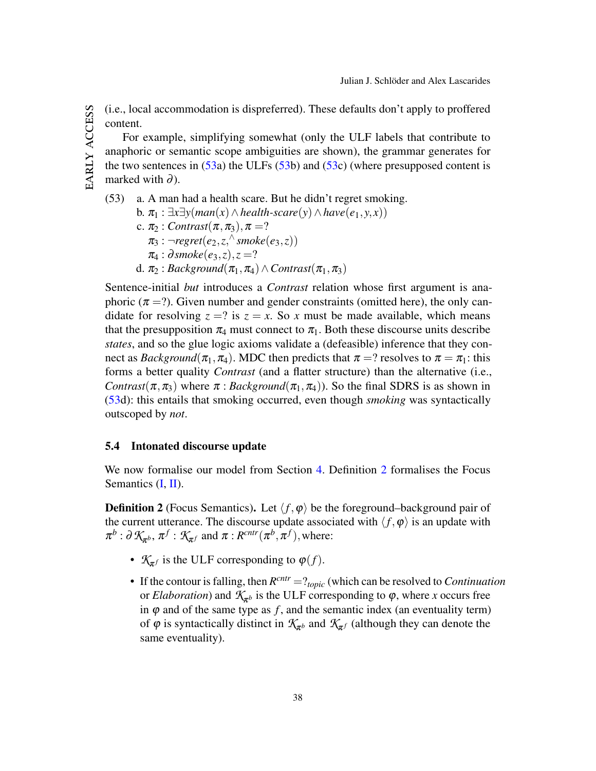(i.e., local accommodation is dispreferred). These defaults don't apply to proffered content.

For example, simplifying somewhat (only the ULF labels that contribute to anaphoric or semantic scope ambiguities are shown), the grammar generates for the two sentences in (53a) the ULFs (53b) and (53c) (where presupposed content is marked with $\partial$).

(53) a. A man had a health scare. But he didn't regret smoking.

b. $\pi_1 : \exists x \exists y(man(x) \wedge health\text{-}scare(y) \wedge have(e_1, y, x))$

c. $\pi_2 : Contrast(\pi, \pi_3), \pi = ?$

$\pi_3 : \neg regret(e_2, z, {}^\wedge smoke(e_3, z))$

$\pi_4 : \partial smoke(e_3, z), z = ?$

d. $\pi_2 : Background(\pi_1, \pi_4) \wedge Contrast(\pi_1, \pi_3)$

Sentence-initial *but* introduces a *Contrast* relation whose first argument is anaphoric ($\pi = ?$). Given number and gender constraints (omitted here), the only candidate for resolving $z = ?$ is $z = x$. So $x$ must be made available, which means that the presupposition $\pi_4$ must connect to $\pi_1$. Both these discourse units describe *states*, and so the glue logic axioms validate a (defeasible) inference that they connect as $Background(\pi_1, \pi_4)$. MDC then predicts that $\pi = ?$ resolves to $\pi = \pi_1$: this forms a better quality *Contrast* (and a flatter structure) than the alternative (i.e., $Contrast(\pi, \pi_3)$ where $\pi : Background(\pi_1, \pi_4)$). So the final SDRS is as shown in (53d): this entails that smoking occurred, even though *smoking* was syntactically outscoped by *not*.

### 5.4 Intonated discourse update

We now formalise our model from Section 4. Definition 2 formalises the Focus Semantics (I, II).

**Definition 2** (Focus Semantics)**.** Let $\langle f, \varphi \rangle$ be the foreground–background pair of the current utterance. The discourse update associated with $\langle f, \varphi \rangle$ is an update with $\pi^b : \partial \mathcal{K}_{\pi^b}$, $\pi^f : \mathcal{K}_{\pi^f}$ and $\pi : R^{cntr}(\pi^b, \pi^f)$, where:

- $\mathcal{K}_{\pi^f}$ is the ULF corresponding to $\varphi(f)$.
- If the contour is falling, then $R^{cntr} = ?_{topic}$ (which can be resolved to *Continuation* or *Elaboration*) and $\mathcal{K}_{\pi^b}$ is the ULF corresponding to $\varphi$, where $x$ occurs free in $\varphi$ and of the same type as $f$, and the semantic index (an eventuality term) of $\varphi$ is syntactically distinct in $\mathcal{K}_{\pi^b}$ and $\mathcal{K}_{\pi^f}$ (although they can denote the same eventuality).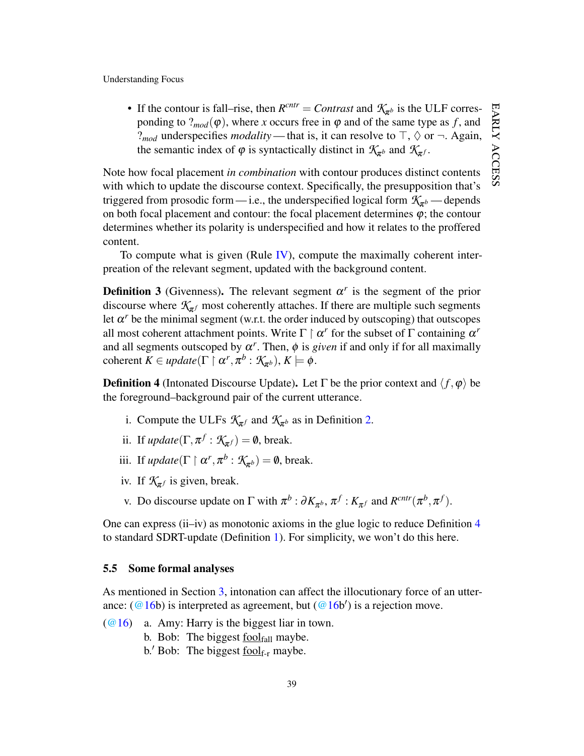- If the contour is fall–rise, then $R^{cntr} = \mathit{Contrast}$ and $\mathcal{K}_{\pi^b}$ is the ULF corresponding to $?_{mod}(\varphi)$, where $x$ occurs free in $\varphi$ and of the same type as $f$, and $?_{mod}$ underspecifies *modality* — that is, it can resolve to $\top$, $\Diamond$ or $\neg$. Again, the semantic index of $\varphi$ is syntactically distinct in $\mathcal{K}_{\pi^b}$ and $\mathcal{K}_{\pi^f}$.

Note how focal placement *in combination* with contour produces distinct contents with which to update the discourse context. Specifically, the presupposition that's triggered from prosodic form — i.e., the underspecified logical form $\mathcal{K}_{\pi^b}$ — depends on both focal placement and contour: the focal placement determines $\varphi$; the contour determines whether its polarity is underspecified and how it relates to the proffered content.

To compute what is given (Rule IV), compute the maximally coherent interpreation of the relevant segment, updated with the background content.

**Definition 3** (Givenness)**.** The relevant segment $\alpha^r$ is the segment of the prior discourse where $\mathcal{K}_{\pi^f}$ most coherently attaches. If there are multiple such segments let $\alpha^r$ be the minimal segment (w.r.t. the order induced by outscoping) that outscopes all most coherent attachment points. Write $\Gamma \restriction \alpha^r$ for the subset of $\Gamma$ containing $\alpha^r$ and all segments outscoped by $\alpha^r$. Then, $\phi$ is *given* if and only if for all maximally coherent $K \in \mathit{update}(\Gamma \restriction \alpha^r, \pi^b : \mathcal{K}_{\pi^b})$, $K \models \phi$.

**Definition 4** (Intonated Discourse Update)**.** Let $\Gamma$ be the prior context and $\langle f, \varphi \rangle$ be the foreground–background pair of the current utterance.

i. Compute the ULFs $\mathcal{K}_{\pi^f}$ and $\mathcal{K}_{\pi^b}$ as in Definition 2.

ii. If $\mathit{update}(\Gamma, \pi^f : \mathcal{K}_{\pi^f}) = \emptyset$, break.

iii. If $\mathit{update}(\Gamma \restriction \alpha^r, \pi^b : \mathcal{K}_{\pi^b}) = \emptyset$, break.

iv. If $\mathcal{K}_{\pi^f}$ is given, break.

v. Do discourse update on $\Gamma$ with $\pi^b : \partial K_{\pi^b}$, $\pi^f : K_{\pi^f}$ and $R^{cntr}(\pi^b, \pi^f)$.

One can express (ii–iv) as monotonic axioms in the glue logic to reduce Definition 4 to standard SDRT-update (Definition 1). For simplicity, we won't do this here.

### 5.5 Some formal analyses

As mentioned in Section 3, intonation can affect the illocutionary force of an utterance: (@16b) is interpreted as agreement, but (@16b′) is a rejection move.

(@16) a. Amy: Harry is the biggest liar in town.
b. Bob: The biggest $\underline{\text{fool}}_{\text{fall}}$ maybe.
b.′ Bob: The biggest $\underline{\text{fool}}_{\text{f-r}}$ maybe.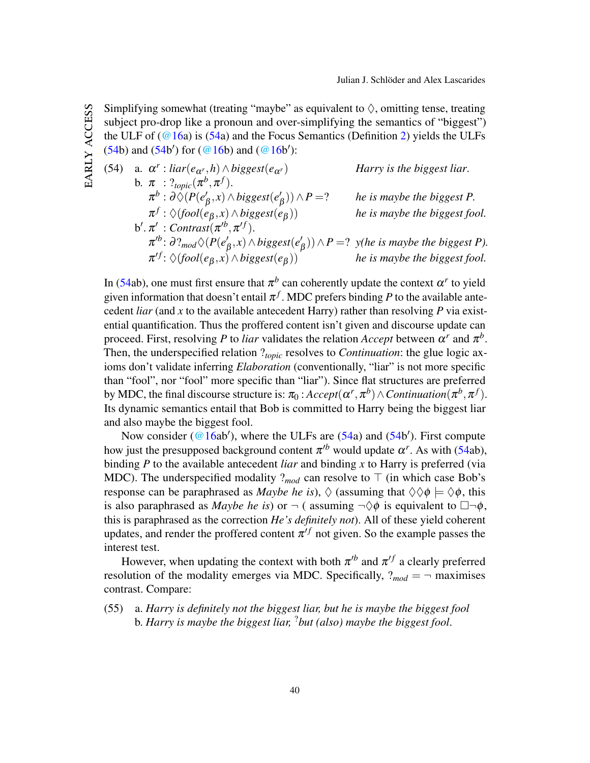Simplifying somewhat (treating "maybe" as equivalent to $\Diamond$, omitting tense, treating subject pro-drop like a pronoun and over-simplifying the semantics of "biggest") the ULF of (@16a) is (54a) and the Focus Semantics (Definition 2) yields the ULFs (54b) and (54b′) for (@16b) and (@16b′):

(54) a. $\alpha^r : liar(e_{\alpha^r}, h) \wedge biggest(e_{\alpha^r})$ *Harry is the biggest liar.*

b. $\pi \ : ?_{topic}(\pi^b, \pi^f)$.

$\pi^b : \partial\Diamond(P(e'_\beta, x) \wedge biggest(e'_\beta)) \wedge P = ?$ *he is maybe the biggest P.*

$\pi^f : \Diamond(fool(e_\beta, x) \wedge biggest(e_\beta))$ *he is maybe the biggest fool.*

b′. $\pi' \ : Contrast(\pi'^b, \pi'^f)$.

$\pi'^b : \partial ?_{mod}\Diamond(P(e'_\beta, x) \wedge biggest(e'_\beta)) \wedge P = ?$ *y(he is maybe the biggest P).*

$\pi'^f : \Diamond(fool(e_\beta, x) \wedge biggest(e_\beta))$ *he is maybe the biggest fool.*

In (54ab), one must first ensure that $\pi^b$ can coherently update the context $\alpha^r$ to yield given information that doesn't entail $\pi^f$. MDC prefers binding $P$ to the available antecedent *liar* (and $x$ to the available antecedent Harry) rather than resolving $P$ via existential quantification. Thus the proffered content isn't given and discourse update can proceed. First, resolving $P$ to *liar* validates the relation *Accept* between $\alpha^r$ and $\pi^b$. Then, the underspecified relation $?_{topic}$ resolves to *Continuation*: the glue logic axioms don't validate inferring *Elaboration* (conventionally, "liar" is not more specific than "fool", nor "fool" more specific than "liar"). Since flat structures are preferred by MDC, the final discourse structure is: $\pi_0 : Accept(\alpha^r, \pi^b) \wedge Continuation(\pi^b, \pi^f)$. Its dynamic semantics entail that Bob is committed to Harry being the biggest liar and also maybe the biggest fool.

Now consider (@16ab′), where the ULFs are (54a) and (54b′). First compute how just the presupposed background content $\pi'^b$ would update $\alpha^r$. As with (54ab), binding $P$ to the available antecedent *liar* and binding $x$ to Harry is preferred (via MDC). The underspecified modality $?_{mod}$ can resolve to $\top$ (in which case Bob's response can be paraphrased as *Maybe he is*), $\Diamond$ (assuming that $\Diamond\Diamond\phi \models \Diamond\phi$, this is also paraphrased as *Maybe he is*) or $\neg$ ( assuming $\neg\Diamond\phi$ is equivalent to $\Box\neg\phi$, this is paraphrased as the correction *He's definitely not*). All of these yield coherent updates, and render the proffered content $\pi'^f$ not given. So the example passes the interest test.

However, when updating the context with both $\pi'^b$ and $\pi'^f$ a clearly preferred resolution of the modality emerges via MDC. Specifically, $?_{mod} = \neg$ maximises contrast. Compare:

(55) a. *Harry is definitely not the biggest liar, but he is maybe the biggest fool*

b. *Harry is maybe the biggest liar, ?but (also) maybe the biggest fool.*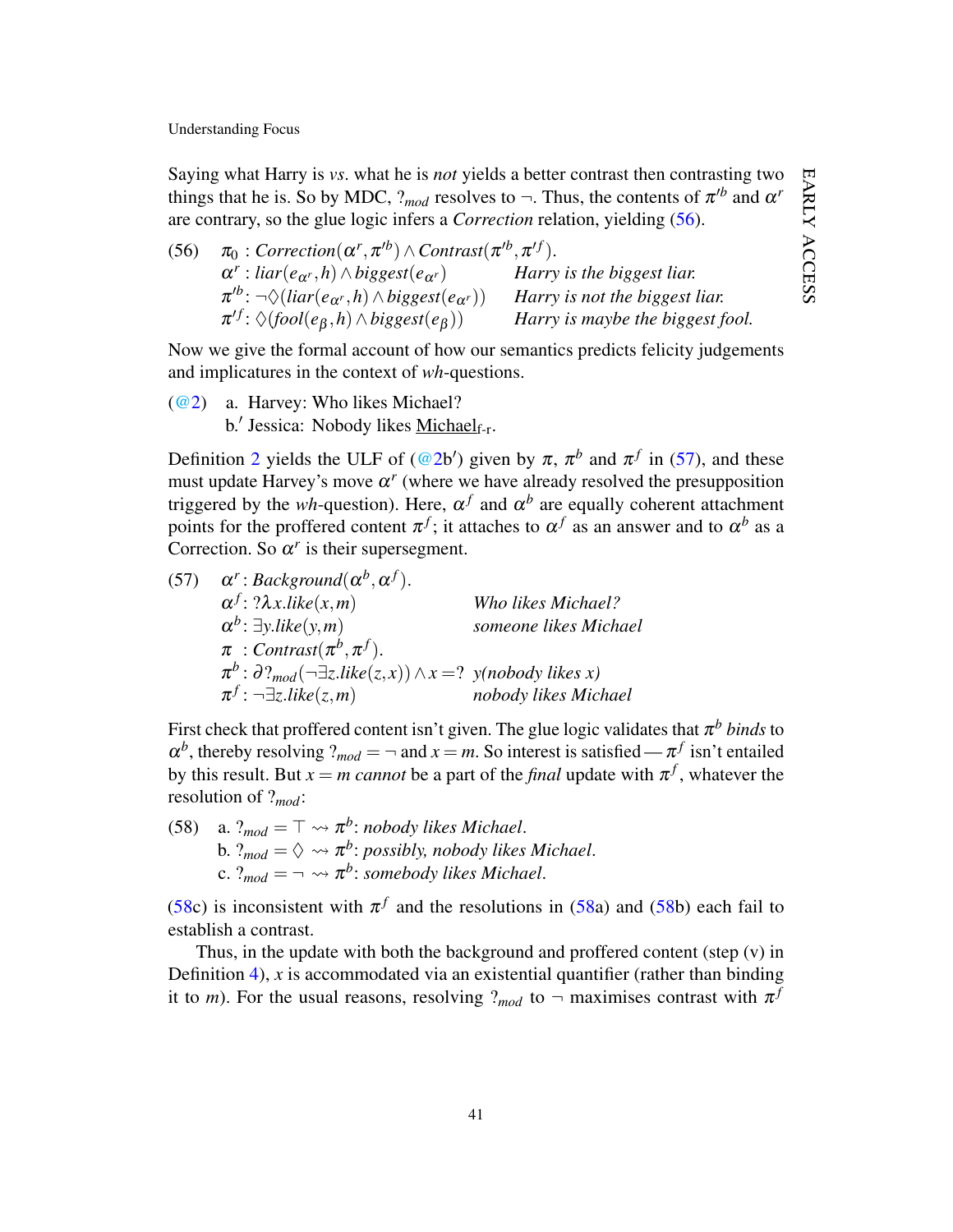Saying what Harry is *vs*. what he is *not* yields a better contrast then contrasting two things that he is. So by MDC, $?_{mod}$ resolves to $\neg$. Thus, the contents of $\pi'^b$ and $\alpha^r$ are contrary, so the glue logic infers a *Correction* relation, yielding (56).

(56) $\pi_0$ : $Correction(\alpha^r, \pi'^b) \wedge Contrast(\pi'^b, \pi'^f)$.
$\alpha^r$ : $liar(e_{\alpha^r}, h) \wedge biggest(e_{\alpha^r})$ — *Harry is the biggest liar.*
$\pi'^b$: $\neg\Diamond(liar(e_{\alpha^r}, h) \wedge biggest(e_{\alpha^r}))$ — *Harry is not the biggest liar.*
$\pi'^f$: $\Diamond(fool(e_\beta, h) \wedge biggest(e_\beta))$ — *Harry is maybe the biggest fool.*

Now we give the formal account of how our semantics predicts felicity judgements and implicatures in the context of *wh*-questions.

(@2) a. Harvey: Who likes Michael?
b.′ Jessica: Nobody likes Michael$_{\text{f-r}}$.

Definition 2 yields the ULF of (@2b′) given by $\pi$, $\pi^b$ and $\pi^f$ in (57), and these must update Harvey's move $\alpha^r$ (where we have already resolved the presupposition triggered by the *wh*-question). Here, $\alpha^f$ and $\alpha^b$ are equally coherent attachment points for the proffered content $\pi^f$; it attaches to $\alpha^f$ as an answer and to $\alpha^b$ as a Correction. So $\alpha^r$ is their supersegment.

(57) $\alpha^r$: $Background(\alpha^b, \alpha^f)$.
$\alpha^f$: $?\lambda x.like(x, m)$ — *Who likes Michael?*
$\alpha^b$: $\exists y.like(y, m)$ — *someone likes Michael*
$\pi$ : $Contrast(\pi^b, \pi^f)$.
$\pi^b$: $\partial ?_{mod}(\neg\exists z.like(z, x)) \wedge x = ?$ — *y(nobody likes x)*
$\pi^f$ : $\neg\exists z.like(z, m)$ — *nobody likes Michael*

First check that proffered content isn't given. The glue logic validates that $\pi^b$ *binds* to $\alpha^b$, thereby resolving $?_{mod} = \neg$ and $x = m$. So interest is satisfied — $\pi^f$ isn't entailed by this result. But $x = m$ *cannot* be a part of the *final* update with $\pi^f$, whatever the resolution of $?_{mod}$:

(58) a. $?_{mod} = \top \rightsquigarrow \pi^b$: *nobody likes Michael*.
b. $?_{mod} = \Diamond \rightsquigarrow \pi^b$: *possibly, nobody likes Michael*.
c. $?_{mod} = \neg \rightsquigarrow \pi^b$: *somebody likes Michael*.

(58c) is inconsistent with $\pi^f$ and the resolutions in (58a) and (58b) each fail to establish a contrast.

Thus, in the update with both the background and proffered content (step (v) in Definition 4), $x$ is accommodated via an existential quantifier (rather than binding it to $m$). For the usual reasons, resolving $?_{mod}$ to $\neg$ maximises contrast with $\pi^f$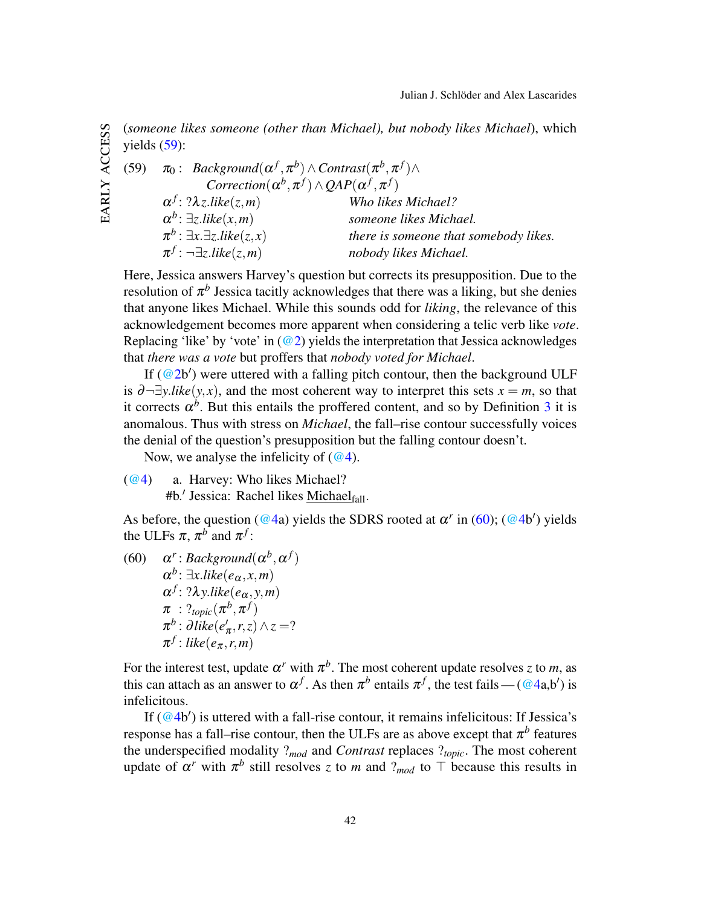(*someone likes someone (other than Michael), but nobody likes Michael*), which yields (59):

(59) $\pi_0$ : $Background(\alpha^f, \pi^b) \wedge Contrast(\pi^b, \pi^f) \wedge$
$Correction(\alpha^b, \pi^f) \wedge QAP(\alpha^f, \pi^f)$

| | |
|---|---|
| $\alpha^f : ?\lambda z.like(z, m)$ | *Who likes Michael?* |
| $\alpha^b : \exists z.like(x, m)$ | *someone likes Michael.* |
| $\pi^b : \exists x.\exists z.like(z, x)$ | *there is someone that somebody likes.* |
| $\pi^f : \neg\exists z.like(z, m)$ | *nobody likes Michael.* |

Here, Jessica answers Harvey's question but corrects its presupposition. Due to the resolution of $\pi^b$ Jessica tacitly acknowledges that there was a liking, but she denies that anyone likes Michael. While this sounds odd for *liking*, the relevance of this acknowledgement becomes more apparent when considering a telic verb like *vote*. Replacing 'like' by 'vote' in (@2) yields the interpretation that Jessica acknowledges that *there was a vote* but proffers that *nobody voted for Michael*.

If (@2b′) were uttered with a falling pitch contour, then the background ULF is $\partial\neg\exists y.like(y, x)$, and the most coherent way to interpret this sets $x = m$, so that it corrects $\alpha^b$. But this entails the proffered content, and so by Definition 3 it is anomalous. Thus with stress on *Michael*, the fall–rise contour successfully voices the denial of the question's presupposition but the falling contour doesn't.

Now, we analyse the infelicity of (@4).

(@4) a. Harvey: Who likes Michael?
#b.′ Jessica: Rachel likes $\underline{\text{Michael}}_{\text{fall}}$.

As before, the question (@4a) yields the SDRS rooted at $\alpha^r$ in (60); (@4b′) yields the ULFs $\pi$, $\pi^b$ and $\pi^f$:

(60) $\alpha^r : Background(\alpha^b, \alpha^f)$
$\alpha^b : \exists x.like(e_\alpha, x, m)$
$\alpha^f : ?\lambda y.like(e_\alpha, y, m)$
$\pi\ \ : ?_{topic}(\pi^b, \pi^f)$
$\pi^b : \partial like(e'_\pi, r, z) \wedge z = ?$
$\pi^f : like(e_\pi, r, m)$

For the interest test, update $\alpha^r$ with $\pi^b$. The most coherent update resolves $z$ to $m$, as this can attach as an answer to $\alpha^f$. As then $\pi^b$ entails $\pi^f$, the test fails — (@4a,b′) is infelicitous.

If (@4b′) is uttered with a fall-rise contour, it remains infelicitous: If Jessica's response has a fall–rise contour, then the ULFs are as above except that $\pi^b$ features the underspecified modality $?_{mod}$ and *Contrast* replaces $?_{topic}$. The most coherent update of $\alpha^r$ with $\pi^b$ still resolves $z$ to $m$ and $?_{mod}$ to $\top$ because this results in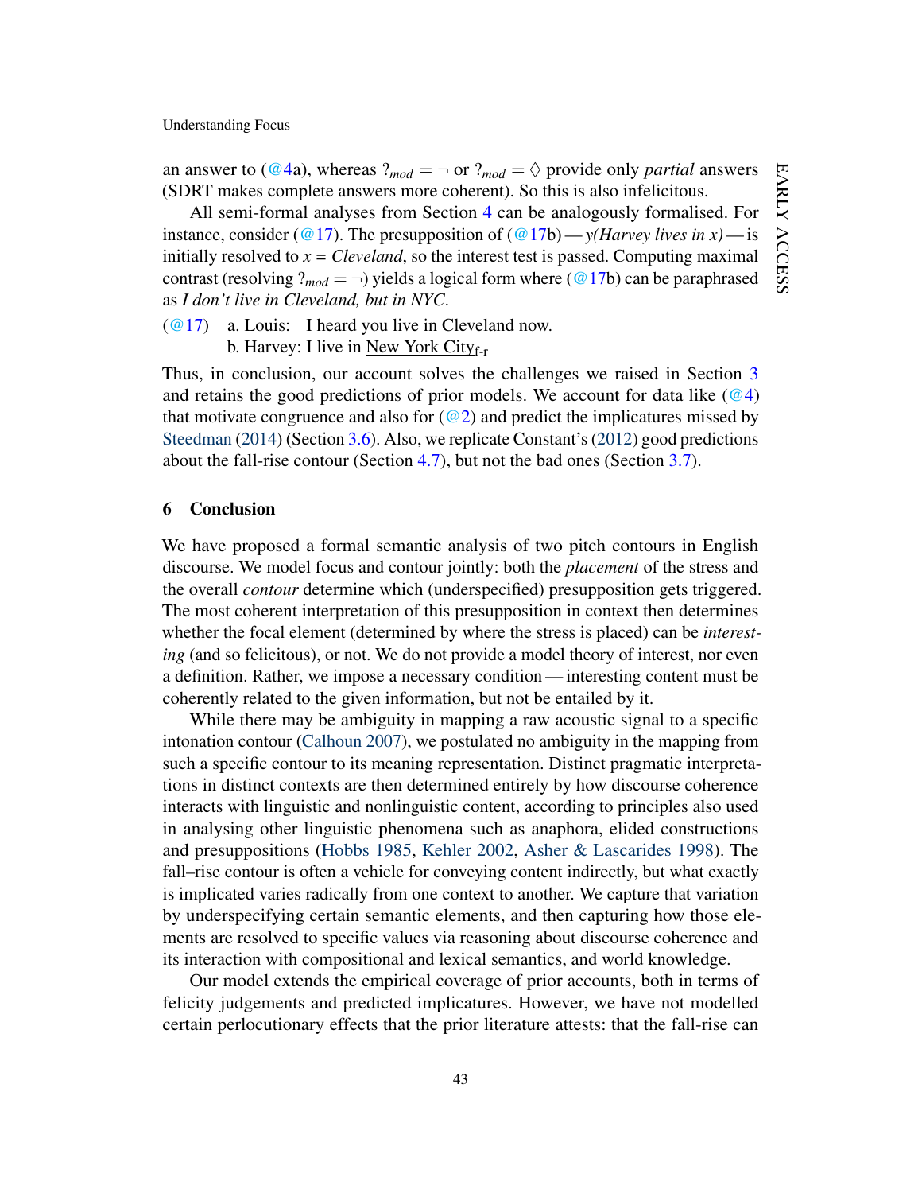an answer to (@4a), whereas $?_{mod} = \neg$ or $?_{mod} = \Diamond$ provide only *partial* answers (SDRT makes complete answers more coherent). So this is also infelicitous.

All semi-formal analyses from Section 4 can be analogously formalised. For instance, consider (@17). The presupposition of (@17b) — *y(Harvey lives in x)* — is initially resolved to *x* = *Cleveland*, so the interest test is passed. Computing maximal contrast (resolving $?_{mod} = \neg$) yields a logical form where (@17b) can be paraphrased as *I don't live in Cleveland, but in NYC*.

(@17) a. Louis: I heard you live in Cleveland now.
b. Harvey: I live in New York City$_{\text{f-r}}$

Thus, in conclusion, our account solves the challenges we raised in Section 3 and retains the good predictions of prior models. We account for data like (@4) that motivate congruence and also for (@2) and predict the implicatures missed by Steedman (2014) (Section 3.6). Also, we replicate Constant's (2012) good predictions about the fall-rise contour (Section 4.7), but not the bad ones (Section 3.7).

## 6 Conclusion

We have proposed a formal semantic analysis of two pitch contours in English discourse. We model focus and contour jointly: both the *placement* of the stress and the overall *contour* determine which (underspecified) presupposition gets triggered. The most coherent interpretation of this presupposition in context then determines whether the focal element (determined by where the stress is placed) can be *interesting* (and so felicitous), or not. We do not provide a model theory of interest, nor even a definition. Rather, we impose a necessary condition — interesting content must be coherently related to the given information, but not be entailed by it.

While there may be ambiguity in mapping a raw acoustic signal to a specific intonation contour (Calhoun 2007), we postulated no ambiguity in the mapping from such a specific contour to its meaning representation. Distinct pragmatic interpretations in distinct contexts are then determined entirely by how discourse coherence interacts with linguistic and nonlinguistic content, according to principles also used in analysing other linguistic phenomena such as anaphora, elided constructions and presuppositions (Hobbs 1985, Kehler 2002, Asher & Lascarides 1998). The fall–rise contour is often a vehicle for conveying content indirectly, but what exactly is implicated varies radically from one context to another. We capture that variation by underspecifying certain semantic elements, and then capturing how those elements are resolved to specific values via reasoning about discourse coherence and its interaction with compositional and lexical semantics, and world knowledge.

Our model extends the empirical coverage of prior accounts, both in terms of felicity judgements and predicted implicatures. However, we have not modelled certain perlocutionary effects that the prior literature attests: that the fall-rise can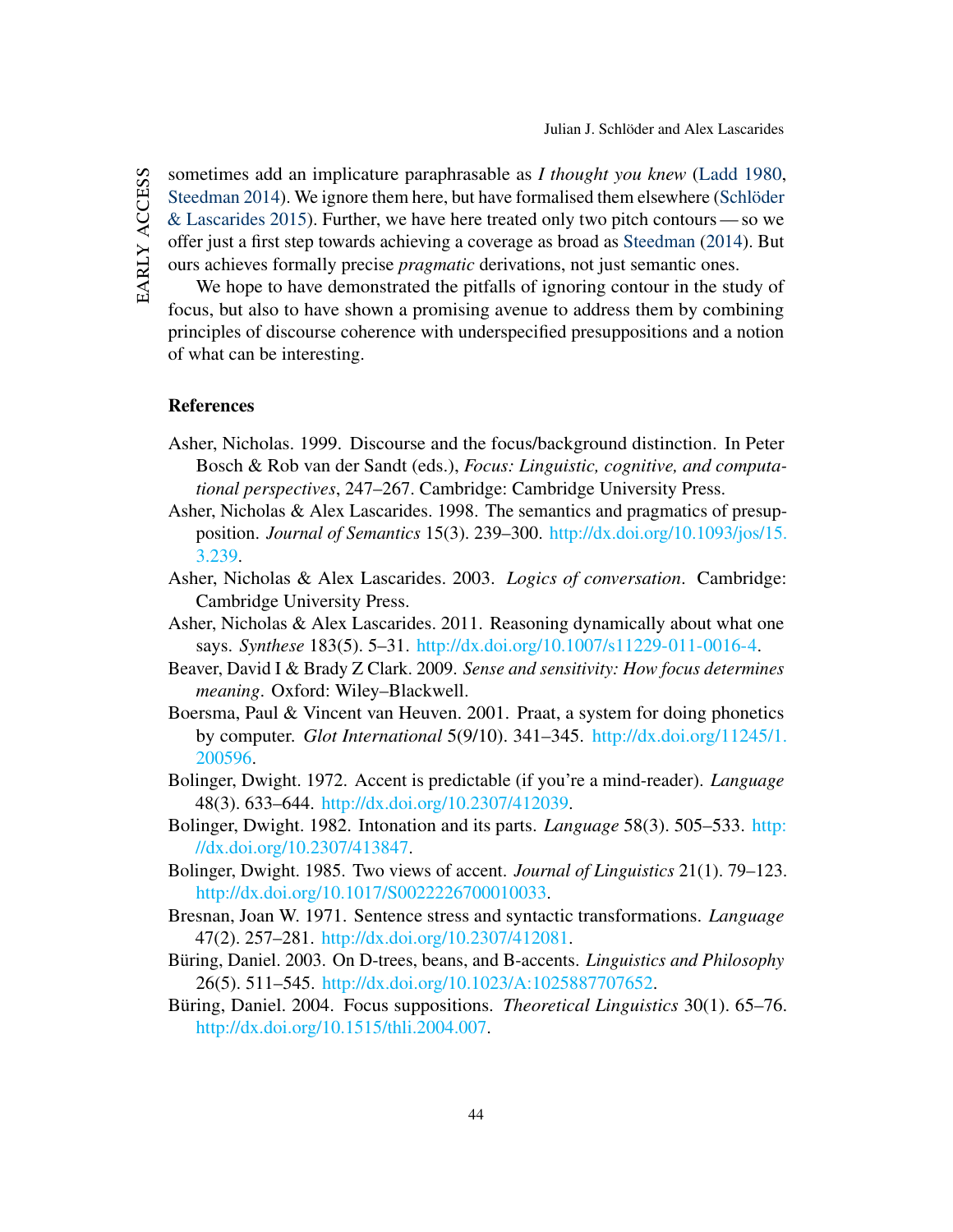sometimes add an implicature paraphrasable as *I thought you knew* (Ladd 1980, Steedman 2014). We ignore them here, but have formalised them elsewhere (Schlöder & Lascarides 2015). Further, we have here treated only two pitch contours — so we offer just a first step towards achieving a coverage as broad as Steedman (2014). But ours achieves formally precise *pragmatic* derivations, not just semantic ones.

We hope to have demonstrated the pitfalls of ignoring contour in the study of focus, but also to have shown a promising avenue to address them by combining principles of discourse coherence with underspecified presuppositions and a notion of what can be interesting.

## References

Asher, Nicholas. 1999. Discourse and the focus/background distinction. In Peter Bosch & Rob van der Sandt (eds.), *Focus: Linguistic, cognitive, and computational perspectives*, 247–267. Cambridge: Cambridge University Press.

Asher, Nicholas & Alex Lascarides. 1998. The semantics and pragmatics of presupposition. *Journal of Semantics* 15(3). 239–300. http://dx.doi.org/10.1093/jos/15.3.239.

Asher, Nicholas & Alex Lascarides. 2003. *Logics of conversation*. Cambridge: Cambridge University Press.

Asher, Nicholas & Alex Lascarides. 2011. Reasoning dynamically about what one says. *Synthese* 183(5). 5–31. http://dx.doi.org/10.1007/s11229-011-0016-4.

Beaver, David I & Brady Z Clark. 2009. *Sense and sensitivity: How focus determines meaning*. Oxford: Wiley–Blackwell.

Boersma, Paul & Vincent van Heuven. 2001. Praat, a system for doing phonetics by computer. *Glot International* 5(9/10). 341–345. http://dx.doi.org/11245/1.200596.

Bolinger, Dwight. 1972. Accent is predictable (if you're a mind-reader). *Language* 48(3). 633–644. http://dx.doi.org/10.2307/412039.

Bolinger, Dwight. 1982. Intonation and its parts. *Language* 58(3). 505–533. http://dx.doi.org/10.2307/413847.

Bolinger, Dwight. 1985. Two views of accent. *Journal of Linguistics* 21(1). 79–123. http://dx.doi.org/10.1017/S0022226700010033.

Bresnan, Joan W. 1971. Sentence stress and syntactic transformations. *Language* 47(2). 257–281. http://dx.doi.org/10.2307/412081.

Büring, Daniel. 2003. On D-trees, beans, and B-accents. *Linguistics and Philosophy* 26(5). 511–545. http://dx.doi.org/10.1023/A:1025887707652.

Büring, Daniel. 2004. Focus suppositions. *Theoretical Linguistics* 30(1). 65–76. http://dx.doi.org/10.1515/thli.2004.007.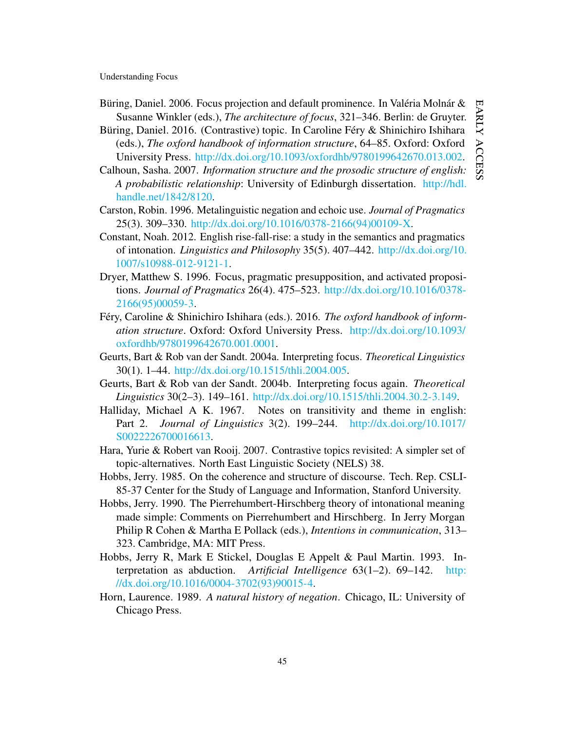Büring, Daniel. 2006. Focus projection and default prominence. In Valéria Molnár & Susanne Winkler (eds.), *The architecture of focus*, 321–346. Berlin: de Gruyter.

Büring, Daniel. 2016. (Contrastive) topic. In Caroline Féry & Shinichiro Ishihara (eds.), *The oxford handbook of information structure*, 64–85. Oxford: Oxford University Press. http://dx.doi.org/10.1093/oxfordhb/9780199642670.013.002.

Calhoun, Sasha. 2007. *Information structure and the prosodic structure of english: A probabilistic relationship*: University of Edinburgh dissertation. http://hdl.handle.net/1842/8120.

Carston, Robin. 1996. Metalinguistic negation and echoic use. *Journal of Pragmatics* 25(3). 309–330. http://dx.doi.org/10.1016/0378-2166(94)00109-X.

Constant, Noah. 2012. English rise-fall-rise: a study in the semantics and pragmatics of intonation. *Linguistics and Philosophy* 35(5). 407–442. http://dx.doi.org/10.1007/s10988-012-9121-1.

Dryer, Matthew S. 1996. Focus, pragmatic presupposition, and activated propositions. *Journal of Pragmatics* 26(4). 475–523. http://dx.doi.org/10.1016/0378-2166(95)00059-3.

Féry, Caroline & Shinichiro Ishihara (eds.). 2016. *The oxford handbook of information structure*. Oxford: Oxford University Press. http://dx.doi.org/10.1093/oxfordhb/9780199642670.001.0001.

Geurts, Bart & Rob van der Sandt. 2004a. Interpreting focus. *Theoretical Linguistics* 30(1). 1–44. http://dx.doi.org/10.1515/thli.2004.005.

Geurts, Bart & Rob van der Sandt. 2004b. Interpreting focus again. *Theoretical Linguistics* 30(2–3). 149–161. http://dx.doi.org/10.1515/thli.2004.30.2-3.149.

Halliday, Michael A K. 1967. Notes on transitivity and theme in english: Part 2. *Journal of Linguistics* 3(2). 199–244. http://dx.doi.org/10.1017/S0022226700016613.

Hara, Yurie & Robert van Rooij. 2007. Contrastive topics revisited: A simpler set of topic-alternatives. North East Linguistic Society (NELS) 38.

Hobbs, Jerry. 1985. On the coherence and structure of discourse. Tech. Rep. CSLI-85-37 Center for the Study of Language and Information, Stanford University.

Hobbs, Jerry. 1990. The Pierrehumbert-Hirschberg theory of intonational meaning made simple: Comments on Pierrehumbert and Hirschberg. In Jerry Morgan Philip R Cohen & Martha E Pollack (eds.), *Intentions in communication*, 313–323. Cambridge, MA: MIT Press.

Hobbs, Jerry R, Mark E Stickel, Douglas E Appelt & Paul Martin. 1993. Interpretation as abduction. *Artificial Intelligence* 63(1–2). 69–142. http://dx.doi.org/10.1016/0004-3702(93)90015-4.

Horn, Laurence. 1989. *A natural history of negation*. Chicago, IL: University of Chicago Press.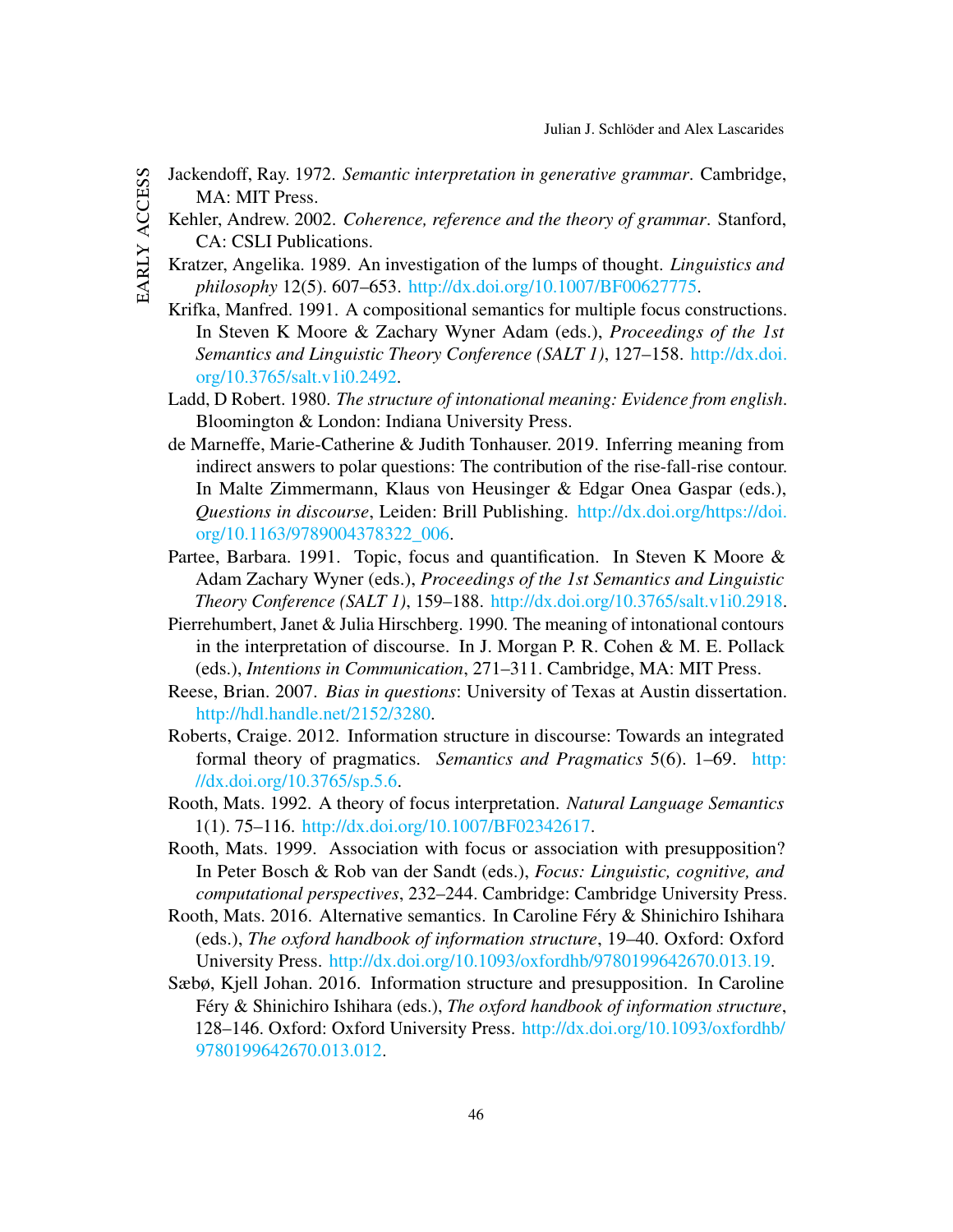Jackendoff, Ray. 1972. *Semantic interpretation in generative grammar*. Cambridge, MA: MIT Press.

Kehler, Andrew. 2002. *Coherence, reference and the theory of grammar*. Stanford, CA: CSLI Publications.

Kratzer, Angelika. 1989. An investigation of the lumps of thought. *Linguistics and philosophy* 12(5). 607–653. http://dx.doi.org/10.1007/BF00627775.

Krifka, Manfred. 1991. A compositional semantics for multiple focus constructions. In Steven K Moore & Zachary Wyner Adam (eds.), *Proceedings of the 1st Semantics and Linguistic Theory Conference (SALT 1)*, 127–158. http://dx.doi.org/10.3765/salt.v1i0.2492.

Ladd, D Robert. 1980. *The structure of intonational meaning: Evidence from english*. Bloomington & London: Indiana University Press.

de Marneffe, Marie-Catherine & Judith Tonhauser. 2019. Inferring meaning from indirect answers to polar questions: The contribution of the rise-fall-rise contour. In Malte Zimmermann, Klaus von Heusinger & Edgar Onea Gaspar (eds.), *Questions in discourse*, Leiden: Brill Publishing. http://dx.doi.org/https://doi.org/10.1163/9789004378322_006.

Partee, Barbara. 1991. Topic, focus and quantification. In Steven K Moore & Adam Zachary Wyner (eds.), *Proceedings of the 1st Semantics and Linguistic Theory Conference (SALT 1)*, 159–188. http://dx.doi.org/10.3765/salt.v1i0.2918.

Pierrehumbert, Janet & Julia Hirschberg. 1990. The meaning of intonational contours in the interpretation of discourse. In J. Morgan P. R. Cohen & M. E. Pollack (eds.), *Intentions in Communication*, 271–311. Cambridge, MA: MIT Press.

Reese, Brian. 2007. *Bias in questions*: University of Texas at Austin dissertation. http://hdl.handle.net/2152/3280.

Roberts, Craige. 2012. Information structure in discourse: Towards an integrated formal theory of pragmatics. *Semantics and Pragmatics* 5(6). 1–69. http://dx.doi.org/10.3765/sp.5.6.

Rooth, Mats. 1992. A theory of focus interpretation. *Natural Language Semantics* 1(1). 75–116. http://dx.doi.org/10.1007/BF02342617.

Rooth, Mats. 1999. Association with focus or association with presupposition? In Peter Bosch & Rob van der Sandt (eds.), *Focus: Linguistic, cognitive, and computational perspectives*, 232–244. Cambridge: Cambridge University Press.

Rooth, Mats. 2016. Alternative semantics. In Caroline Féry & Shinichiro Ishihara (eds.), *The oxford handbook of information structure*, 19–40. Oxford: Oxford University Press. http://dx.doi.org/10.1093/oxfordhb/9780199642670.013.19.

Sæbø, Kjell Johan. 2016. Information structure and presupposition. In Caroline Féry & Shinichiro Ishihara (eds.), *The oxford handbook of information structure*, 128–146. Oxford: Oxford University Press. http://dx.doi.org/10.1093/oxfordhb/9780199642670.013.012.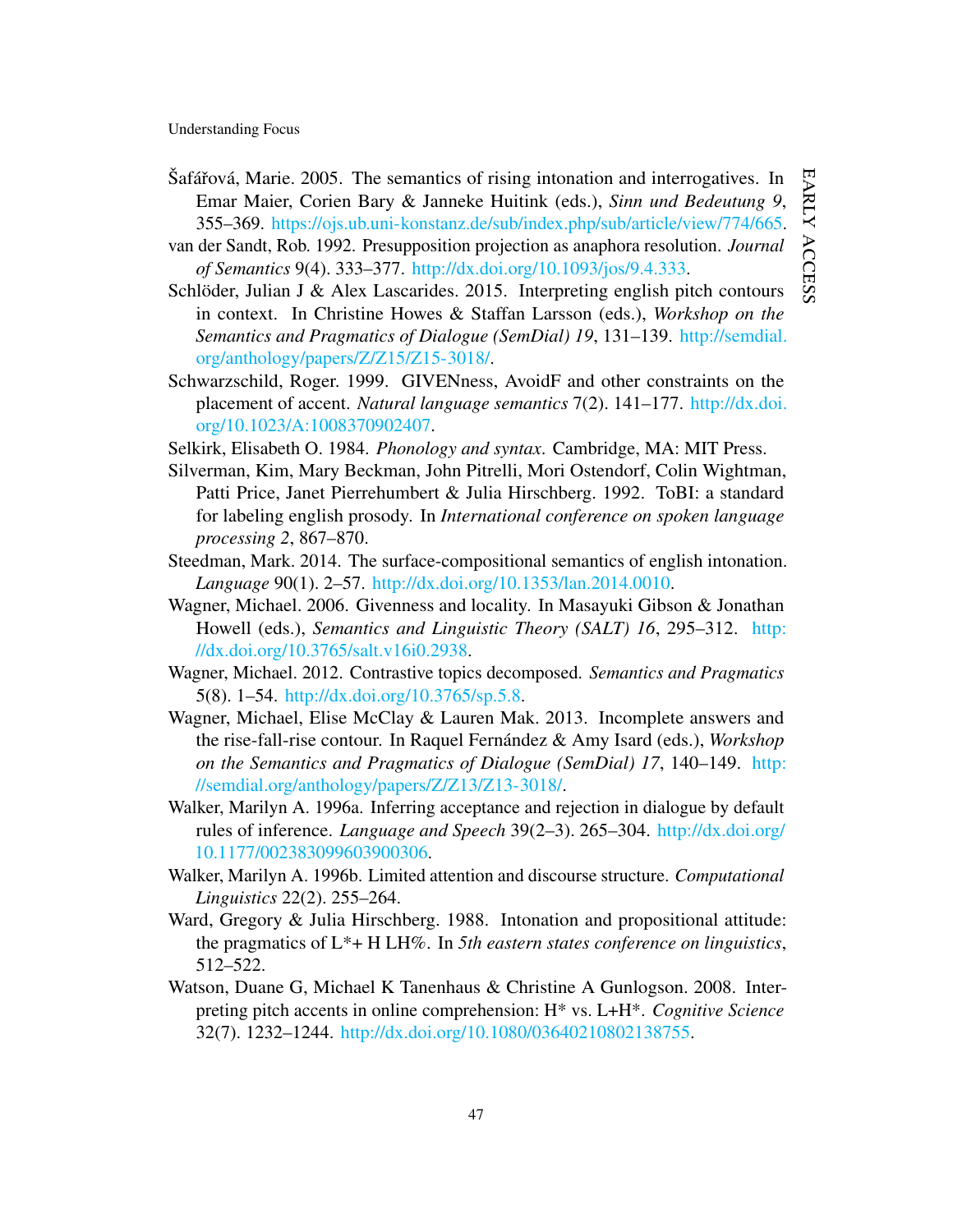Šafářová, Marie. 2005. The semantics of rising intonation and interrogatives. In Emar Maier, Corien Bary & Janneke Huitink (eds.), *Sinn und Bedeutung 9*, 355–369. https://ojs.ub.uni-konstanz.de/sub/index.php/sub/article/view/774/665.

van der Sandt, Rob. 1992. Presupposition projection as anaphora resolution. *Journal of Semantics* 9(4). 333–377. http://dx.doi.org/10.1093/jos/9.4.333.

Schlöder, Julian J & Alex Lascarides. 2015. Interpreting english pitch contours in context. In Christine Howes & Staffan Larsson (eds.), *Workshop on the Semantics and Pragmatics of Dialogue (SemDial) 19*, 131–139. http://semdial.org/anthology/papers/Z/Z15/Z15-3018/.

Schwarzschild, Roger. 1999. GIVENness, AvoidF and other constraints on the placement of accent. *Natural language semantics* 7(2). 141–177. http://dx.doi.org/10.1023/A:1008370902407.

Selkirk, Elisabeth O. 1984. *Phonology and syntax*. Cambridge, MA: MIT Press.

Silverman, Kim, Mary Beckman, John Pitrelli, Mori Ostendorf, Colin Wightman, Patti Price, Janet Pierrehumbert & Julia Hirschberg. 1992. ToBI: a standard for labeling english prosody. In *International conference on spoken language processing 2*, 867–870.

Steedman, Mark. 2014. The surface-compositional semantics of english intonation. *Language* 90(1). 2–57. http://dx.doi.org/10.1353/lan.2014.0010.

Wagner, Michael. 2006. Givenness and locality. In Masayuki Gibson & Jonathan Howell (eds.), *Semantics and Linguistic Theory (SALT) 16*, 295–312. http://dx.doi.org/10.3765/salt.v16i0.2938.

Wagner, Michael. 2012. Contrastive topics decomposed. *Semantics and Pragmatics* 5(8). 1–54. http://dx.doi.org/10.3765/sp.5.8.

Wagner, Michael, Elise McClay & Lauren Mak. 2013. Incomplete answers and the rise-fall-rise contour. In Raquel Fernández & Amy Isard (eds.), *Workshop on the Semantics and Pragmatics of Dialogue (SemDial) 17*, 140–149. http://semdial.org/anthology/papers/Z/Z13/Z13-3018/.

Walker, Marilyn A. 1996a. Inferring acceptance and rejection in dialogue by default rules of inference. *Language and Speech* 39(2–3). 265–304. http://dx.doi.org/10.1177/002383099603900306.

Walker, Marilyn A. 1996b. Limited attention and discourse structure. *Computational Linguistics* 22(2). 255–264.

Ward, Gregory & Julia Hirschberg. 1988. Intonation and propositional attitude: the pragmatics of L*+ H LH%. In *5th eastern states conference on linguistics*, 512–522.

Watson, Duane G, Michael K Tanenhaus & Christine A Gunlogson. 2008. Interpreting pitch accents in online comprehension: H* vs. L+H*. *Cognitive Science* 32(7). 1232–1244. http://dx.doi.org/10.1080/03640210802138755.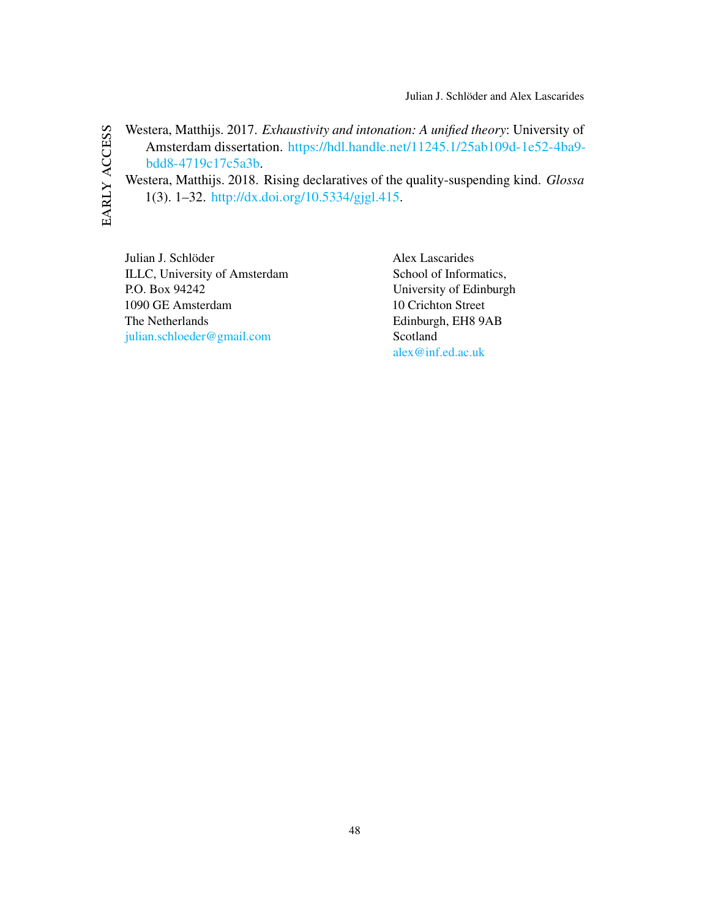Westera, Matthijs. 2017. *Exhaustivity and intonation: A unified theory*: University of Amsterdam dissertation. https://hdl.handle.net/11245.1/25ab109d-1e52-4ba9-bdd8-4719c17c5a3b.

Westera, Matthijs. 2018. Rising declaratives of the quality-suspending kind. *Glossa* 1(3). 1–32. http://dx.doi.org/10.5334/gjgl.415.

Julian J. Schlöder
ILLC, University of Amsterdam
P.O. Box 94242
1090 GE Amsterdam
The Netherlands
julian.schloeder@gmail.com

Alex Lascarides
School of Informatics,
University of Edinburgh
10 Crichton Street
Edinburgh, EH8 9AB
Scotland
alex@inf.ed.ac.uk